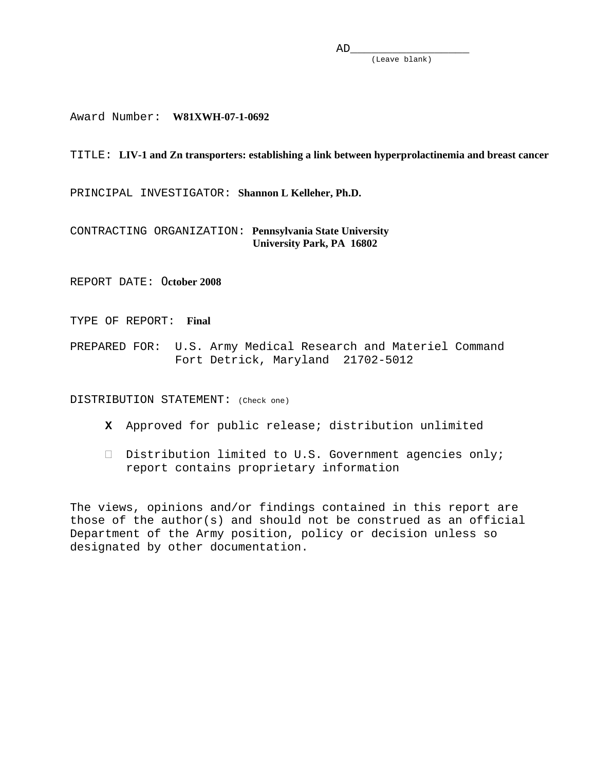AD_________________
(Leave blank)

Award Number: **W81XWH-07-1-0692**

TITLE: **LIV-1 and Zn transporters: establishing a link between hyperprolactinemia and breast cancer**

PRINCIPAL INVESTIGATOR: **Shannon L Kelleher, Ph.D.**

CONTRACTING ORGANIZATION: **Pennsylvania State University**
**University Park, PA 16802**

REPORT DATE: **October 2008**

TYPE OF REPORT: **Final**

PREPARED FOR: U.S. Army Medical Research and Materiel Command
Fort Detrick, Maryland 21702-5012

DISTRIBUTION STATEMENT: (Check one)

**X** Approved for public release; distribution unlimited

☐ Distribution limited to U.S. Government agencies only; report contains proprietary information

The views, opinions and/or findings contained in this report are those of the author(s) and should not be construed as an official Department of the Army position, policy or decision unless so designated by other documentation.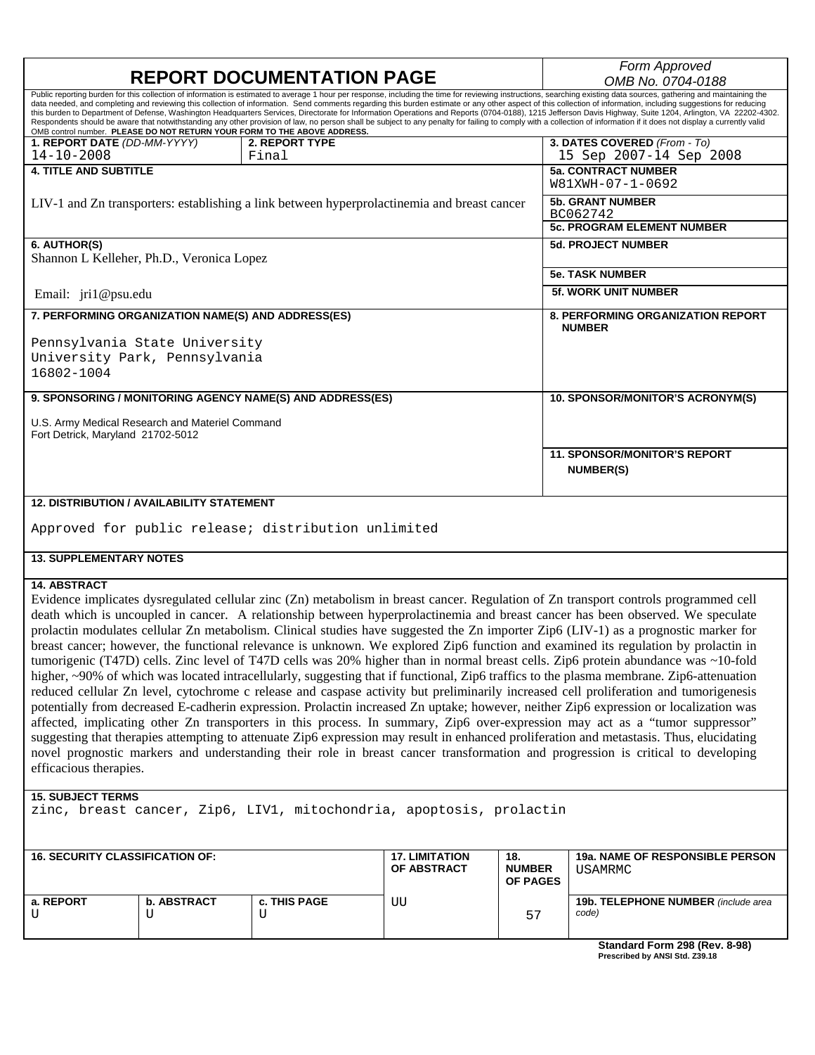# REPORT DOCUMENTATION PAGE

*Form Approved*
*OMB No. 0704-0188*

Public reporting burden for this collection of information is estimated to average 1 hour per response, including the time for reviewing instructions, searching existing data sources, gathering and maintaining the data needed, and completing and reviewing this collection of information. Send comments regarding this burden estimate or any other aspect of this collection of information, including suggestions for reducing this burden to Department of Defense, Washington Headquarters Services, Directorate for Information Operations and Reports (0704-0188), 1215 Jefferson Davis Highway, Suite 1204, Arlington, VA 22202-4302. Respondents should be aware that notwithstanding any other provision of law, no person shall be subject to any penalty for failing to comply with a collection of information if it does not display a currently valid OMB control number. **PLEASE DO NOT RETURN YOUR FORM TO THE ABOVE ADDRESS.**

| **1. REPORT DATE** *(DD-MM-YYYY)* | **2. REPORT TYPE** | **3. DATES COVERED** *(From - To)* |
|---|---|---|
| 14-10-2008 | Final | 15 Sep 2007-14 Sep 2008 |

**4. TITLE AND SUBTITLE**

LIV-1 and Zn transporters: establishing a link between hyperprolactinemia and breast cancer

**5a. CONTRACT NUMBER**
W81XWH-07-1-0692

**5b. GRANT NUMBER**
BC062742

**5c. PROGRAM ELEMENT NUMBER**

**6. AUTHOR(S)**

Shannon L Kelleher, Ph.D., Veronica Lopez

Email: jri1@psu.edu

**5d. PROJECT NUMBER**

**5e. TASK NUMBER**

**5f. WORK UNIT NUMBER**

**7. PERFORMING ORGANIZATION NAME(S) AND ADDRESS(ES)**

Pennsylvania State University
University Park, Pennsylvania
16802-1004

**8. PERFORMING ORGANIZATION REPORT NUMBER**

**9. SPONSORING / MONITORING AGENCY NAME(S) AND ADDRESS(ES)**

U.S. Army Medical Research and Materiel Command
Fort Detrick, Maryland 21702-5012

**10. SPONSOR/MONITOR'S ACRONYM(S)**

**11. SPONSOR/MONITOR'S REPORT NUMBER(S)**

**12. DISTRIBUTION / AVAILABILITY STATEMENT**

Approved for public release; distribution unlimited

**13. SUPPLEMENTARY NOTES**

**14. ABSTRACT**

Evidence implicates dysregulated cellular zinc (Zn) metabolism in breast cancer. Regulation of Zn transport controls programmed cell death which is uncoupled in cancer. A relationship between hyperprolactinemia and breast cancer has been observed. We speculate prolactin modulates cellular Zn metabolism. Clinical studies have suggested the Zn importer Zip6 (LIV-1) as a prognostic marker for breast cancer; however, the functional relevance is unknown. We explored Zip6 function and examined its regulation by prolactin in tumorigenic (T47D) cells. Zinc level of T47D cells was 20% higher than in normal breast cells. Zip6 protein abundance was ~10-fold higher, ~90% of which was located intracellularly, suggesting that if functional, Zip6 traffics to the plasma membrane. Zip6-attenuation reduced cellular Zn level, cytochrome c release and caspase activity but preliminarily increased cell proliferation and tumorigenesis potentially from decreased E-cadherin expression. Prolactin increased Zn uptake; however, neither Zip6 expression or localization was affected, implicating other Zn transporters in this process. In summary, Zip6 over-expression may act as a "tumor suppressor" suggesting that therapies attempting to attenuate Zip6 expression may result in enhanced proliferation and metastasis. Thus, elucidating novel prognostic markers and understanding their role in breast cancer transformation and progression is critical to developing efficacious therapies.

**15. SUBJECT TERMS**

zinc, breast cancer, Zip6, LIV1, mitochondria, apoptosis, prolactin

| **16. SECURITY CLASSIFICATION OF:** | | | **17. LIMITATION OF ABSTRACT** | **18. NUMBER OF PAGES** | **19a. NAME OF RESPONSIBLE PERSON** |
|---|---|---|---|---|---|
| | | | | | USAMRMC |
| **a. REPORT** | **b. ABSTRACT** | **c. THIS PAGE** | UU | 57 | **19b. TELEPHONE NUMBER** *(include area code)* |
| U | U | U | | | |

**Standard Form 298 (Rev. 8-98)**
**Prescribed by ANSI Std. Z39.18**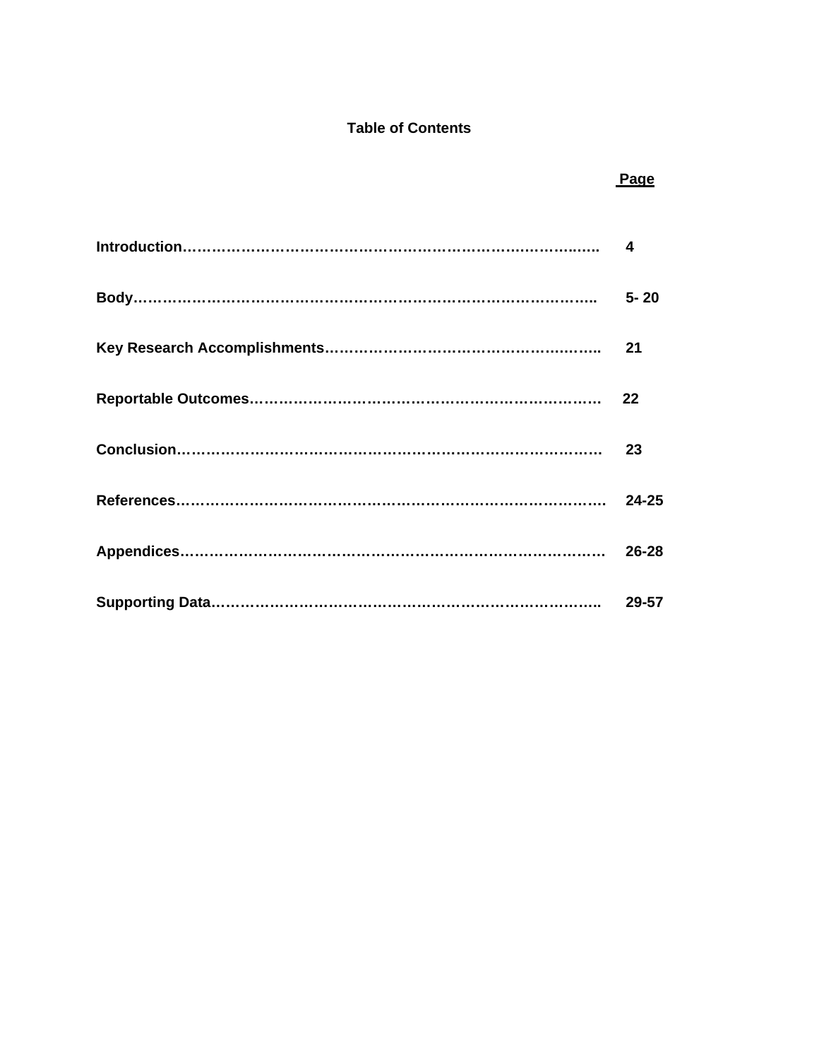# Table of Contents

| | Page |
|---|---|
| **Introduction** | **4** |
| **Body** | **5- 20** |
| **Key Research Accomplishments** | **21** |
| **Reportable Outcomes** | **22** |
| **Conclusion** | **23** |
| **References** | **24-25** |
| **Appendices** | **26-28** |
| **Supporting Data** | **29-57** |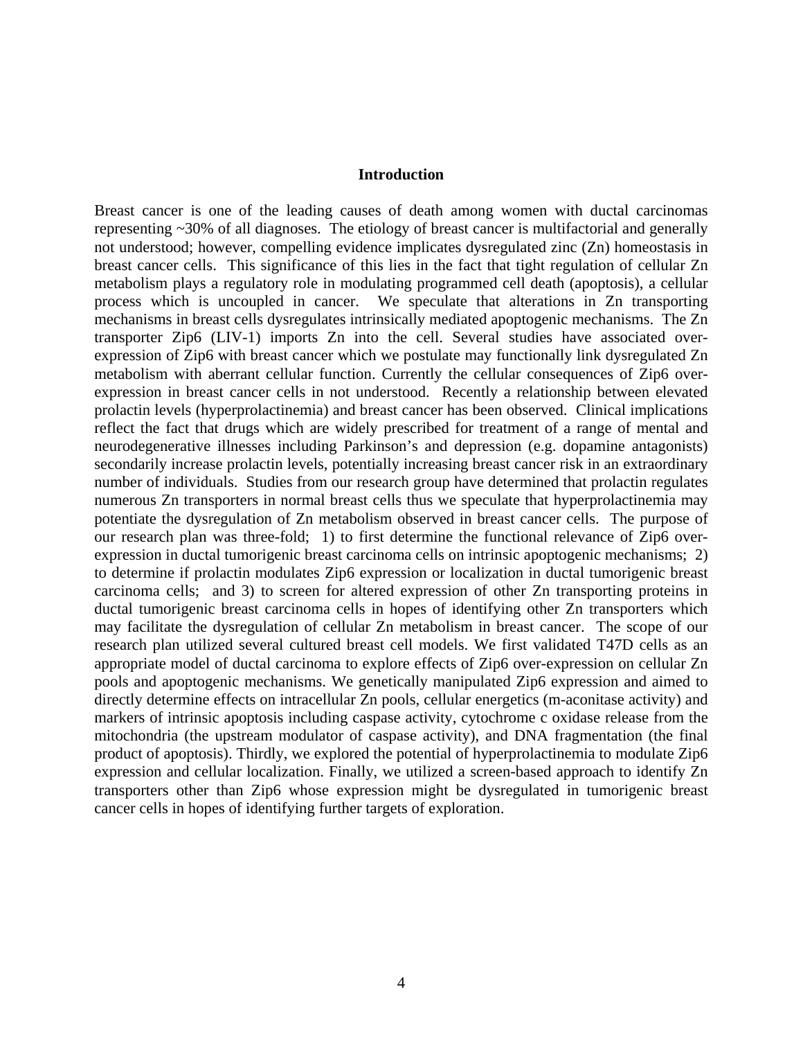# Introduction

Breast cancer is one of the leading causes of death among women with ductal carcinomas representing ~30% of all diagnoses. The etiology of breast cancer is multifactorial and generally not understood; however, compelling evidence implicates dysregulated zinc (Zn) homeostasis in breast cancer cells. This significance of this lies in the fact that tight regulation of cellular Zn metabolism plays a regulatory role in modulating programmed cell death (apoptosis), a cellular process which is uncoupled in cancer. We speculate that alterations in Zn transporting mechanisms in breast cells dysregulates intrinsically mediated apoptogenic mechanisms. The Zn transporter Zip6 (LIV-1) imports Zn into the cell. Several studies have associated over-expression of Zip6 with breast cancer which we postulate may functionally link dysregulated Zn metabolism with aberrant cellular function. Currently the cellular consequences of Zip6 over-expression in breast cancer cells in not understood. Recently a relationship between elevated prolactin levels (hyperprolactinemia) and breast cancer has been observed. Clinical implications reflect the fact that drugs which are widely prescribed for treatment of a range of mental and neurodegenerative illnesses including Parkinson's and depression (e.g. dopamine antagonists) secondarily increase prolactin levels, potentially increasing breast cancer risk in an extraordinary number of individuals. Studies from our research group have determined that prolactin regulates numerous Zn transporters in normal breast cells thus we speculate that hyperprolactinemia may potentiate the dysregulation of Zn metabolism observed in breast cancer cells. The purpose of our research plan was three-fold; 1) to first determine the functional relevance of Zip6 over-expression in ductal tumorigenic breast carcinoma cells on intrinsic apoptogenic mechanisms; 2) to determine if prolactin modulates Zip6 expression or localization in ductal tumorigenic breast carcinoma cells; and 3) to screen for altered expression of other Zn transporting proteins in ductal tumorigenic breast carcinoma cells in hopes of identifying other Zn transporters which may facilitate the dysregulation of cellular Zn metabolism in breast cancer. The scope of our research plan utilized several cultured breast cell models. We first validated T47D cells as an appropriate model of ductal carcinoma to explore effects of Zip6 over-expression on cellular Zn pools and apoptogenic mechanisms. We genetically manipulated Zip6 expression and aimed to directly determine effects on intracellular Zn pools, cellular energetics (m-aconitase activity) and markers of intrinsic apoptosis including caspase activity, cytochrome c oxidase release from the mitochondria (the upstream modulator of caspase activity), and DNA fragmentation (the final product of apoptosis). Thirdly, we explored the potential of hyperprolactinemia to modulate Zip6 expression and cellular localization. Finally, we utilized a screen-based approach to identify Zn transporters other than Zip6 whose expression might be dysregulated in tumorigenic breast cancer cells in hopes of identifying further targets of exploration.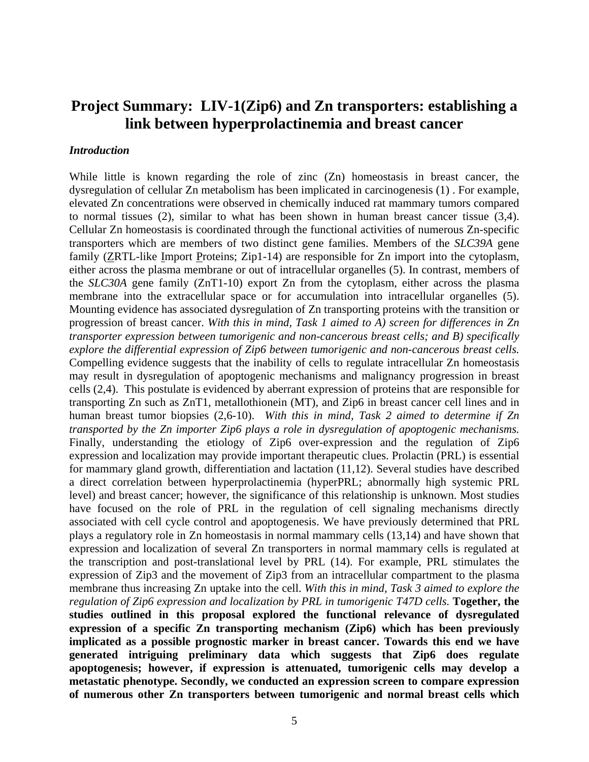# Project Summary: LIV-1(Zip6) and Zn transporters: establishing a link between hyperprolactinemia and breast cancer

### *Introduction*

While little is known regarding the role of zinc (Zn) homeostasis in breast cancer, the dysregulation of cellular Zn metabolism has been implicated in carcinogenesis (1) . For example, elevated Zn concentrations were observed in chemically induced rat mammary tumors compared to normal tissues (2), similar to what has been shown in human breast cancer tissue (3,4). Cellular Zn homeostasis is coordinated through the functional activities of numerous Zn-specific transporters which are members of two distinct gene families. Members of the *SLC39A* gene family (ZRTL-like Import Proteins; Zip1-14) are responsible for Zn import into the cytoplasm, either across the plasma membrane or out of intracellular organelles (5). In contrast, members of the *SLC30A* gene family (ZnT1-10) export Zn from the cytoplasm, either across the plasma membrane into the extracellular space or for accumulation into intracellular organelles (5). Mounting evidence has associated dysregulation of Zn transporting proteins with the transition or progression of breast cancer. *With this in mind, Task 1 aimed to A) screen for differences in Zn transporter expression between tumorigenic and non-cancerous breast cells; and B) specifically explore the differential expression of Zip6 between tumorigenic and non-cancerous breast cells.* Compelling evidence suggests that the inability of cells to regulate intracellular Zn homeostasis may result in dysregulation of apoptogenic mechanisms and malignancy progression in breast cells (2,4). This postulate is evidenced by aberrant expression of proteins that are responsible for transporting Zn such as ZnT1, metallothionein (MT), and Zip6 in breast cancer cell lines and in human breast tumor biopsies (2,6-10). *With this in mind, Task 2 aimed to determine if Zn transported by the Zn importer Zip6 plays a role in dysregulation of apoptogenic mechanisms.* Finally, understanding the etiology of Zip6 over-expression and the regulation of Zip6 expression and localization may provide important therapeutic clues. Prolactin (PRL) is essential for mammary gland growth, differentiation and lactation (11,12). Several studies have described a direct correlation between hyperprolactinemia (hyperPRL; abnormally high systemic PRL level) and breast cancer; however, the significance of this relationship is unknown. Most studies have focused on the role of PRL in the regulation of cell signaling mechanisms directly associated with cell cycle control and apoptogenesis. We have previously determined that PRL plays a regulatory role in Zn homeostasis in normal mammary cells (13,14) and have shown that expression and localization of several Zn transporters in normal mammary cells is regulated at the transcription and post-translational level by PRL (14). For example, PRL stimulates the expression of Zip3 and the movement of Zip3 from an intracellular compartment to the plasma membrane thus increasing Zn uptake into the cell. *With this in mind, Task 3 aimed to explore the regulation of Zip6 expression and localization by PRL in tumorigenic T47D cells.* **Together, the studies outlined in this proposal explored the functional relevance of dysregulated expression of a specific Zn transporting mechanism (Zip6) which has been previously implicated as a possible prognostic marker in breast cancer. Towards this end we have generated intriguing preliminary data which suggests that Zip6 does regulate apoptogenesis; however, if expression is attenuated, tumorigenic cells may develop a metastatic phenotype. Secondly, we conducted an expression screen to compare expression of numerous other Zn transporters between tumorigenic and normal breast cells which**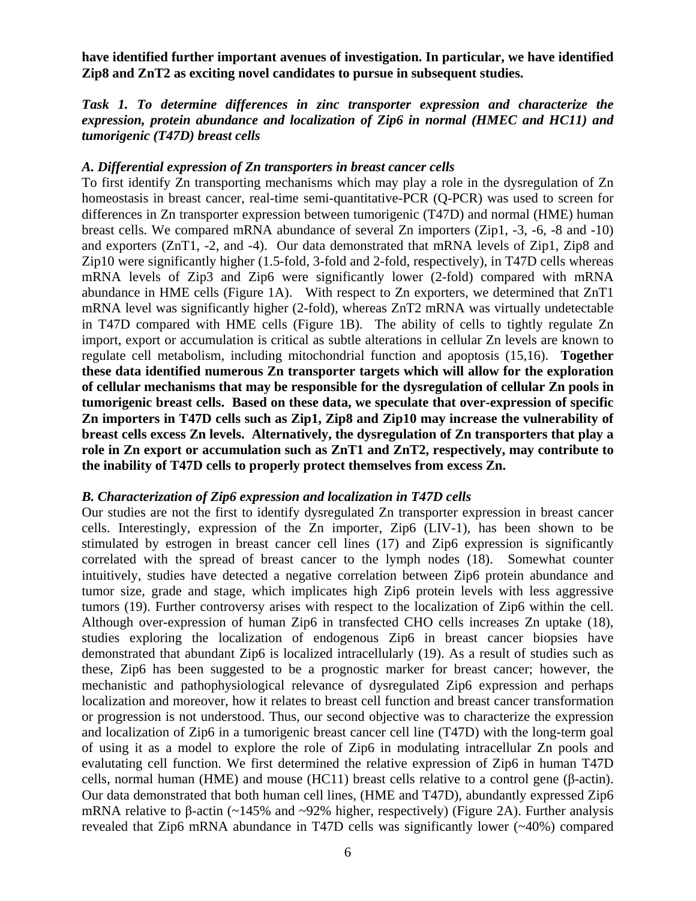**have identified further important avenues of investigation. In particular, we have identified Zip8 and ZnT2 as exciting novel candidates to pursue in subsequent studies.**

***Task 1. To determine differences in zinc transporter expression and characterize the expression, protein abundance and localization of Zip6 in normal (HMEC and HC11) and tumorigenic (T47D) breast cells***

***A. Differential expression of Zn transporters in breast cancer cells***

To first identify Zn transporting mechanisms which may play a role in the dysregulation of Zn homeostasis in breast cancer, real-time semi-quantitative-PCR (Q-PCR) was used to screen for differences in Zn transporter expression between tumorigenic (T47D) and normal (HME) human breast cells. We compared mRNA abundance of several Zn importers (Zip1, -3, -6, -8 and -10) and exporters (ZnT1, -2, and -4). Our data demonstrated that mRNA levels of Zip1, Zip8 and Zip10 were significantly higher (1.5-fold, 3-fold and 2-fold, respectively), in T47D cells whereas mRNA levels of Zip3 and Zip6 were significantly lower (2-fold) compared with mRNA abundance in HME cells (Figure 1A). With respect to Zn exporters, we determined that ZnT1 mRNA level was significantly higher (2-fold), whereas ZnT2 mRNA was virtually undetectable in T47D compared with HME cells (Figure 1B). The ability of cells to tightly regulate Zn import, export or accumulation is critical as subtle alterations in cellular Zn levels are known to regulate cell metabolism, including mitochondrial function and apoptosis (15,16). **Together these data identified numerous Zn transporter targets which will allow for the exploration of cellular mechanisms that may be responsible for the dysregulation of cellular Zn pools in tumorigenic breast cells. Based on these data, we speculate that over-expression of specific Zn importers in T47D cells such as Zip1, Zip8 and Zip10 may increase the vulnerability of breast cells excess Zn levels. Alternatively, the dysregulation of Zn transporters that play a role in Zn export or accumulation such as ZnT1 and ZnT2, respectively, may contribute to the inability of T47D cells to properly protect themselves from excess Zn.**

***B. Characterization of Zip6 expression and localization in T47D cells***

Our studies are not the first to identify dysregulated Zn transporter expression in breast cancer cells. Interestingly, expression of the Zn importer, Zip6 (LIV-1), has been shown to be stimulated by estrogen in breast cancer cell lines (17) and Zip6 expression is significantly correlated with the spread of breast cancer to the lymph nodes (18). Somewhat counter intuitively, studies have detected a negative correlation between Zip6 protein abundance and tumor size, grade and stage, which implicates high Zip6 protein levels with less aggressive tumors (19). Further controversy arises with respect to the localization of Zip6 within the cell. Although over-expression of human Zip6 in transfected CHO cells increases Zn uptake (18), studies exploring the localization of endogenous Zip6 in breast cancer biopsies have demonstrated that abundant Zip6 is localized intracellularly (19). As a result of studies such as these, Zip6 has been suggested to be a prognostic marker for breast cancer; however, the mechanistic and pathophysiological relevance of dysregulated Zip6 expression and perhaps localization and moreover, how it relates to breast cell function and breast cancer transformation or progression is not understood. Thus, our second objective was to characterize the expression and localization of Zip6 in a tumorigenic breast cancer cell line (T47D) with the long-term goal of using it as a model to explore the role of Zip6 in modulating intracellular Zn pools and evalutating cell function. We first determined the relative expression of Zip6 in human T47D cells, normal human (HME) and mouse (HC11) breast cells relative to a control gene (β-actin). Our data demonstrated that both human cell lines, (HME and T47D), abundantly expressed Zip6 mRNA relative to β-actin (~145% and ~92% higher, respectively) (Figure 2A). Further analysis revealed that Zip6 mRNA abundance in T47D cells was significantly lower (~40%) compared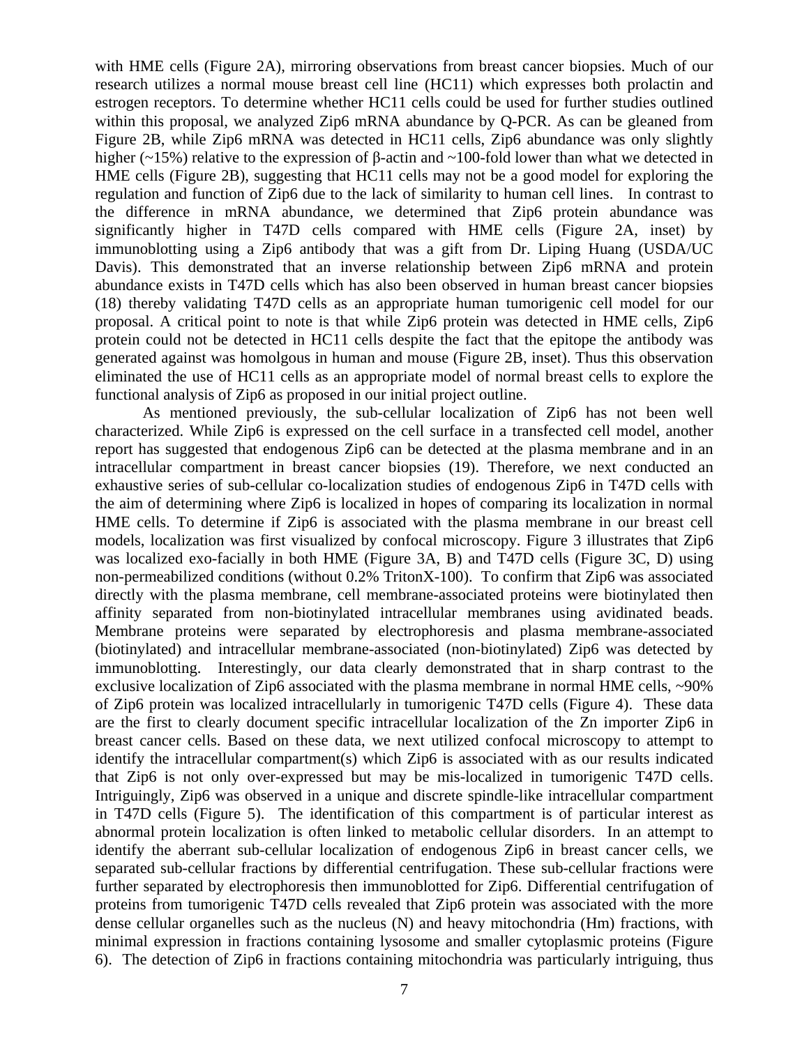with HME cells (Figure 2A), mirroring observations from breast cancer biopsies. Much of our research utilizes a normal mouse breast cell line (HC11) which expresses both prolactin and estrogen receptors. To determine whether HC11 cells could be used for further studies outlined within this proposal, we analyzed Zip6 mRNA abundance by Q-PCR. As can be gleaned from Figure 2B, while Zip6 mRNA was detected in HC11 cells, Zip6 abundance was only slightly higher (~15%) relative to the expression of β-actin and ~100-fold lower than what we detected in HME cells (Figure 2B), suggesting that HC11 cells may not be a good model for exploring the regulation and function of Zip6 due to the lack of similarity to human cell lines. In contrast to the difference in mRNA abundance, we determined that Zip6 protein abundance was significantly higher in T47D cells compared with HME cells (Figure 2A, inset) by immunoblotting using a Zip6 antibody that was a gift from Dr. Liping Huang (USDA/UC Davis). This demonstrated that an inverse relationship between Zip6 mRNA and protein abundance exists in T47D cells which has also been observed in human breast cancer biopsies (18) thereby validating T47D cells as an appropriate human tumorigenic cell model for our proposal. A critical point to note is that while Zip6 protein was detected in HME cells, Zip6 protein could not be detected in HC11 cells despite the fact that the epitope the antibody was generated against was homolgous in human and mouse (Figure 2B, inset). Thus this observation eliminated the use of HC11 cells as an appropriate model of normal breast cells to explore the functional analysis of Zip6 as proposed in our initial project outline.

As mentioned previously, the sub-cellular localization of Zip6 has not been well characterized. While Zip6 is expressed on the cell surface in a transfected cell model, another report has suggested that endogenous Zip6 can be detected at the plasma membrane and in an intracellular compartment in breast cancer biopsies (19). Therefore, we next conducted an exhaustive series of sub-cellular co-localization studies of endogenous Zip6 in T47D cells with the aim of determining where Zip6 is localized in hopes of comparing its localization in normal HME cells. To determine if Zip6 is associated with the plasma membrane in our breast cell models, localization was first visualized by confocal microscopy. Figure 3 illustrates that Zip6 was localized exo-facially in both HME (Figure 3A, B) and T47D cells (Figure 3C, D) using non-permeabilized conditions (without 0.2% TritonX-100). To confirm that Zip6 was associated directly with the plasma membrane, cell membrane-associated proteins were biotinylated then affinity separated from non-biotinylated intracellular membranes using avidinated beads. Membrane proteins were separated by electrophoresis and plasma membrane-associated (biotinylated) and intracellular membrane-associated (non-biotinylated) Zip6 was detected by immunoblotting. Interestingly, our data clearly demonstrated that in sharp contrast to the exclusive localization of Zip6 associated with the plasma membrane in normal HME cells, ~90% of Zip6 protein was localized intracellularly in tumorigenic T47D cells (Figure 4). These data are the first to clearly document specific intracellular localization of the Zn importer Zip6 in breast cancer cells. Based on these data, we next utilized confocal microscopy to attempt to identify the intracellular compartment(s) which Zip6 is associated with as our results indicated that Zip6 is not only over-expressed but may be mis-localized in tumorigenic T47D cells. Intriguingly, Zip6 was observed in a unique and discrete spindle-like intracellular compartment in T47D cells (Figure 5). The identification of this compartment is of particular interest as abnormal protein localization is often linked to metabolic cellular disorders. In an attempt to identify the aberrant sub-cellular localization of endogenous Zip6 in breast cancer cells, we separated sub-cellular fractions by differential centrifugation. These sub-cellular fractions were further separated by electrophoresis then immunoblotted for Zip6. Differential centrifugation of proteins from tumorigenic T47D cells revealed that Zip6 protein was associated with the more dense cellular organelles such as the nucleus (N) and heavy mitochondria (Hm) fractions, with minimal expression in fractions containing lysosome and smaller cytoplasmic proteins (Figure 6). The detection of Zip6 in fractions containing mitochondria was particularly intriguing, thus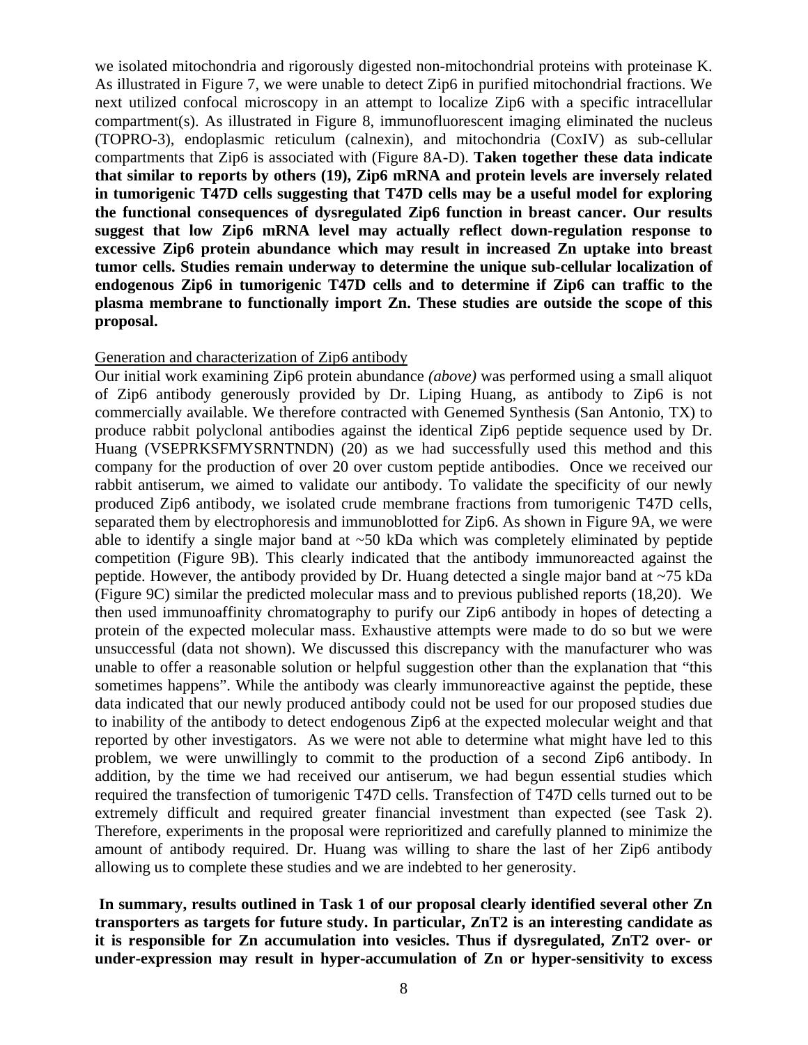we isolated mitochondria and rigorously digested non-mitochondrial proteins with proteinase K. As illustrated in Figure 7, we were unable to detect Zip6 in purified mitochondrial fractions. We next utilized confocal microscopy in an attempt to localize Zip6 with a specific intracellular compartment(s). As illustrated in Figure 8, immunofluorescent imaging eliminated the nucleus (TOPRO-3), endoplasmic reticulum (calnexin), and mitochondria (CoxIV) as sub-cellular compartments that Zip6 is associated with (Figure 8A-D). **Taken together these data indicate that similar to reports by others (19), Zip6 mRNA and protein levels are inversely related in tumorigenic T47D cells suggesting that T47D cells may be a useful model for exploring the functional consequences of dysregulated Zip6 function in breast cancer. Our results suggest that low Zip6 mRNA level may actually reflect down-regulation response to excessive Zip6 protein abundance which may result in increased Zn uptake into breast tumor cells. Studies remain underway to determine the unique sub-cellular localization of endogenous Zip6 in tumorigenic T47D cells and to determine if Zip6 can traffic to the plasma membrane to functionally import Zn. These studies are outside the scope of this proposal.**

Generation and characterization of Zip6 antibody

Our initial work examining Zip6 protein abundance *(above)* was performed using a small aliquot of Zip6 antibody generously provided by Dr. Liping Huang, as antibody to Zip6 is not commercially available. We therefore contracted with Genemed Synthesis (San Antonio, TX) to produce rabbit polyclonal antibodies against the identical Zip6 peptide sequence used by Dr. Huang (VSEPRKSFMYSRNTNDN) (20) as we had successfully used this method and this company for the production of over 20 over custom peptide antibodies. Once we received our rabbit antiserum, we aimed to validate our antibody. To validate the specificity of our newly produced Zip6 antibody, we isolated crude membrane fractions from tumorigenic T47D cells, separated them by electrophoresis and immunoblotted for Zip6. As shown in Figure 9A, we were able to identify a single major band at ~50 kDa which was completely eliminated by peptide competition (Figure 9B). This clearly indicated that the antibody immunoreacted against the peptide. However, the antibody provided by Dr. Huang detected a single major band at ~75 kDa (Figure 9C) similar the predicted molecular mass and to previous published reports (18,20). We then used immunoaffinity chromatography to purify our Zip6 antibody in hopes of detecting a protein of the expected molecular mass. Exhaustive attempts were made to do so but we were unsuccessful (data not shown). We discussed this discrepancy with the manufacturer who was unable to offer a reasonable solution or helpful suggestion other than the explanation that "this sometimes happens". While the antibody was clearly immunoreactive against the peptide, these data indicated that our newly produced antibody could not be used for our proposed studies due to inability of the antibody to detect endogenous Zip6 at the expected molecular weight and that reported by other investigators. As we were not able to determine what might have led to this problem, we were unwillingly to commit to the production of a second Zip6 antibody. In addition, by the time we had received our antiserum, we had begun essential studies which required the transfection of tumorigenic T47D cells. Transfection of T47D cells turned out to be extremely difficult and required greater financial investment than expected (see Task 2). Therefore, experiments in the proposal were reprioritized and carefully planned to minimize the amount of antibody required. Dr. Huang was willing to share the last of her Zip6 antibody allowing us to complete these studies and we are indebted to her generosity.

**In summary, results outlined in Task 1 of our proposal clearly identified several other Zn transporters as targets for future study. In particular, ZnT2 is an interesting candidate as it is responsible for Zn accumulation into vesicles. Thus if dysregulated, ZnT2 over- or under-expression may result in hyper-accumulation of Zn or hyper-sensitivity to excess**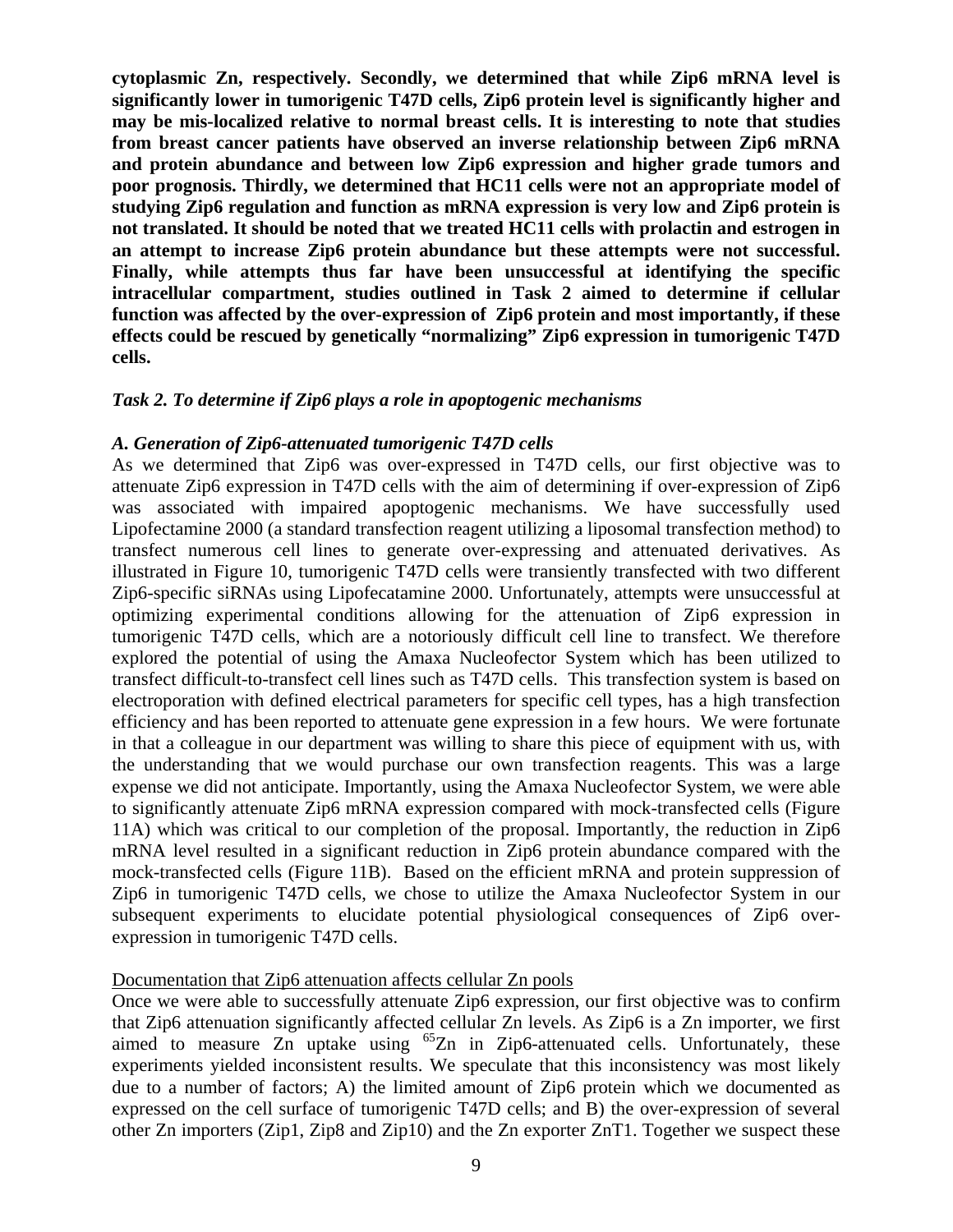**cytoplasmic Zn, respectively. Secondly, we determined that while Zip6 mRNA level is significantly lower in tumorigenic T47D cells, Zip6 protein level is significantly higher and may be mis-localized relative to normal breast cells. It is interesting to note that studies from breast cancer patients have observed an inverse relationship between Zip6 mRNA and protein abundance and between low Zip6 expression and higher grade tumors and poor prognosis. Thirdly, we determined that HC11 cells were not an appropriate model of studying Zip6 regulation and function as mRNA expression is very low and Zip6 protein is not translated. It should be noted that we treated HC11 cells with prolactin and estrogen in an attempt to increase Zip6 protein abundance but these attempts were not successful. Finally, while attempts thus far have been unsuccessful at identifying the specific intracellular compartment, studies outlined in Task 2 aimed to determine if cellular function was affected by the over-expression of Zip6 protein and most importantly, if these effects could be rescued by genetically "normalizing" Zip6 expression in tumorigenic T47D cells.**

### *Task 2. To determine if Zip6 plays a role in apoptogenic mechanisms*

#### *A. Generation of Zip6-attenuated tumorigenic T47D cells*

As we determined that Zip6 was over-expressed in T47D cells, our first objective was to attenuate Zip6 expression in T47D cells with the aim of determining if over-expression of Zip6 was associated with impaired apoptogenic mechanisms. We have successfully used Lipofectamine 2000 (a standard transfection reagent utilizing a liposomal transfection method) to transfect numerous cell lines to generate over-expressing and attenuated derivatives. As illustrated in Figure 10, tumorigenic T47D cells were transiently transfected with two different Zip6-specific siRNAs using Lipofecatamine 2000. Unfortunately, attempts were unsuccessful at optimizing experimental conditions allowing for the attenuation of Zip6 expression in tumorigenic T47D cells, which are a notoriously difficult cell line to transfect. We therefore explored the potential of using the Amaxa Nucleofector System which has been utilized to transfect difficult-to-transfect cell lines such as T47D cells. This transfection system is based on electroporation with defined electrical parameters for specific cell types, has a high transfection efficiency and has been reported to attenuate gene expression in a few hours. We were fortunate in that a colleague in our department was willing to share this piece of equipment with us, with the understanding that we would purchase our own transfection reagents. This was a large expense we did not anticipate. Importantly, using the Amaxa Nucleofector System, we were able to significantly attenuate Zip6 mRNA expression compared with mock-transfected cells (Figure 11A) which was critical to our completion of the proposal. Importantly, the reduction in Zip6 mRNA level resulted in a significant reduction in Zip6 protein abundance compared with the mock-transfected cells (Figure 11B). Based on the efficient mRNA and protein suppression of Zip6 in tumorigenic T47D cells, we chose to utilize the Amaxa Nucleofector System in our subsequent experiments to elucidate potential physiological consequences of Zip6 over-expression in tumorigenic T47D cells.

Documentation that Zip6 attenuation affects cellular Zn pools

Once we were able to successfully attenuate Zip6 expression, our first objective was to confirm that Zip6 attenuation significantly affected cellular Zn levels. As Zip6 is a Zn importer, we first aimed to measure Zn uptake using $^{65}$Zn in Zip6-attenuated cells. Unfortunately, these experiments yielded inconsistent results. We speculate that this inconsistency was most likely due to a number of factors; A) the limited amount of Zip6 protein which we documented as expressed on the cell surface of tumorigenic T47D cells; and B) the over-expression of several other Zn importers (Zip1, Zip8 and Zip10) and the Zn exporter ZnT1. Together we suspect these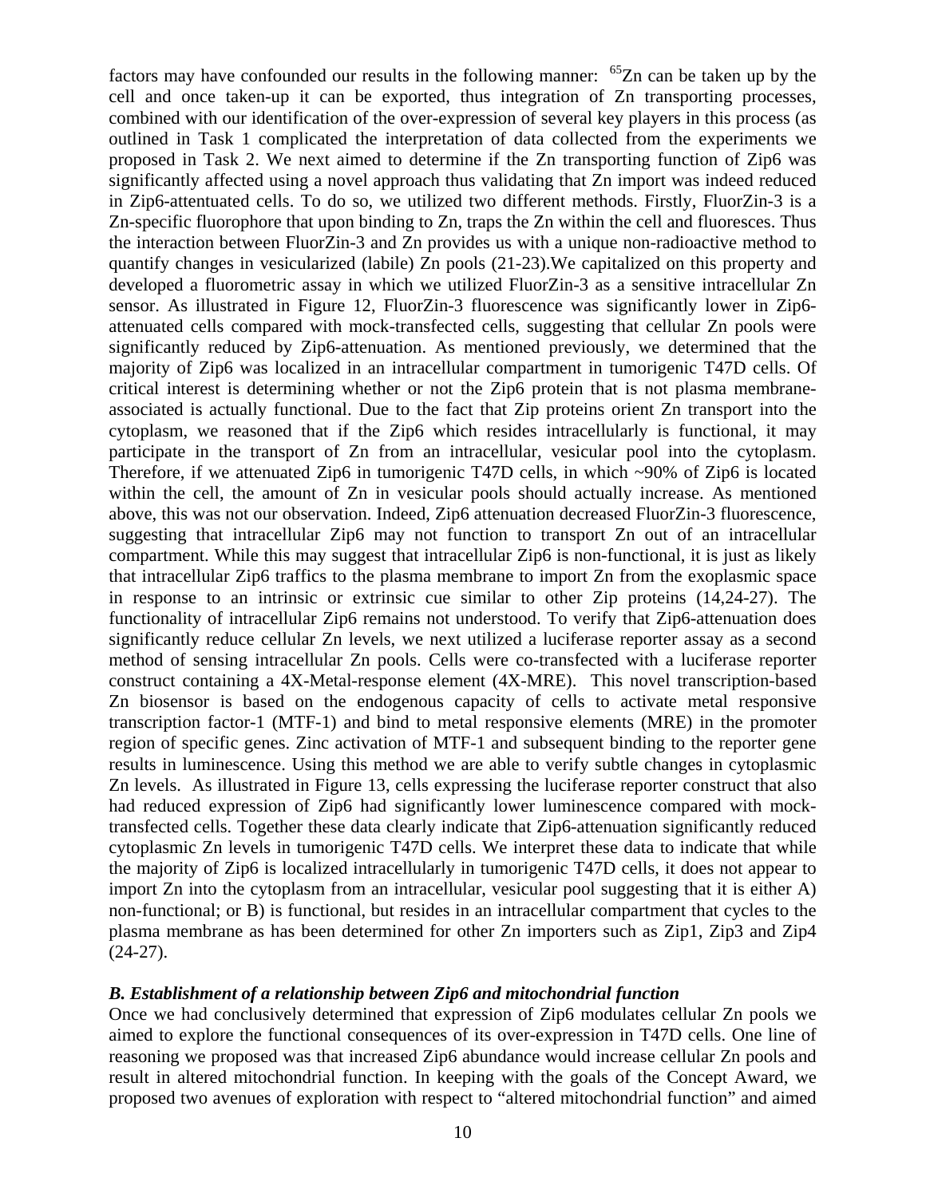factors may have confounded our results in the following manner: $^{65}Zn$ can be taken up by the cell and once taken-up it can be exported, thus integration of Zn transporting processes, combined with our identification of the over-expression of several key players in this process (as outlined in Task 1 complicated the interpretation of data collected from the experiments we proposed in Task 2. We next aimed to determine if the Zn transporting function of Zip6 was significantly affected using a novel approach thus validating that Zn import was indeed reduced in Zip6-attentuated cells. To do so, we utilized two different methods. Firstly, FluorZin-3 is a Zn-specific fluorophore that upon binding to Zn, traps the Zn within the cell and fluoresces. Thus the interaction between FluorZin-3 and Zn provides us with a unique non-radioactive method to quantify changes in vesicularized (labile) Zn pools (21-23).We capitalized on this property and developed a fluorometric assay in which we utilized FluorZin-3 as a sensitive intracellular Zn sensor. As illustrated in Figure 12, FluorZin-3 fluorescence was significantly lower in Zip6-attenuated cells compared with mock-transfected cells, suggesting that cellular Zn pools were significantly reduced by Zip6-attenuation. As mentioned previously, we determined that the majority of Zip6 was localized in an intracellular compartment in tumorigenic T47D cells. Of critical interest is determining whether or not the Zip6 protein that is not plasma membrane-associated is actually functional. Due to the fact that Zip proteins orient Zn transport into the cytoplasm, we reasoned that if the Zip6 which resides intracellularly is functional, it may participate in the transport of Zn from an intracellular, vesicular pool into the cytoplasm. Therefore, if we attenuated Zip6 in tumorigenic T47D cells, in which ~90% of Zip6 is located within the cell, the amount of Zn in vesicular pools should actually increase. As mentioned above, this was not our observation. Indeed, Zip6 attenuation decreased FluorZin-3 fluorescence, suggesting that intracellular Zip6 may not function to transport Zn out of an intracellular compartment. While this may suggest that intracellular Zip6 is non-functional, it is just as likely that intracellular Zip6 traffics to the plasma membrane to import Zn from the exoplasmic space in response to an intrinsic or extrinsic cue similar to other Zip proteins (14,24-27). The functionality of intracellular Zip6 remains not understood. To verify that Zip6-attenuation does significantly reduce cellular Zn levels, we next utilized a luciferase reporter assay as a second method of sensing intracellular Zn pools. Cells were co-transfected with a luciferase reporter construct containing a 4X-Metal-response element (4X-MRE). This novel transcription-based Zn biosensor is based on the endogenous capacity of cells to activate metal responsive transcription factor-1 (MTF-1) and bind to metal responsive elements (MRE) in the promoter region of specific genes. Zinc activation of MTF-1 and subsequent binding to the reporter gene results in luminescence. Using this method we are able to verify subtle changes in cytoplasmic Zn levels. As illustrated in Figure 13, cells expressing the luciferase reporter construct that also had reduced expression of Zip6 had significantly lower luminescence compared with mock-transfected cells. Together these data clearly indicate that Zip6-attenuation significantly reduced cytoplasmic Zn levels in tumorigenic T47D cells. We interpret these data to indicate that while the majority of Zip6 is localized intracellularly in tumorigenic T47D cells, it does not appear to import Zn into the cytoplasm from an intracellular, vesicular pool suggesting that it is either A) non-functional; or B) is functional, but resides in an intracellular compartment that cycles to the plasma membrane as has been determined for other Zn importers such as Zip1, Zip3 and Zip4 (24-27).

### *B. Establishment of a relationship between Zip6 and mitochondrial function*

Once we had conclusively determined that expression of Zip6 modulates cellular Zn pools we aimed to explore the functional consequences of its over-expression in T47D cells. One line of reasoning we proposed was that increased Zip6 abundance would increase cellular Zn pools and result in altered mitochondrial function. In keeping with the goals of the Concept Award, we proposed two avenues of exploration with respect to "altered mitochondrial function" and aimed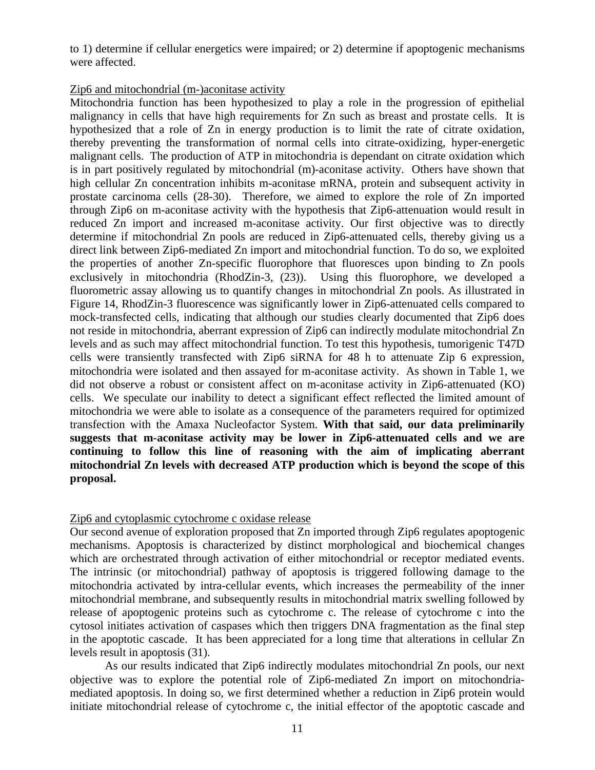to 1) determine if cellular energetics were impaired; or 2) determine if apoptogenic mechanisms were affected.

Zip6 and mitochondrial (m-)aconitase activity

Mitochondria function has been hypothesized to play a role in the progression of epithelial malignancy in cells that have high requirements for Zn such as breast and prostate cells. It is hypothesized that a role of Zn in energy production is to limit the rate of citrate oxidation, thereby preventing the transformation of normal cells into citrate-oxidizing, hyper-energetic malignant cells. The production of ATP in mitochondria is dependant on citrate oxidation which is in part positively regulated by mitochondrial (m)-aconitase activity. Others have shown that high cellular Zn concentration inhibits m-aconitase mRNA, protein and subsequent activity in prostate carcinoma cells (28-30). Therefore, we aimed to explore the role of Zn imported through Zip6 on m-aconitase activity with the hypothesis that Zip6-attenuation would result in reduced Zn import and increased m-aconitase activity. Our first objective was to directly determine if mitochondrial Zn pools are reduced in Zip6-attenuated cells, thereby giving us a direct link between Zip6-mediated Zn import and mitochondrial function. To do so, we exploited the properties of another Zn-specific fluorophore that fluoresces upon binding to Zn pools exclusively in mitochondria (RhodZin-3, (23)). Using this fluorophore, we developed a fluorometric assay allowing us to quantify changes in mitochondrial Zn pools. As illustrated in Figure 14, RhodZin-3 fluorescence was significantly lower in Zip6-attenuated cells compared to mock-transfected cells, indicating that although our studies clearly documented that Zip6 does not reside in mitochondria, aberrant expression of Zip6 can indirectly modulate mitochondrial Zn levels and as such may affect mitochondrial function. To test this hypothesis, tumorigenic T47D cells were transiently transfected with Zip6 siRNA for 48 h to attenuate Zip 6 expression, mitochondria were isolated and then assayed for m-aconitase activity. As shown in Table 1, we did not observe a robust or consistent affect on m-aconitase activity in Zip6-attenuated (KO) cells. We speculate our inability to detect a significant effect reflected the limited amount of mitochondria we were able to isolate as a consequence of the parameters required for optimized transfection with the Amaxa Nucleofactor System. **With that said, our data preliminarily suggests that m-aconitase activity may be lower in Zip6-attenuated cells and we are continuing to follow this line of reasoning with the aim of implicating aberrant mitochondrial Zn levels with decreased ATP production which is beyond the scope of this proposal.**

Zip6 and cytoplasmic cytochrome c oxidase release

Our second avenue of exploration proposed that Zn imported through Zip6 regulates apoptogenic mechanisms. Apoptosis is characterized by distinct morphological and biochemical changes which are orchestrated through activation of either mitochondrial or receptor mediated events. The intrinsic (or mitochondrial) pathway of apoptosis is triggered following damage to the mitochondria activated by intra-cellular events, which increases the permeability of the inner mitochondrial membrane, and subsequently results in mitochondrial matrix swelling followed by release of apoptogenic proteins such as cytochrome c. The release of cytochrome c into the cytosol initiates activation of caspases which then triggers DNA fragmentation as the final step in the apoptotic cascade. It has been appreciated for a long time that alterations in cellular Zn levels result in apoptosis (31).

As our results indicated that Zip6 indirectly modulates mitochondrial Zn pools, our next objective was to explore the potential role of Zip6-mediated Zn import on mitochondria-mediated apoptosis. In doing so, we first determined whether a reduction in Zip6 protein would initiate mitochondrial release of cytochrome c, the initial effector of the apoptotic cascade and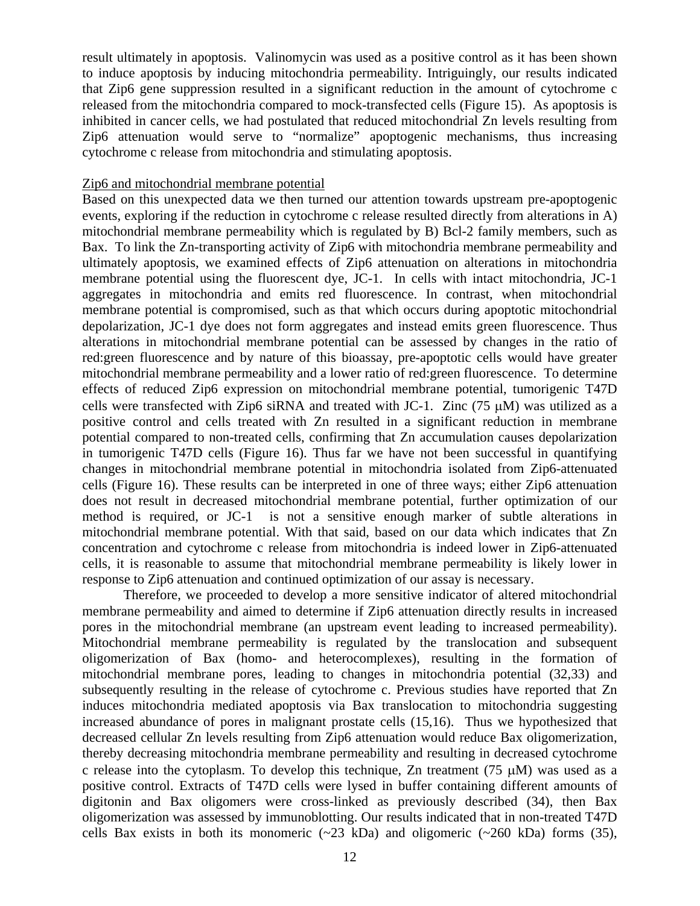result ultimately in apoptosis. Valinomycin was used as a positive control as it has been shown to induce apoptosis by inducing mitochondria permeability. Intriguingly, our results indicated that Zip6 gene suppression resulted in a significant reduction in the amount of cytochrome c released from the mitochondria compared to mock-transfected cells (Figure 15). As apoptosis is inhibited in cancer cells, we had postulated that reduced mitochondrial Zn levels resulting from Zip6 attenuation would serve to "normalize" apoptogenic mechanisms, thus increasing cytochrome c release from mitochondria and stimulating apoptosis.

Zip6 and mitochondrial membrane potential

Based on this unexpected data we then turned our attention towards upstream pre-apoptogenic events, exploring if the reduction in cytochrome c release resulted directly from alterations in A) mitochondrial membrane permeability which is regulated by B) Bcl-2 family members, such as Bax. To link the Zn-transporting activity of Zip6 with mitochondria membrane permeability and ultimately apoptosis, we examined effects of Zip6 attenuation on alterations in mitochondria membrane potential using the fluorescent dye, JC-1. In cells with intact mitochondria, JC-1 aggregates in mitochondria and emits red fluorescence. In contrast, when mitochondrial membrane potential is compromised, such as that which occurs during apoptotic mitochondrial depolarization, JC-1 dye does not form aggregates and instead emits green fluorescence. Thus alterations in mitochondrial membrane potential can be assessed by changes in the ratio of red:green fluorescence and by nature of this bioassay, pre-apoptotic cells would have greater mitochondrial membrane permeability and a lower ratio of red:green fluorescence. To determine effects of reduced Zip6 expression on mitochondrial membrane potential, tumorigenic T47D cells were transfected with Zip6 siRNA and treated with JC-1. Zinc (75 μM) was utilized as a positive control and cells treated with Zn resulted in a significant reduction in membrane potential compared to non-treated cells, confirming that Zn accumulation causes depolarization in tumorigenic T47D cells (Figure 16). Thus far we have not been successful in quantifying changes in mitochondrial membrane potential in mitochondria isolated from Zip6-attenuated cells (Figure 16). These results can be interpreted in one of three ways; either Zip6 attenuation does not result in decreased mitochondrial membrane potential, further optimization of our method is required, or JC-1 is not a sensitive enough marker of subtle alterations in mitochondrial membrane potential. With that said, based on our data which indicates that Zn concentration and cytochrome c release from mitochondria is indeed lower in Zip6-attenuated cells, it is reasonable to assume that mitochondrial membrane permeability is likely lower in response to Zip6 attenuation and continued optimization of our assay is necessary.

Therefore, we proceeded to develop a more sensitive indicator of altered mitochondrial membrane permeability and aimed to determine if Zip6 attenuation directly results in increased pores in the mitochondrial membrane (an upstream event leading to increased permeability). Mitochondrial membrane permeability is regulated by the translocation and subsequent oligomerization of Bax (homo- and heterocomplexes), resulting in the formation of mitochondrial membrane pores, leading to changes in mitochondria potential (32,33) and subsequently resulting in the release of cytochrome c. Previous studies have reported that Zn induces mitochondria mediated apoptosis via Bax translocation to mitochondria suggesting increased abundance of pores in malignant prostate cells (15,16). Thus we hypothesized that decreased cellular Zn levels resulting from Zip6 attenuation would reduce Bax oligomerization, thereby decreasing mitochondria membrane permeability and resulting in decreased cytochrome c release into the cytoplasm. To develop this technique, Zn treatment (75 μM) was used as a positive control. Extracts of T47D cells were lysed in buffer containing different amounts of digitonin and Bax oligomers were cross-linked as previously described (34), then Bax oligomerization was assessed by immunoblotting. Our results indicated that in non-treated T47D cells Bax exists in both its monomeric (~23 kDa) and oligomeric (~260 kDa) forms (35),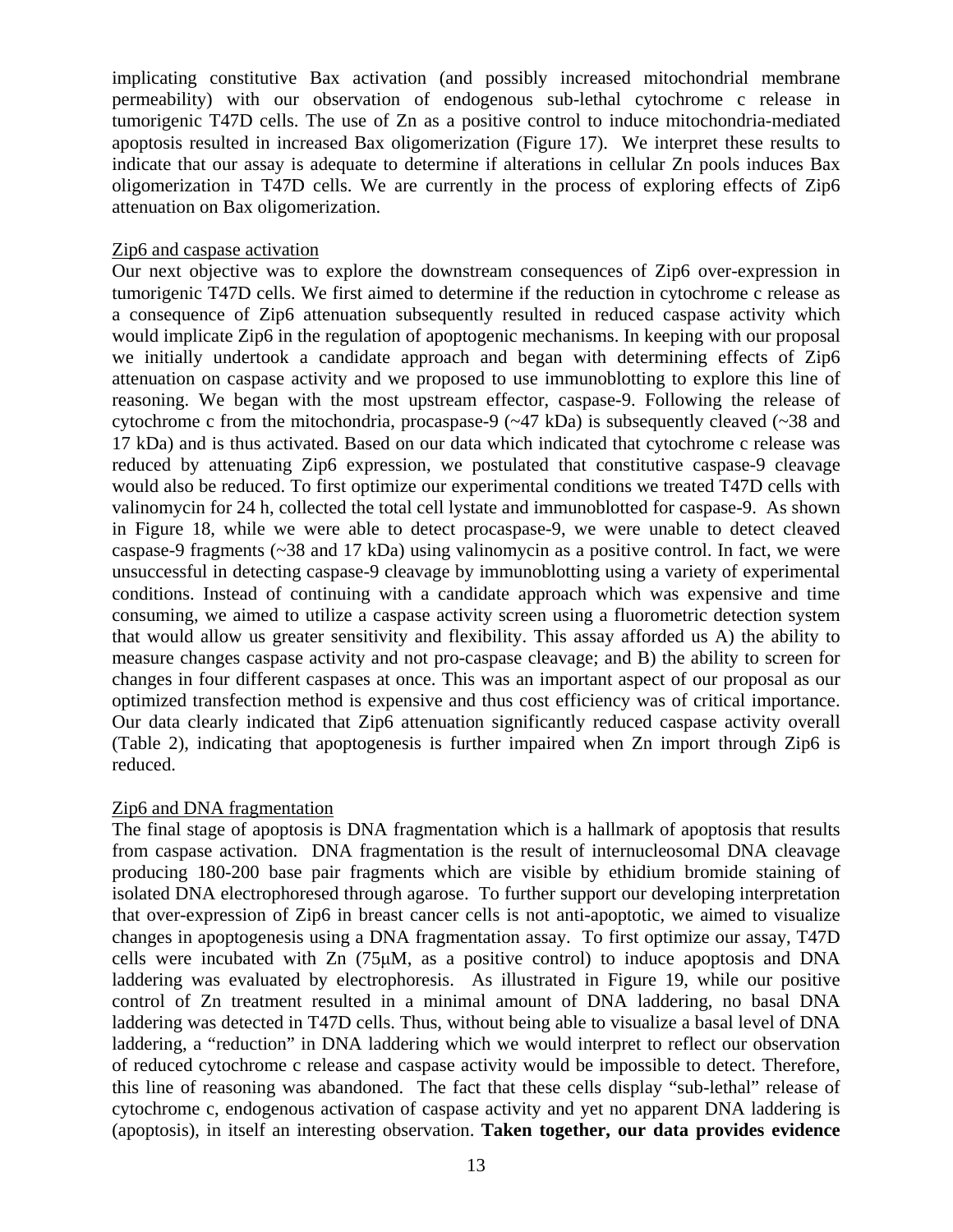implicating constitutive Bax activation (and possibly increased mitochondrial membrane permeability) with our observation of endogenous sub-lethal cytochrome c release in tumorigenic T47D cells. The use of Zn as a positive control to induce mitochondria-mediated apoptosis resulted in increased Bax oligomerization (Figure 17). We interpret these results to indicate that our assay is adequate to determine if alterations in cellular Zn pools induces Bax oligomerization in T47D cells. We are currently in the process of exploring effects of Zip6 attenuation on Bax oligomerization.

Zip6 and caspase activation

Our next objective was to explore the downstream consequences of Zip6 over-expression in tumorigenic T47D cells. We first aimed to determine if the reduction in cytochrome c release as a consequence of Zip6 attenuation subsequently resulted in reduced caspase activity which would implicate Zip6 in the regulation of apoptogenic mechanisms. In keeping with our proposal we initially undertook a candidate approach and began with determining effects of Zip6 attenuation on caspase activity and we proposed to use immunoblotting to explore this line of reasoning. We began with the most upstream effector, caspase-9. Following the release of cytochrome c from the mitochondria, procaspase-9 (~47 kDa) is subsequently cleaved (~38 and 17 kDa) and is thus activated. Based on our data which indicated that cytochrome c release was reduced by attenuating Zip6 expression, we postulated that constitutive caspase-9 cleavage would also be reduced. To first optimize our experimental conditions we treated T47D cells with valinomycin for 24 h, collected the total cell lysate and immunoblotted for caspase-9. As shown in Figure 18, while we were able to detect procaspase-9, we were unable to detect cleaved caspase-9 fragments (~38 and 17 kDa) using valinomycin as a positive control. In fact, we were unsuccessful in detecting caspase-9 cleavage by immunoblotting using a variety of experimental conditions. Instead of continuing with a candidate approach which was expensive and time consuming, we aimed to utilize a caspase activity screen using a fluorometric detection system that would allow us greater sensitivity and flexibility. This assay afforded us A) the ability to measure changes caspase activity and not pro-caspase cleavage; and B) the ability to screen for changes in four different caspases at once. This was an important aspect of our proposal as our optimized transfection method is expensive and thus cost efficiency was of critical importance. Our data clearly indicated that Zip6 attenuation significantly reduced caspase activity overall (Table 2), indicating that apoptogenesis is further impaired when Zn import through Zip6 is reduced.

Zip6 and DNA fragmentation

The final stage of apoptosis is DNA fragmentation which is a hallmark of apoptosis that results from caspase activation. DNA fragmentation is the result of internucleosomal DNA cleavage producing 180-200 base pair fragments which are visible by ethidium bromide staining of isolated DNA electrophoresed through agarose. To further support our developing interpretation that over-expression of Zip6 in breast cancer cells is not anti-apoptotic, we aimed to visualize changes in apoptogenesis using a DNA fragmentation assay. To first optimize our assay, T47D cells were incubated with Zn (75μM, as a positive control) to induce apoptosis and DNA laddering was evaluated by electrophoresis. As illustrated in Figure 19, while our positive control of Zn treatment resulted in a minimal amount of DNA laddering, no basal DNA laddering was detected in T47D cells. Thus, without being able to visualize a basal level of DNA laddering, a "reduction" in DNA laddering which we would interpret to reflect our observation of reduced cytochrome c release and caspase activity would be impossible to detect. Therefore, this line of reasoning was abandoned. The fact that these cells display "sub-lethal" release of cytochrome c, endogenous activation of caspase activity and yet no apparent DNA laddering is (apoptosis), in itself an interesting observation. **Taken together, our data provides evidence**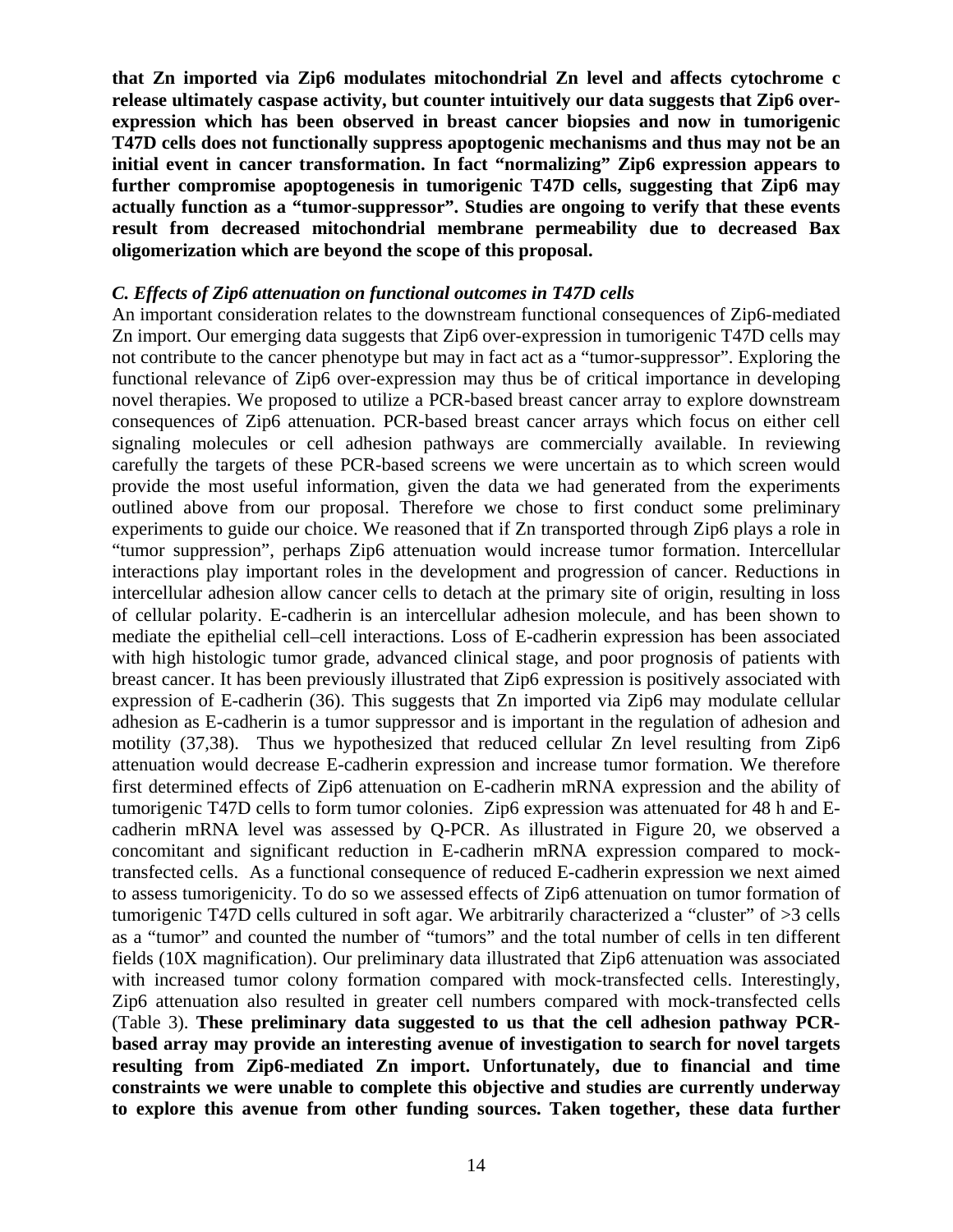**that Zn imported via Zip6 modulates mitochondrial Zn level and affects cytochrome c release ultimately caspase activity, but counter intuitively our data suggests that Zip6 over-expression which has been observed in breast cancer biopsies and now in tumorigenic T47D cells does not functionally suppress apoptogenic mechanisms and thus may not be an initial event in cancer transformation. In fact "normalizing" Zip6 expression appears to further compromise apoptogenesis in tumorigenic T47D cells, suggesting that Zip6 may actually function as a "tumor-suppressor". Studies are ongoing to verify that these events result from decreased mitochondrial membrane permeability due to decreased Bax oligomerization which are beyond the scope of this proposal.**

### *C. Effects of Zip6 attenuation on functional outcomes in T47D cells*

An important consideration relates to the downstream functional consequences of Zip6-mediated Zn import. Our emerging data suggests that Zip6 over-expression in tumorigenic T47D cells may not contribute to the cancer phenotype but may in fact act as a "tumor-suppressor". Exploring the functional relevance of Zip6 over-expression may thus be of critical importance in developing novel therapies. We proposed to utilize a PCR-based breast cancer array to explore downstream consequences of Zip6 attenuation. PCR-based breast cancer arrays which focus on either cell signaling molecules or cell adhesion pathways are commercially available. In reviewing carefully the targets of these PCR-based screens we were uncertain as to which screen would provide the most useful information, given the data we had generated from the experiments outlined above from our proposal. Therefore we chose to first conduct some preliminary experiments to guide our choice. We reasoned that if Zn transported through Zip6 plays a role in "tumor suppression", perhaps Zip6 attenuation would increase tumor formation. Intercellular interactions play important roles in the development and progression of cancer. Reductions in intercellular adhesion allow cancer cells to detach at the primary site of origin, resulting in loss of cellular polarity. E-cadherin is an intercellular adhesion molecule, and has been shown to mediate the epithelial cell–cell interactions. Loss of E-cadherin expression has been associated with high histologic tumor grade, advanced clinical stage, and poor prognosis of patients with breast cancer. It has been previously illustrated that Zip6 expression is positively associated with expression of E-cadherin (36). This suggests that Zn imported via Zip6 may modulate cellular adhesion as E-cadherin is a tumor suppressor and is important in the regulation of adhesion and motility (37,38). Thus we hypothesized that reduced cellular Zn level resulting from Zip6 attenuation would decrease E-cadherin expression and increase tumor formation. We therefore first determined effects of Zip6 attenuation on E-cadherin mRNA expression and the ability of tumorigenic T47D cells to form tumor colonies. Zip6 expression was attenuated for 48 h and E-cadherin mRNA level was assessed by Q-PCR. As illustrated in Figure 20, we observed a concomitant and significant reduction in E-cadherin mRNA expression compared to mock-transfected cells. As a functional consequence of reduced E-cadherin expression we next aimed to assess tumorigenicity. To do so we assessed effects of Zip6 attenuation on tumor formation of tumorigenic T47D cells cultured in soft agar. We arbitrarily characterized a "cluster" of >3 cells as a "tumor" and counted the number of "tumors" and the total number of cells in ten different fields (10X magnification). Our preliminary data illustrated that Zip6 attenuation was associated with increased tumor colony formation compared with mock-transfected cells. Interestingly, Zip6 attenuation also resulted in greater cell numbers compared with mock-transfected cells (Table 3). **These preliminary data suggested to us that the cell adhesion pathway PCR-based array may provide an interesting avenue of investigation to search for novel targets resulting from Zip6-mediated Zn import. Unfortunately, due to financial and time constraints we were unable to complete this objective and studies are currently underway to explore this avenue from other funding sources. Taken together, these data further**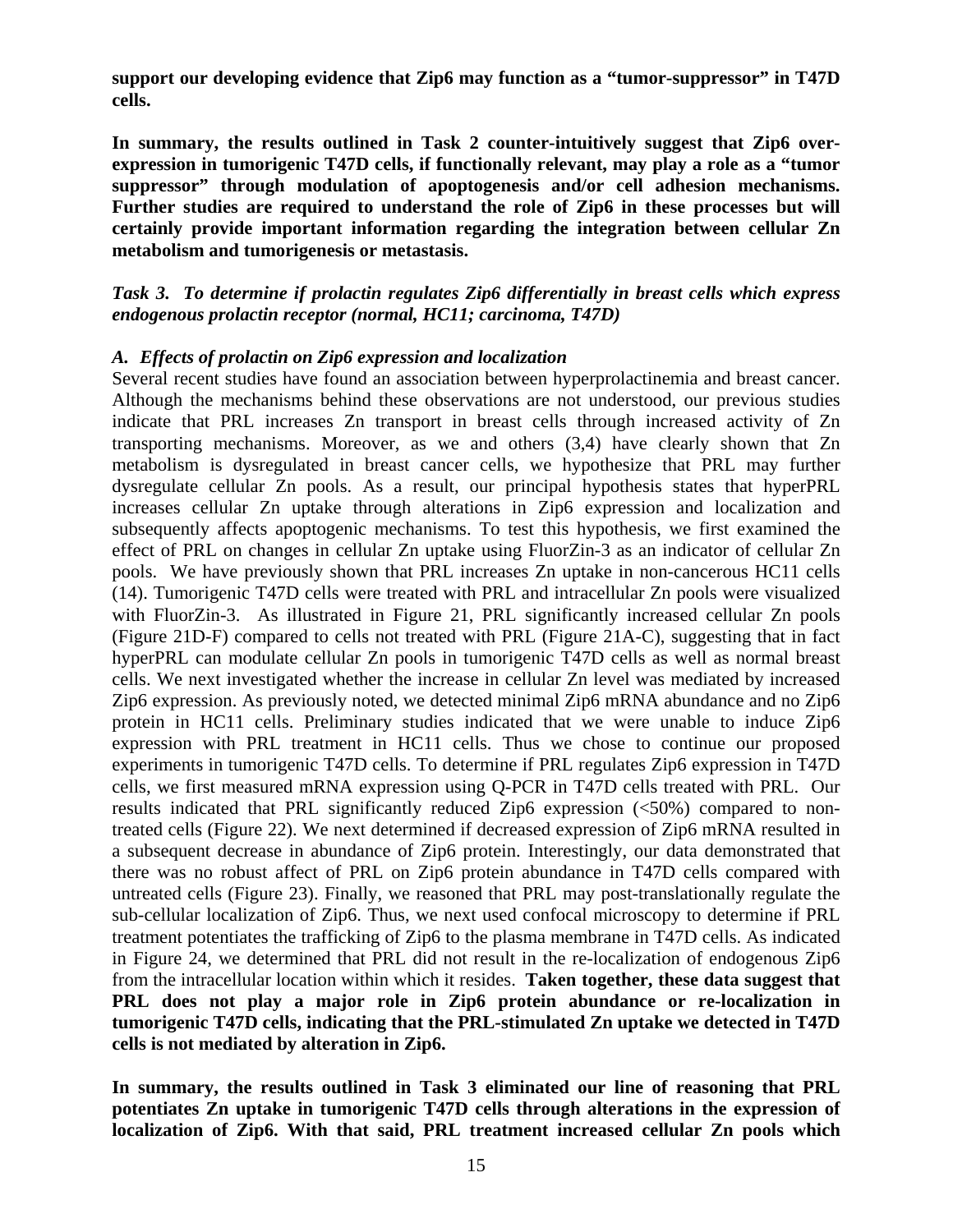**support our developing evidence that Zip6 may function as a "tumor-suppressor" in T47D cells.**

**In summary, the results outlined in Task 2 counter-intuitively suggest that Zip6 over-expression in tumorigenic T47D cells, if functionally relevant, may play a role as a "tumor suppressor" through modulation of apoptogenesis and/or cell adhesion mechanisms. Further studies are required to understand the role of Zip6 in these processes but will certainly provide important information regarding the integration between cellular Zn metabolism and tumorigenesis or metastasis.**

***Task 3. To determine if prolactin regulates Zip6 differentially in breast cells which express endogenous prolactin receptor (normal, HC11; carcinoma, T47D)***

***A. Effects of prolactin on Zip6 expression and localization***

Several recent studies have found an association between hyperprolactinemia and breast cancer. Although the mechanisms behind these observations are not understood, our previous studies indicate that PRL increases Zn transport in breast cells through increased activity of Zn transporting mechanisms. Moreover, as we and others (3,4) have clearly shown that Zn metabolism is dysregulated in breast cancer cells, we hypothesize that PRL may further dysregulate cellular Zn pools. As a result, our principal hypothesis states that hyperPRL increases cellular Zn uptake through alterations in Zip6 expression and localization and subsequently affects apoptogenic mechanisms. To test this hypothesis, we first examined the effect of PRL on changes in cellular Zn uptake using FluorZin-3 as an indicator of cellular Zn pools. We have previously shown that PRL increases Zn uptake in non-cancerous HC11 cells (14). Tumorigenic T47D cells were treated with PRL and intracellular Zn pools were visualized with FluorZin-3. As illustrated in Figure 21, PRL significantly increased cellular Zn pools (Figure 21D-F) compared to cells not treated with PRL (Figure 21A-C), suggesting that in fact hyperPRL can modulate cellular Zn pools in tumorigenic T47D cells as well as normal breast cells. We next investigated whether the increase in cellular Zn level was mediated by increased Zip6 expression. As previously noted, we detected minimal Zip6 mRNA abundance and no Zip6 protein in HC11 cells. Preliminary studies indicated that we were unable to induce Zip6 expression with PRL treatment in HC11 cells. Thus we chose to continue our proposed experiments in tumorigenic T47D cells. To determine if PRL regulates Zip6 expression in T47D cells, we first measured mRNA expression using Q-PCR in T47D cells treated with PRL. Our results indicated that PRL significantly reduced Zip6 expression (<50%) compared to non-treated cells (Figure 22). We next determined if decreased expression of Zip6 mRNA resulted in a subsequent decrease in abundance of Zip6 protein. Interestingly, our data demonstrated that there was no robust affect of PRL on Zip6 protein abundance in T47D cells compared with untreated cells (Figure 23). Finally, we reasoned that PRL may post-translationally regulate the sub-cellular localization of Zip6. Thus, we next used confocal microscopy to determine if PRL treatment potentiates the trafficking of Zip6 to the plasma membrane in T47D cells. As indicated in Figure 24, we determined that PRL did not result in the re-localization of endogenous Zip6 from the intracellular location within which it resides. **Taken together, these data suggest that PRL does not play a major role in Zip6 protein abundance or re-localization in tumorigenic T47D cells, indicating that the PRL-stimulated Zn uptake we detected in T47D cells is not mediated by alteration in Zip6.**

**In summary, the results outlined in Task 3 eliminated our line of reasoning that PRL potentiates Zn uptake in tumorigenic T47D cells through alterations in the expression of localization of Zip6. With that said, PRL treatment increased cellular Zn pools which**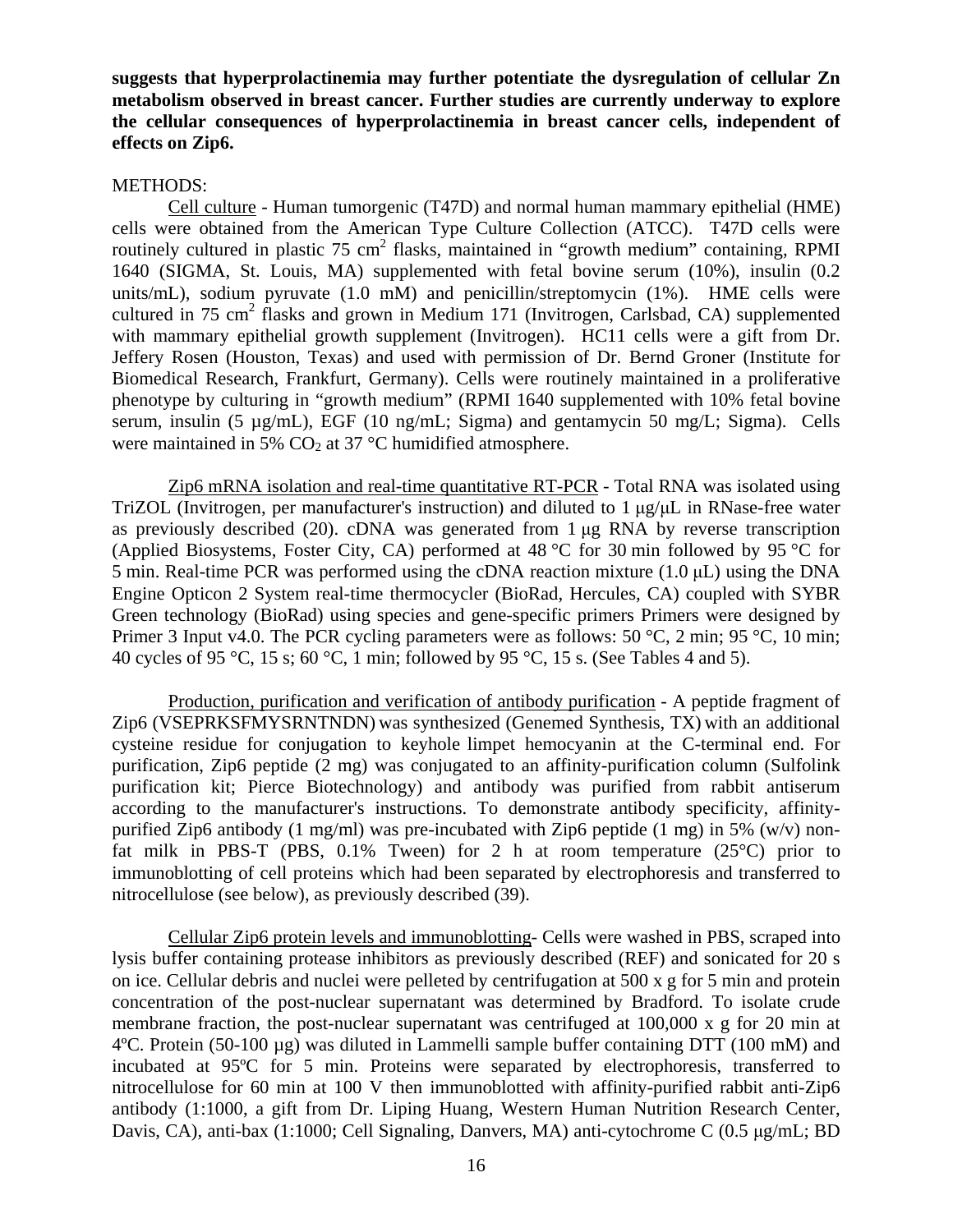**suggests that hyperprolactinemia may further potentiate the dysregulation of cellular Zn metabolism observed in breast cancer. Further studies are currently underway to explore the cellular consequences of hyperprolactinemia in breast cancer cells, independent of effects on Zip6.**

METHODS:

Cell culture - Human tumorgenic (T47D) and normal human mammary epithelial (HME) cells were obtained from the American Type Culture Collection (ATCC). T47D cells were routinely cultured in plastic 75 $cm^2$ flasks, maintained in "growth medium" containing, RPMI 1640 (SIGMA, St. Louis, MA) supplemented with fetal bovine serum (10%), insulin (0.2 units/mL), sodium pyruvate (1.0 mM) and penicillin/streptomycin (1%). HME cells were cultured in 75 $cm^2$ flasks and grown in Medium 171 (Invitrogen, Carlsbad, CA) supplemented with mammary epithelial growth supplement (Invitrogen). HC11 cells were a gift from Dr. Jeffery Rosen (Houston, Texas) and used with permission of Dr. Bernd Groner (Institute for Biomedical Research, Frankfurt, Germany). Cells were routinely maintained in a proliferative phenotype by culturing in "growth medium" (RPMI 1640 supplemented with 10% fetal bovine serum, insulin (5 µg/mL), EGF (10 ng/mL; Sigma) and gentamycin 50 mg/L; Sigma). Cells were maintained in 5% $CO_2$ at 37 °C humidified atmosphere.

Zip6 mRNA isolation and real-time quantitative RT-PCR - Total RNA was isolated using TriZOL (Invitrogen, per manufacturer's instruction) and diluted to 1 µg/µL in RNase-free water as previously described (20). cDNA was generated from 1 µg RNA by reverse transcription (Applied Biosystems, Foster City, CA) performed at 48 °C for 30 min followed by 95 °C for 5 min. Real-time PCR was performed using the cDNA reaction mixture (1.0 µL) using the DNA Engine Opticon 2 System real-time thermocycler (BioRad, Hercules, CA) coupled with SYBR Green technology (BioRad) using species and gene-specific primers Primers were designed by Primer 3 Input v4.0. The PCR cycling parameters were as follows: 50 °C, 2 min; 95 °C, 10 min; 40 cycles of 95 °C, 15 s; 60 °C, 1 min; followed by 95 °C, 15 s. (See Tables 4 and 5).

Production, purification and verification of antibody purification - A peptide fragment of Zip6 (VSEPRKSFMYSRNTNDN) was synthesized (Genemed Synthesis, TX) with an additional cysteine residue for conjugation to keyhole limpet hemocyanin at the C-terminal end. For purification, Zip6 peptide (2 mg) was conjugated to an affinity-purification column (Sulfolink purification kit; Pierce Biotechnology) and antibody was purified from rabbit antiserum according to the manufacturer's instructions. To demonstrate antibody specificity, affinity-purified Zip6 antibody (1 mg/ml) was pre-incubated with Zip6 peptide (1 mg) in 5% (w/v) non-fat milk in PBS-T (PBS, 0.1% Tween) for 2 h at room temperature (25°C) prior to immunoblotting of cell proteins which had been separated by electrophoresis and transferred to nitrocellulose (see below), as previously described (39).

Cellular Zip6 protein levels and immunoblotting- Cells were washed in PBS, scraped into lysis buffer containing protease inhibitors as previously described (REF) and sonicated for 20 s on ice. Cellular debris and nuclei were pelleted by centrifugation at 500 x g for 5 min and protein concentration of the post-nuclear supernatant was determined by Bradford. To isolate crude membrane fraction, the post-nuclear supernatant was centrifuged at 100,000 x g for 20 min at 4ºC. Protein (50-100 µg) was diluted in Lammelli sample buffer containing DTT (100 mM) and incubated at 95ºC for 5 min. Proteins were separated by electrophoresis, transferred to nitrocellulose for 60 min at 100 V then immunoblotted with affinity-purified rabbit anti-Zip6 antibody (1:1000, a gift from Dr. Liping Huang, Western Human Nutrition Research Center, Davis, CA), anti-bax (1:1000; Cell Signaling, Danvers, MA) anti-cytochrome C (0.5 µg/mL; BD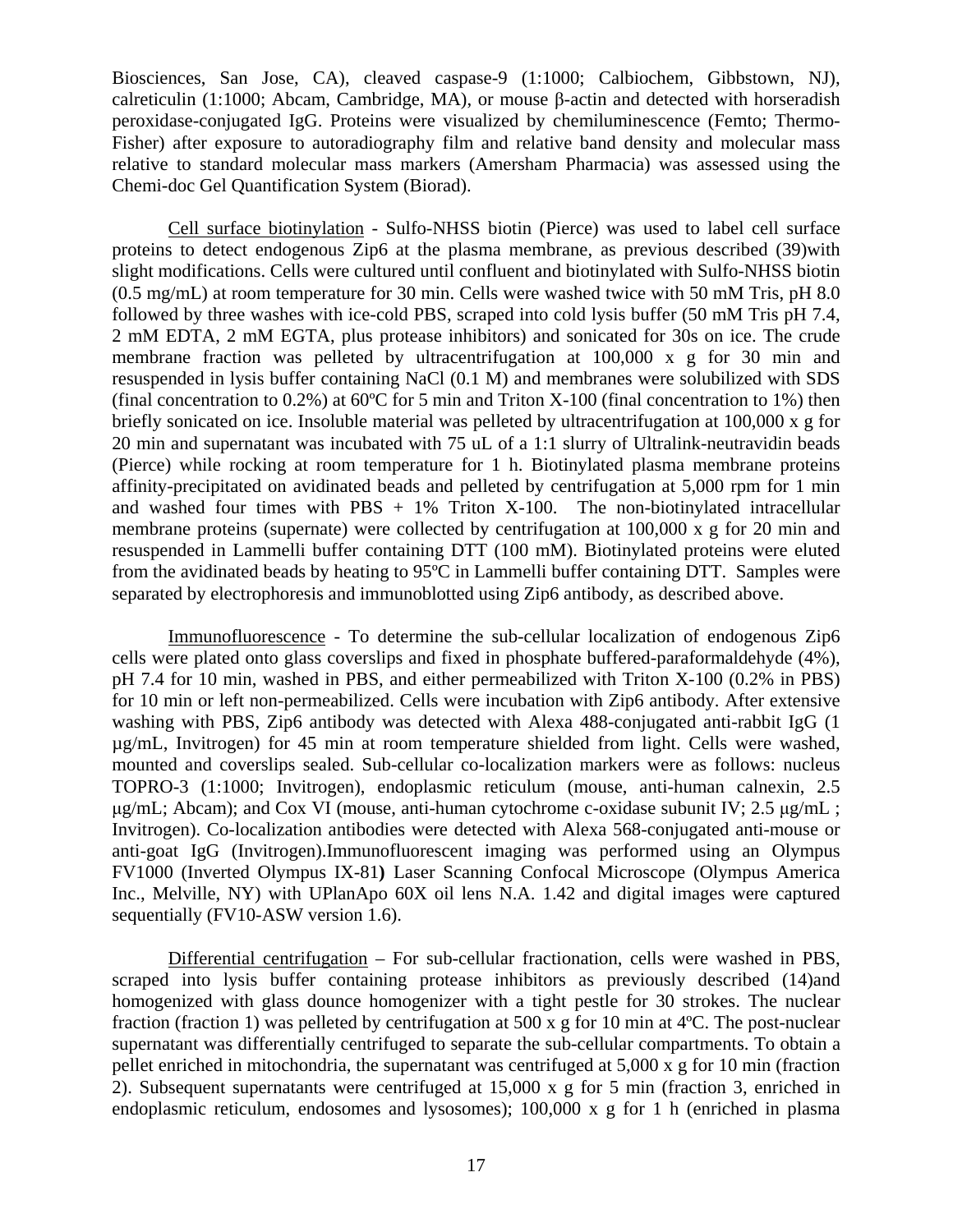Biosciences, San Jose, CA), cleaved caspase-9 (1:1000; Calbiochem, Gibbstown, NJ), calreticulin (1:1000; Abcam, Cambridge, MA), or mouse β-actin and detected with horseradish peroxidase-conjugated IgG. Proteins were visualized by chemiluminescence (Femto; Thermo-Fisher) after exposure to autoradiography film and relative band density and molecular mass relative to standard molecular mass markers (Amersham Pharmacia) was assessed using the Chemi-doc Gel Quantification System (Biorad).

Cell surface biotinylation - Sulfo-NHSS biotin (Pierce) was used to label cell surface proteins to detect endogenous Zip6 at the plasma membrane, as previous described (39)with slight modifications. Cells were cultured until confluent and biotinylated with Sulfo-NHSS biotin (0.5 mg/mL) at room temperature for 30 min. Cells were washed twice with 50 mM Tris, pH 8.0 followed by three washes with ice-cold PBS, scraped into cold lysis buffer (50 mM Tris pH 7.4, 2 mM EDTA, 2 mM EGTA, plus protease inhibitors) and sonicated for 30s on ice. The crude membrane fraction was pelleted by ultracentrifugation at 100,000 x g for 30 min and resuspended in lysis buffer containing NaCl (0.1 M) and membranes were solubilized with SDS (final concentration to 0.2%) at 60ºC for 5 min and Triton X-100 (final concentration to 1%) then briefly sonicated on ice. Insoluble material was pelleted by ultracentrifugation at 100,000 x g for 20 min and supernatant was incubated with 75 uL of a 1:1 slurry of Ultralink-neutravidin beads (Pierce) while rocking at room temperature for 1 h. Biotinylated plasma membrane proteins affinity-precipitated on avidinated beads and pelleted by centrifugation at 5,000 rpm for 1 min and washed four times with PBS + 1% Triton X-100. The non-biotinylated intracellular membrane proteins (supernate) were collected by centrifugation at 100,000 x g for 20 min and resuspended in Lammelli buffer containing DTT (100 mM). Biotinylated proteins were eluted from the avidinated beads by heating to 95ºC in Lammelli buffer containing DTT. Samples were separated by electrophoresis and immunoblotted using Zip6 antibody, as described above.

Immunofluorescence - To determine the sub-cellular localization of endogenous Zip6 cells were plated onto glass coverslips and fixed in phosphate buffered-paraformaldehyde (4%), pH 7.4 for 10 min, washed in PBS, and either permeabilized with Triton X-100 (0.2% in PBS) for 10 min or left non-permeabilized. Cells were incubation with Zip6 antibody. After extensive washing with PBS, Zip6 antibody was detected with Alexa 488-conjugated anti-rabbit IgG (1 µg/mL, Invitrogen) for 45 min at room temperature shielded from light. Cells were washed, mounted and coverslips sealed. Sub-cellular co-localization markers were as follows: nucleus TOPRO-3 (1:1000; Invitrogen), endoplasmic reticulum (mouse, anti-human calnexin, 2.5 µg/mL; Abcam); and Cox VI (mouse, anti-human cytochrome c-oxidase subunit IV; 2.5 µg/mL ; Invitrogen). Co-localization antibodies were detected with Alexa 568-conjugated anti-mouse or anti-goat IgG (Invitrogen).Immunofluorescent imaging was performed using an Olympus FV1000 (Inverted Olympus IX-81**)** Laser Scanning Confocal Microscope (Olympus America Inc., Melville, NY) with UPlanApo 60X oil lens N.A. 1.42 and digital images were captured sequentially (FV10-ASW version 1.6).

Differential centrifugation – For sub-cellular fractionation, cells were washed in PBS, scraped into lysis buffer containing protease inhibitors as previously described (14)and homogenized with glass dounce homogenizer with a tight pestle for 30 strokes. The nuclear fraction (fraction 1) was pelleted by centrifugation at 500 x g for 10 min at 4ºC. The post-nuclear supernatant was differentially centrifuged to separate the sub-cellular compartments. To obtain a pellet enriched in mitochondria, the supernatant was centrifuged at 5,000 x g for 10 min (fraction 2). Subsequent supernatants were centrifuged at 15,000 x g for 5 min (fraction 3, enriched in endoplasmic reticulum, endosomes and lysosomes); 100,000 x g for 1 h (enriched in plasma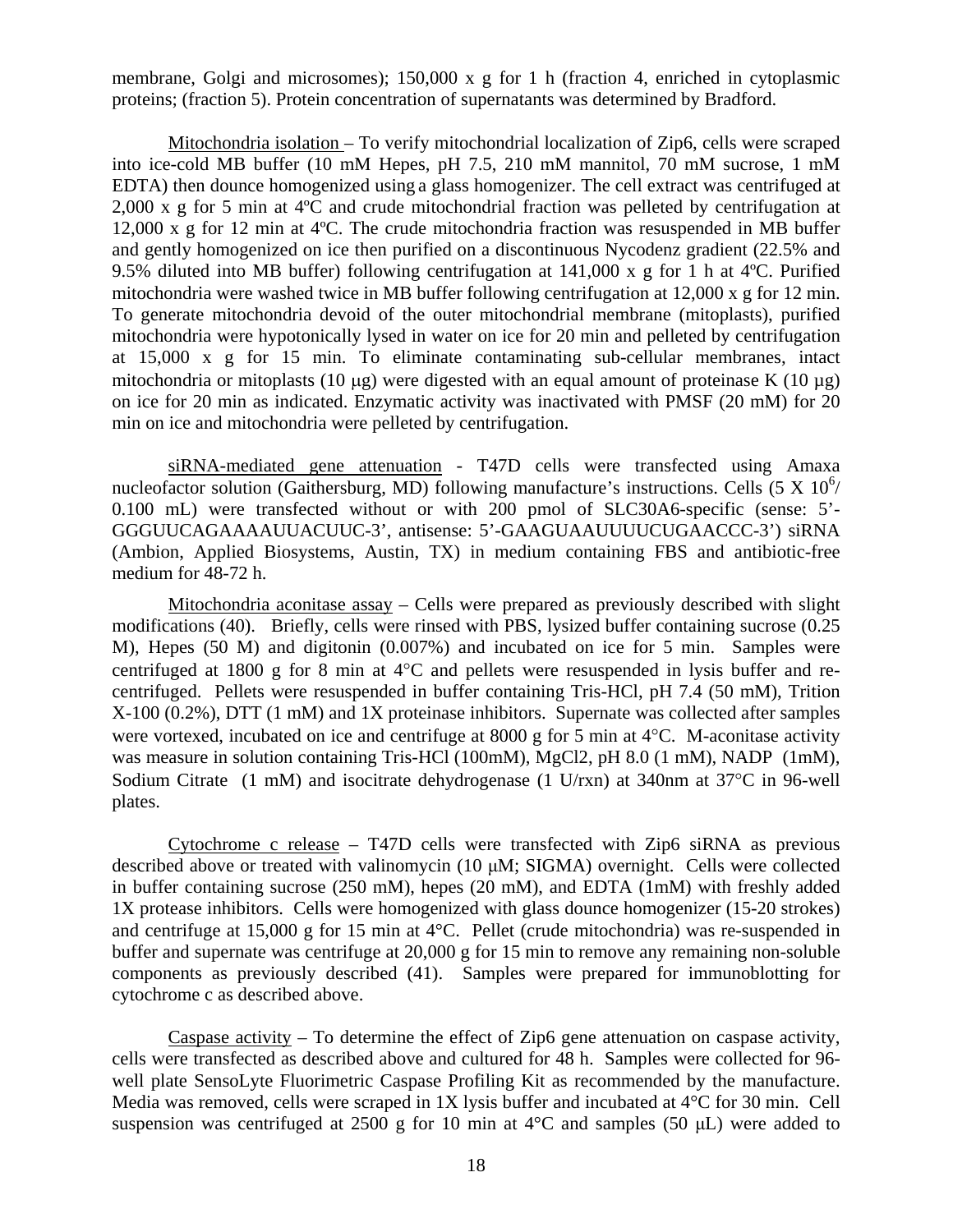membrane, Golgi and microsomes); 150,000 x g for 1 h (fraction 4, enriched in cytoplasmic proteins; (fraction 5). Protein concentration of supernatants was determined by Bradford.

Mitochondria isolation – To verify mitochondrial localization of Zip6, cells were scraped into ice-cold MB buffer (10 mM Hepes, pH 7.5, 210 mM mannitol, 70 mM sucrose, 1 mM EDTA) then dounce homogenized using a glass homogenizer. The cell extract was centrifuged at 2,000 x g for 5 min at 4ºC and crude mitochondrial fraction was pelleted by centrifugation at 12,000 x g for 12 min at 4ºC. The crude mitochondria fraction was resuspended in MB buffer and gently homogenized on ice then purified on a discontinuous Nycodenz gradient (22.5% and 9.5% diluted into MB buffer) following centrifugation at 141,000 x g for 1 h at 4ºC. Purified mitochondria were washed twice in MB buffer following centrifugation at 12,000 x g for 12 min. To generate mitochondria devoid of the outer mitochondrial membrane (mitoplasts), purified mitochondria were hypotonically lysed in water on ice for 20 min and pelleted by centrifugation at 15,000 x g for 15 min. To eliminate contaminating sub-cellular membranes, intact mitochondria or mitoplasts (10 μg) were digested with an equal amount of proteinase K (10 μg) on ice for 20 min as indicated. Enzymatic activity was inactivated with PMSF (20 mM) for 20 min on ice and mitochondria were pelleted by centrifugation.

siRNA-mediated gene attenuation - T47D cells were transfected using Amaxa nucleofactor solution (Gaithersburg, MD) following manufacture's instructions. Cells (5 X $10^6$/ 0.100 mL) were transfected without or with 200 pmol of SLC30A6-specific (sense: 5'-GGGUUCAGAAAAUUACUUC-3', antisense: 5'-GAAGUAAUUUUCUGAACCC-3') siRNA (Ambion, Applied Biosystems, Austin, TX) in medium containing FBS and antibiotic-free medium for 48-72 h.

Mitochondria aconitase assay – Cells were prepared as previously described with slight modifications (40). Briefly, cells were rinsed with PBS, lysized buffer containing sucrose (0.25 M), Hepes (50 M) and digitonin (0.007%) and incubated on ice for 5 min. Samples were centrifuged at 1800 g for 8 min at 4°C and pellets were resuspended in lysis buffer and re-centrifuged. Pellets were resuspended in buffer containing Tris-HCl, pH 7.4 (50 mM), Trition X-100 (0.2%), DTT (1 mM) and 1X proteinase inhibitors. Supernate was collected after samples were vortexed, incubated on ice and centrifuge at 8000 g for 5 min at 4°C. M-aconitase activity was measure in solution containing Tris-HCl (100mM), $MgCl_2$, pH 8.0 (1 mM), NADP (1mM), Sodium Citrate (1 mM) and isocitrate dehydrogenase (1 U/rxn) at 340nm at 37°C in 96-well plates.

Cytochrome c release – T47D cells were transfected with Zip6 siRNA as previous described above or treated with valinomycin (10 μM; SIGMA) overnight. Cells were collected in buffer containing sucrose (250 mM), hepes (20 mM), and EDTA (1mM) with freshly added 1X protease inhibitors. Cells were homogenized with glass dounce homogenizer (15-20 strokes) and centrifuge at 15,000 g for 15 min at 4°C. Pellet (crude mitochondria) was re-suspended in buffer and supernate was centrifuge at 20,000 g for 15 min to remove any remaining non-soluble components as previously described (41). Samples were prepared for immunoblotting for cytochrome c as described above.

Caspase activity – To determine the effect of Zip6 gene attenuation on caspase activity, cells were transfected as described above and cultured for 48 h. Samples were collected for 96-well plate SensoLyte Fluorimetric Caspase Profiling Kit as recommended by the manufacture. Media was removed, cells were scraped in 1X lysis buffer and incubated at 4°C for 30 min. Cell suspension was centrifuged at 2500 g for 10 min at 4°C and samples (50 μL) were added to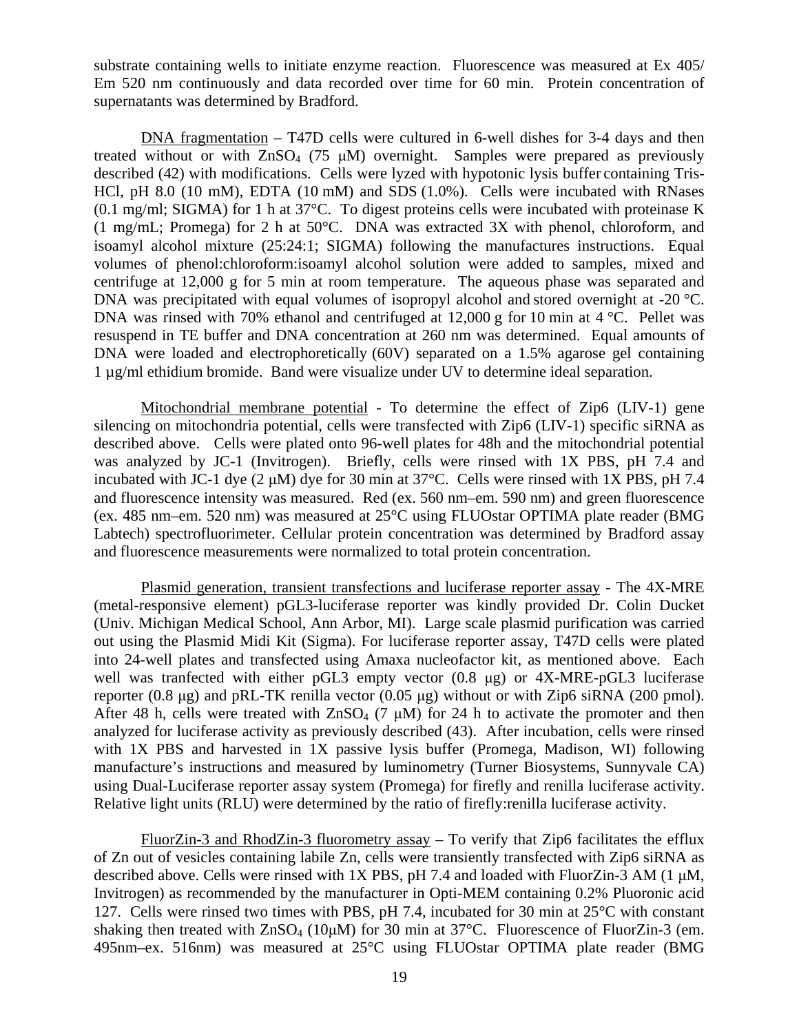substrate containing wells to initiate enzyme reaction. Fluorescence was measured at Ex 405/ Em 520 nm continuously and data recorded over time for 60 min. Protein concentration of supernatants was determined by Bradford.

<u>DNA fragmentation</u> – T47D cells were cultured in 6-well dishes for 3-4 days and then treated without or with $ZnSO_4$ (75 μM) overnight. Samples were prepared as previously described (42) with modifications. Cells were lyzed with hypotonic lysis buffer containing Tris-HCl, pH 8.0 (10 mM), EDTA (10 mM) and SDS (1.0%). Cells were incubated with RNases (0.1 mg/ml; SIGMA) for 1 h at 37°C. To digest proteins cells were incubated with proteinase K (1 mg/mL; Promega) for 2 h at 50°C. DNA was extracted 3X with phenol, chloroform, and isoamyl alcohol mixture (25:24:1; SIGMA) following the manufactures instructions. Equal volumes of phenol:chloroform:isoamyl alcohol solution were added to samples, mixed and centrifuge at 12,000 g for 5 min at room temperature. The aqueous phase was separated and DNA was precipitated with equal volumes of isopropyl alcohol and stored overnight at -20 °C. DNA was rinsed with 70% ethanol and centrifuged at 12,000 g for 10 min at 4 °C. Pellet was resuspend in TE buffer and DNA concentration at 260 nm was determined. Equal amounts of DNA were loaded and electrophoretically (60V) separated on a 1.5% agarose gel containing 1 µg/ml ethidium bromide. Band were visualize under UV to determine ideal separation.

<u>Mitochondrial membrane potential</u> - To determine the effect of Zip6 (LIV-1) gene silencing on mitochondria potential, cells were transfected with Zip6 (LIV-1) specific siRNA as described above. Cells were plated onto 96-well plates for 48h and the mitochondrial potential was analyzed by JC-1 (Invitrogen). Briefly, cells were rinsed with 1X PBS, pH 7.4 and incubated with JC-1 dye (2 μM) dye for 30 min at 37°C. Cells were rinsed with 1X PBS, pH 7.4 and fluorescence intensity was measured. Red (ex. 560 nm–em. 590 nm) and green fluorescence (ex. 485 nm–em. 520 nm) was measured at 25°C using FLUOstar OPTIMA plate reader (BMG Labtech) spectrofluorimeter. Cellular protein concentration was determined by Bradford assay and fluorescence measurements were normalized to total protein concentration.

<u>Plasmid generation, transient transfections and luciferase reporter assay</u> - The 4X-MRE (metal-responsive element) pGL3-luciferase reporter was kindly provided Dr. Colin Ducket (Univ. Michigan Medical School, Ann Arbor, MI). Large scale plasmid purification was carried out using the Plasmid Midi Kit (Sigma). For luciferase reporter assay, T47D cells were plated into 24-well plates and transfected using Amaxa nucleofactor kit, as mentioned above. Each well was tranfected with either pGL3 empty vector (0.8 μg) or 4X-MRE-pGL3 luciferase reporter (0.8 μg) and pRL-TK renilla vector (0.05 μg) without or with Zip6 siRNA (200 pmol). After 48 h, cells were treated with $ZnSO_4$ (7 μM) for 24 h to activate the promoter and then analyzed for luciferase activity as previously described (43). After incubation, cells were rinsed with 1X PBS and harvested in 1X passive lysis buffer (Promega, Madison, WI) following manufacture's instructions and measured by luminometry (Turner Biosystems, Sunnyvale CA) using Dual-Luciferase reporter assay system (Promega) for firefly and renilla luciferase activity. Relative light units (RLU) were determined by the ratio of firefly:renilla luciferase activity.

<u>FluorZin-3 and RhodZin-3 fluorometry assay</u> – To verify that Zip6 facilitates the efflux of Zn out of vesicles containing labile Zn, cells were transiently transfected with Zip6 siRNA as described above. Cells were rinsed with 1X PBS, pH 7.4 and loaded with FluorZin-3 AM (1 μM, Invitrogen) as recommended by the manufacturer in Opti-MEM containing 0.2% Pluoronic acid 127. Cells were rinsed two times with PBS, pH 7.4, incubated for 30 min at 25°C with constant shaking then treated with $ZnSO_4$ (10μM) for 30 min at 37°C. Fluorescence of FluorZin-3 (em. 495nm–ex. 516nm) was measured at 25°C using FLUOstar OPTIMA plate reader (BMG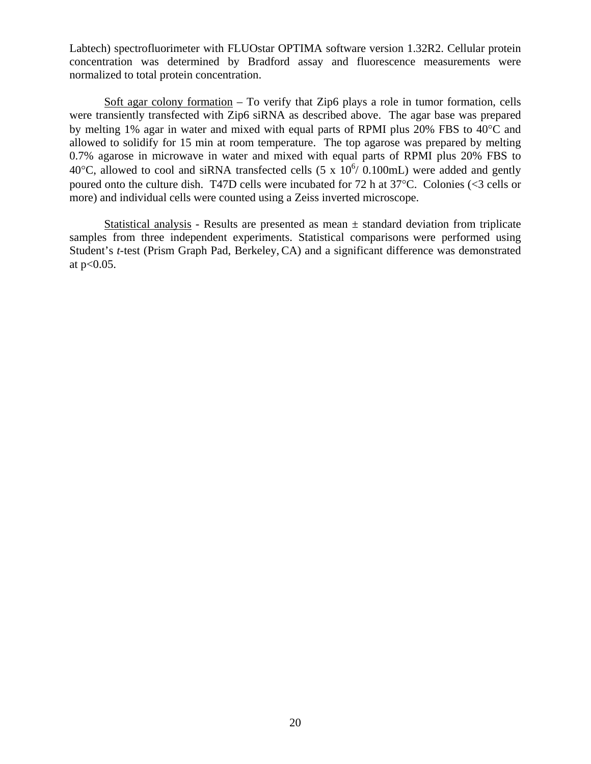Labtech) spectrofluorimeter with FLUOstar OPTIMA software version 1.32R2. Cellular protein concentration was determined by Bradford assay and fluorescence measurements were normalized to total protein concentration.

Soft agar colony formation – To verify that Zip6 plays a role in tumor formation, cells were transiently transfected with Zip6 siRNA as described above. The agar base was prepared by melting 1% agar in water and mixed with equal parts of RPMI plus 20% FBS to 40°C and allowed to solidify for 15 min at room temperature. The top agarose was prepared by melting 0.7% agarose in microwave in water and mixed with equal parts of RPMI plus 20% FBS to 40°C, allowed to cool and siRNA transfected cells ($5 \times 10^6$/ 0.100mL) were added and gently poured onto the culture dish. T47D cells were incubated for 72 h at 37°C. Colonies (<3 cells or more) and individual cells were counted using a Zeiss inverted microscope.

Statistical analysis - Results are presented as mean ± standard deviation from triplicate samples from three independent experiments. Statistical comparisons were performed using Student's *t*-test (Prism Graph Pad, Berkeley, CA) and a significant difference was demonstrated at $p<0.05$.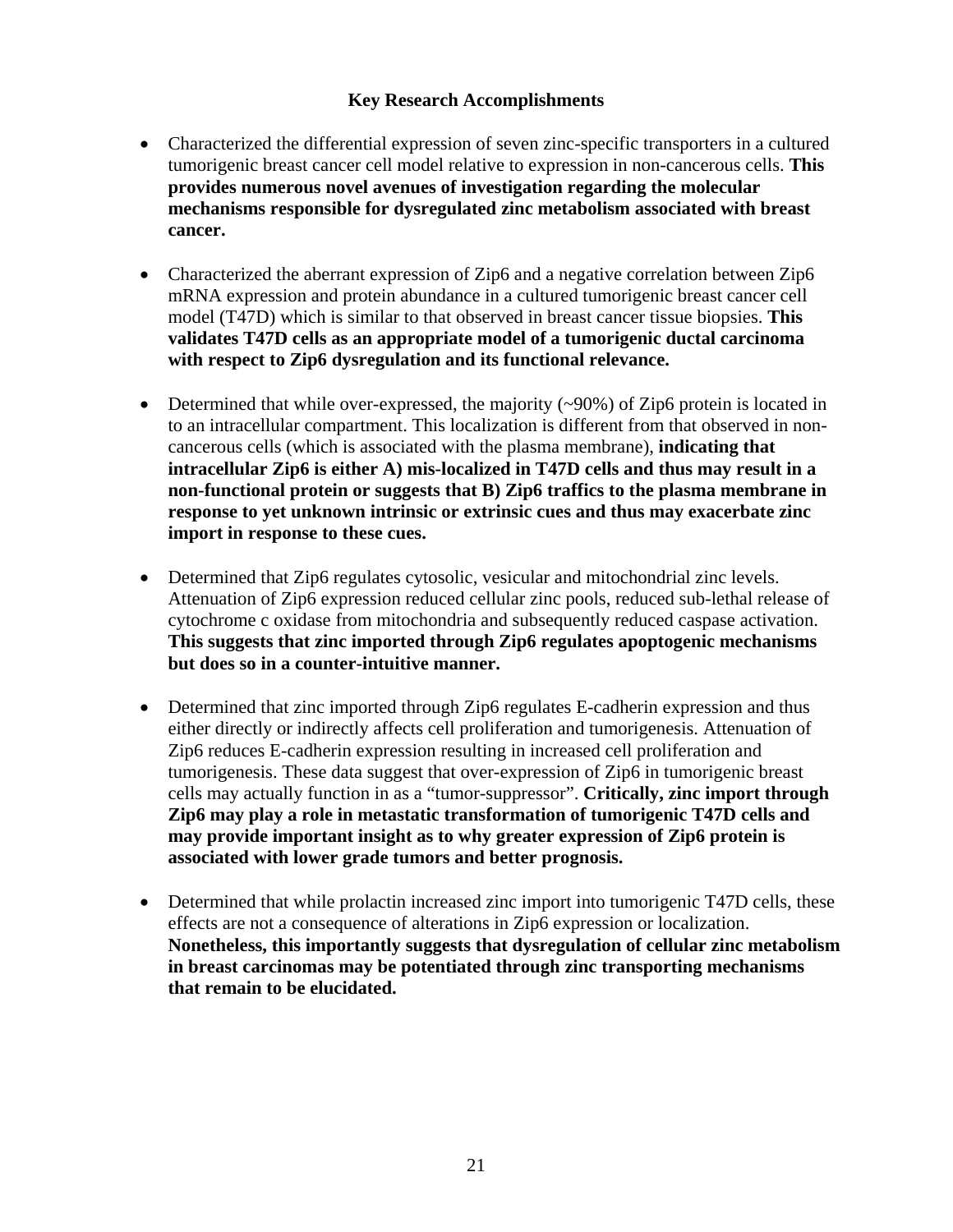## Key Research Accomplishments

- Characterized the differential expression of seven zinc-specific transporters in a cultured tumorigenic breast cancer cell model relative to expression in non-cancerous cells. **This provides numerous novel avenues of investigation regarding the molecular mechanisms responsible for dysregulated zinc metabolism associated with breast cancer.**

- Characterized the aberrant expression of Zip6 and a negative correlation between Zip6 mRNA expression and protein abundance in a cultured tumorigenic breast cancer cell model (T47D) which is similar to that observed in breast cancer tissue biopsies. **This validates T47D cells as an appropriate model of a tumorigenic ductal carcinoma with respect to Zip6 dysregulation and its functional relevance.**

- Determined that while over-expressed, the majority (~90%) of Zip6 protein is located in to an intracellular compartment. This localization is different from that observed in non-cancerous cells (which is associated with the plasma membrane), **indicating that intracellular Zip6 is either A) mis-localized in T47D cells and thus may result in a non-functional protein or suggests that B) Zip6 traffics to the plasma membrane in response to yet unknown intrinsic or extrinsic cues and thus may exacerbate zinc import in response to these cues.**

- Determined that Zip6 regulates cytosolic, vesicular and mitochondrial zinc levels. Attenuation of Zip6 expression reduced cellular zinc pools, reduced sub-lethal release of cytochrome c oxidase from mitochondria and subsequently reduced caspase activation. **This suggests that zinc imported through Zip6 regulates apoptogenic mechanisms but does so in a counter-intuitive manner.**

- Determined that zinc imported through Zip6 regulates E-cadherin expression and thus either directly or indirectly affects cell proliferation and tumorigenesis. Attenuation of Zip6 reduces E-cadherin expression resulting in increased cell proliferation and tumorigenesis. These data suggest that over-expression of Zip6 in tumorigenic breast cells may actually function in as a "tumor-suppressor". **Critically, zinc import through Zip6 may play a role in metastatic transformation of tumorigenic T47D cells and may provide important insight as to why greater expression of Zip6 protein is associated with lower grade tumors and better prognosis.**

- Determined that while prolactin increased zinc import into tumorigenic T47D cells, these effects are not a consequence of alterations in Zip6 expression or localization. **Nonetheless, this importantly suggests that dysregulation of cellular zinc metabolism in breast carcinomas may be potentiated through zinc transporting mechanisms that remain to be elucidated.**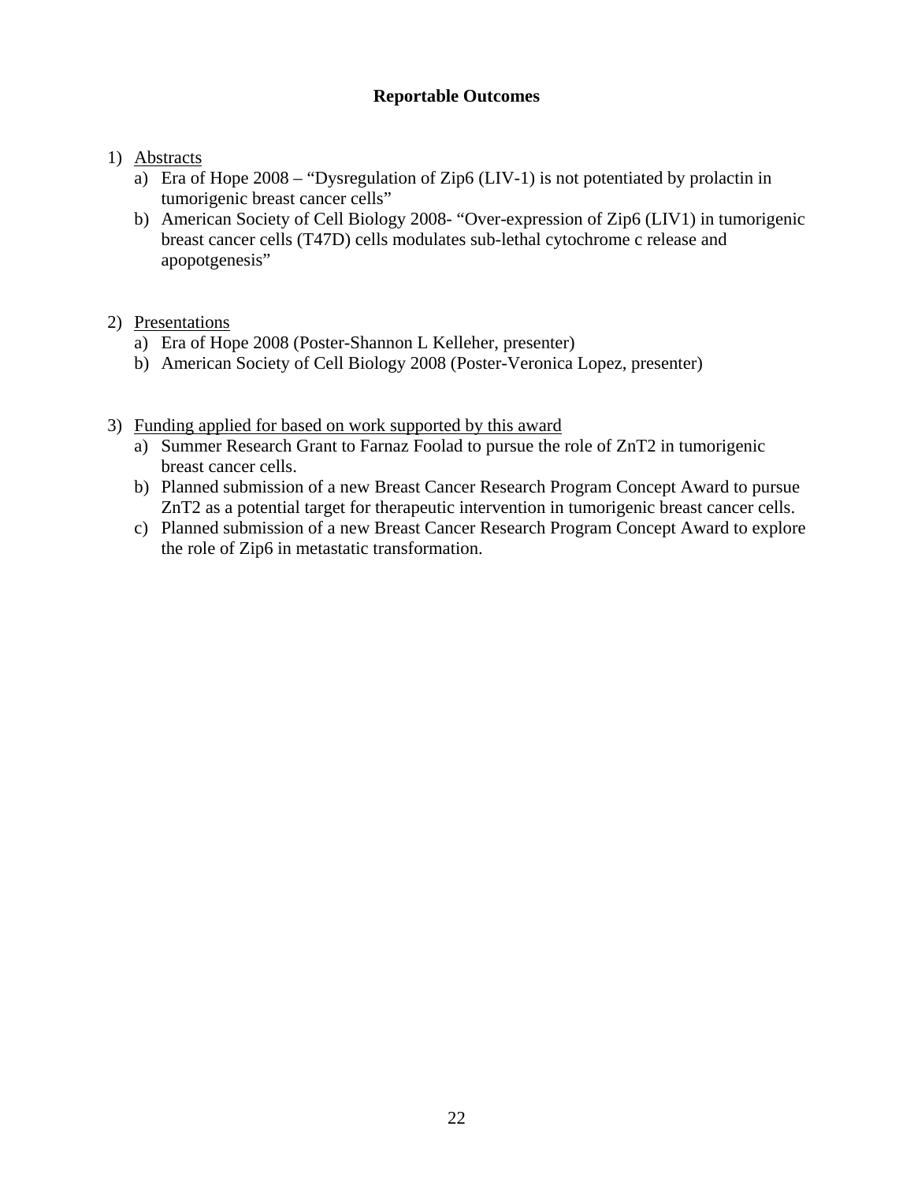## Reportable Outcomes

1) Abstracts
   a) Era of Hope 2008 – "Dysregulation of Zip6 (LIV-1) is not potentiated by prolactin in tumorigenic breast cancer cells"
   b) American Society of Cell Biology 2008- "Over-expression of Zip6 (LIV1) in tumorigenic breast cancer cells (T47D) cells modulates sub-lethal cytochrome c release and apopotgenesis"

2) Presentations
   a) Era of Hope 2008 (Poster-Shannon L Kelleher, presenter)
   b) American Society of Cell Biology 2008 (Poster-Veronica Lopez, presenter)

3) Funding applied for based on work supported by this award
   a) Summer Research Grant to Farnaz Foolad to pursue the role of ZnT2 in tumorigenic breast cancer cells.
   b) Planned submission of a new Breast Cancer Research Program Concept Award to pursue ZnT2 as a potential target for therapeutic intervention in tumorigenic breast cancer cells.
   c) Planned submission of a new Breast Cancer Research Program Concept Award to explore the role of Zip6 in metastatic transformation.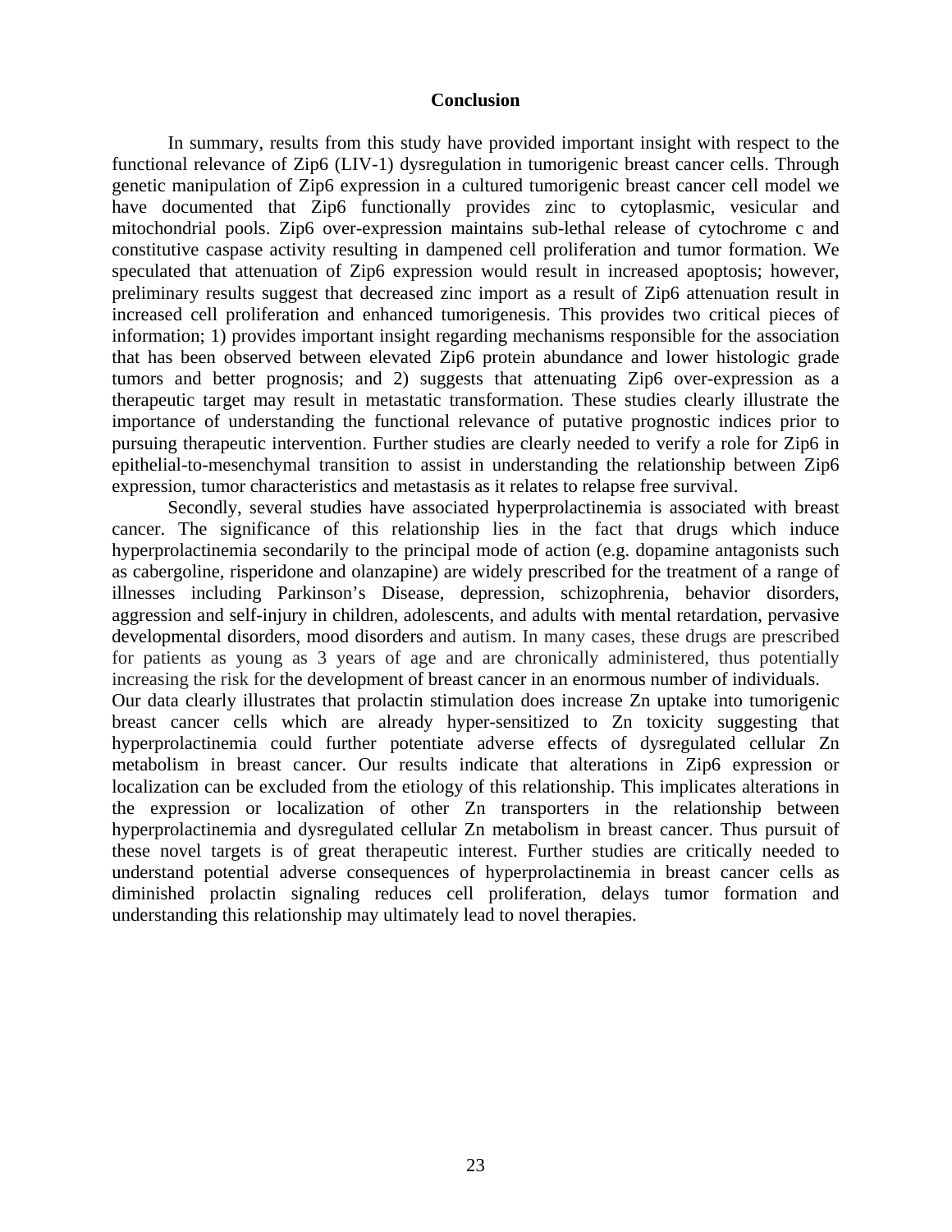## Conclusion

In summary, results from this study have provided important insight with respect to the functional relevance of Zip6 (LIV-1) dysregulation in tumorigenic breast cancer cells. Through genetic manipulation of Zip6 expression in a cultured tumorigenic breast cancer cell model we have documented that Zip6 functionally provides zinc to cytoplasmic, vesicular and mitochondrial pools. Zip6 over-expression maintains sub-lethal release of cytochrome c and constitutive caspase activity resulting in dampened cell proliferation and tumor formation. We speculated that attenuation of Zip6 expression would result in increased apoptosis; however, preliminary results suggest that decreased zinc import as a result of Zip6 attenuation result in increased cell proliferation and enhanced tumorigenesis. This provides two critical pieces of information; 1) provides important insight regarding mechanisms responsible for the association that has been observed between elevated Zip6 protein abundance and lower histologic grade tumors and better prognosis; and 2) suggests that attenuating Zip6 over-expression as a therapeutic target may result in metastatic transformation. These studies clearly illustrate the importance of understanding the functional relevance of putative prognostic indices prior to pursuing therapeutic intervention. Further studies are clearly needed to verify a role for Zip6 in epithelial-to-mesenchymal transition to assist in understanding the relationship between Zip6 expression, tumor characteristics and metastasis as it relates to relapse free survival.

Secondly, several studies have associated hyperprolactinemia is associated with breast cancer. The significance of this relationship lies in the fact that drugs which induce hyperprolactinemia secondarily to the principal mode of action (e.g. dopamine antagonists such as cabergoline, risperidone and olanzapine) are widely prescribed for the treatment of a range of illnesses including Parkinson's Disease, depression, schizophrenia, behavior disorders, aggression and self-injury in children, adolescents, and adults with mental retardation, pervasive developmental disorders, mood disorders and autism. In many cases, these drugs are prescribed for patients as young as 3 years of age and are chronically administered, thus potentially increasing the risk for the development of breast cancer in an enormous number of individuals.

Our data clearly illustrates that prolactin stimulation does increase Zn uptake into tumorigenic breast cancer cells which are already hyper-sensitized to Zn toxicity suggesting that hyperprolactinemia could further potentiate adverse effects of dysregulated cellular Zn metabolism in breast cancer. Our results indicate that alterations in Zip6 expression or localization can be excluded from the etiology of this relationship. This implicates alterations in the expression or localization of other Zn transporters in the relationship between hyperprolactinemia and dysregulated cellular Zn metabolism in breast cancer. Thus pursuit of these novel targets is of great therapeutic interest. Further studies are critically needed to understand potential adverse consequences of hyperprolactinemia in breast cancer cells as diminished prolactin signaling reduces cell proliferation, delays tumor formation and understanding this relationship may ultimately lead to novel therapies.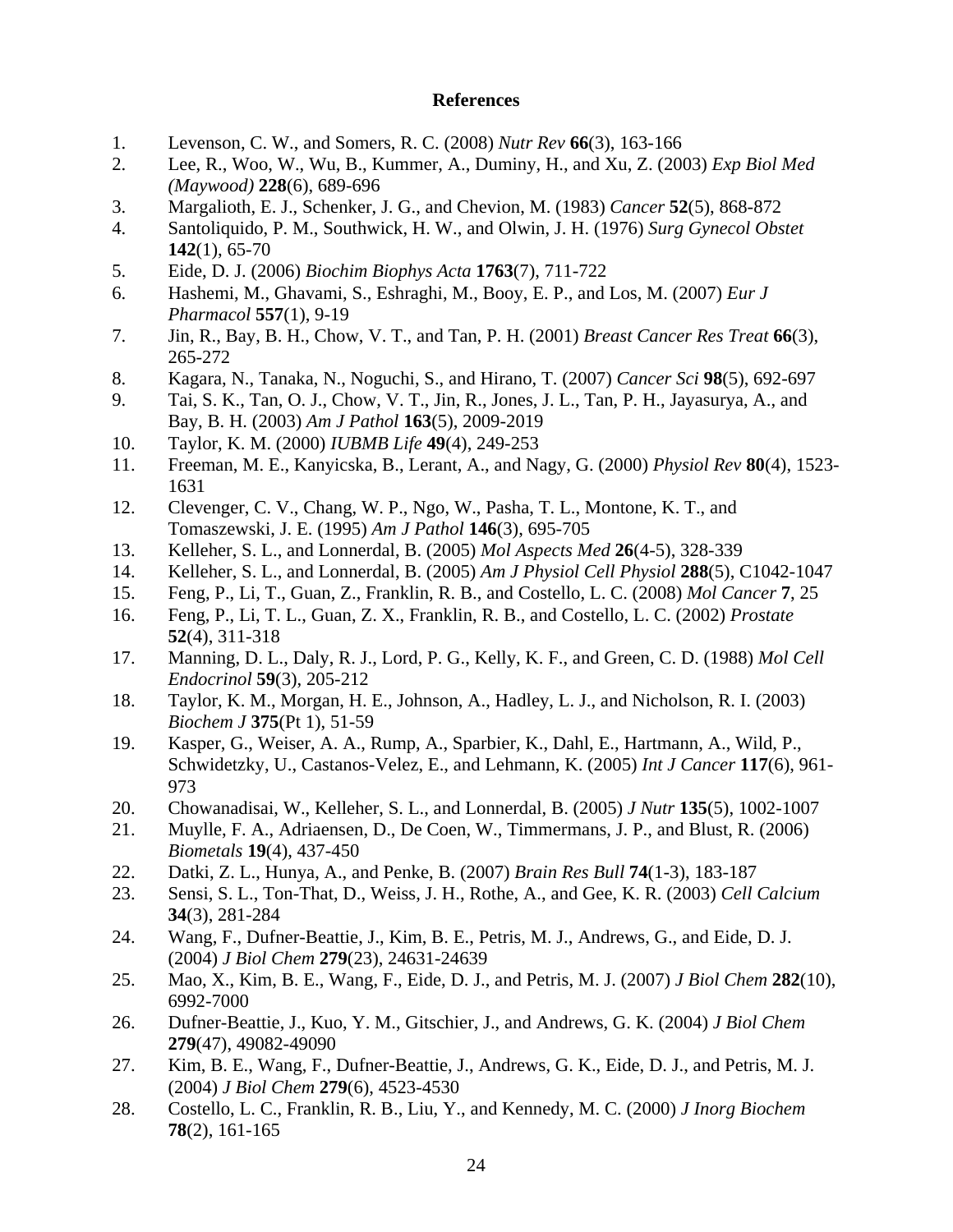## References

1. Levenson, C. W., and Somers, R. C. (2008) *Nutr Rev* **66**(3), 163-166
2. Lee, R., Woo, W., Wu, B., Kummer, A., Duminy, H., and Xu, Z. (2003) *Exp Biol Med (Maywood)* **228**(6), 689-696
3. Margalioth, E. J., Schenker, J. G., and Chevion, M. (1983) *Cancer* **52**(5), 868-872
4. Santoliquido, P. M., Southwick, H. W., and Olwin, J. H. (1976) *Surg Gynecol Obstet* **142**(1), 65-70
5. Eide, D. J. (2006) *Biochim Biophys Acta* **1763**(7), 711-722
6. Hashemi, M., Ghavami, S., Eshraghi, M., Booy, E. P., and Los, M. (2007) *Eur J Pharmacol* **557**(1), 9-19
7. Jin, R., Bay, B. H., Chow, V. T., and Tan, P. H. (2001) *Breast Cancer Res Treat* **66**(3), 265-272
8. Kagara, N., Tanaka, N., Noguchi, S., and Hirano, T. (2007) *Cancer Sci* **98**(5), 692-697
9. Tai, S. K., Tan, O. J., Chow, V. T., Jin, R., Jones, J. L., Tan, P. H., Jayasurya, A., and Bay, B. H. (2003) *Am J Pathol* **163**(5), 2009-2019
10. Taylor, K. M. (2000) *IUBMB Life* **49**(4), 249-253
11. Freeman, M. E., Kanyicska, B., Lerant, A., and Nagy, G. (2000) *Physiol Rev* **80**(4), 1523-1631
12. Clevenger, C. V., Chang, W. P., Ngo, W., Pasha, T. L., Montone, K. T., and Tomaszewski, J. E. (1995) *Am J Pathol* **146**(3), 695-705
13. Kelleher, S. L., and Lonnerdal, B. (2005) *Mol Aspects Med* **26**(4-5), 328-339
14. Kelleher, S. L., and Lonnerdal, B. (2005) *Am J Physiol Cell Physiol* **288**(5), C1042-1047
15. Feng, P., Li, T., Guan, Z., Franklin, R. B., and Costello, L. C. (2008) *Mol Cancer* **7**, 25
16. Feng, P., Li, T. L., Guan, Z. X., Franklin, R. B., and Costello, L. C. (2002) *Prostate* **52**(4), 311-318
17. Manning, D. L., Daly, R. J., Lord, P. G., Kelly, K. F., and Green, C. D. (1988) *Mol Cell Endocrinol* **59**(3), 205-212
18. Taylor, K. M., Morgan, H. E., Johnson, A., Hadley, L. J., and Nicholson, R. I. (2003) *Biochem J* **375**(Pt 1), 51-59
19. Kasper, G., Weiser, A. A., Rump, A., Sparbier, K., Dahl, E., Hartmann, A., Wild, P., Schwidetzky, U., Castanos-Velez, E., and Lehmann, K. (2005) *Int J Cancer* **117**(6), 961-973
20. Chowanadisai, W., Kelleher, S. L., and Lonnerdal, B. (2005) *J Nutr* **135**(5), 1002-1007
21. Muylle, F. A., Adriaensen, D., De Coen, W., Timmermans, J. P., and Blust, R. (2006) *Biometals* **19**(4), 437-450
22. Datki, Z. L., Hunya, A., and Penke, B. (2007) *Brain Res Bull* **74**(1-3), 183-187
23. Sensi, S. L., Ton-That, D., Weiss, J. H., Rothe, A., and Gee, K. R. (2003) *Cell Calcium* **34**(3), 281-284
24. Wang, F., Dufner-Beattie, J., Kim, B. E., Petris, M. J., Andrews, G., and Eide, D. J. (2004) *J Biol Chem* **279**(23), 24631-24639
25. Mao, X., Kim, B. E., Wang, F., Eide, D. J., and Petris, M. J. (2007) *J Biol Chem* **282**(10), 6992-7000
26. Dufner-Beattie, J., Kuo, Y. M., Gitschier, J., and Andrews, G. K. (2004) *J Biol Chem* **279**(47), 49082-49090
27. Kim, B. E., Wang, F., Dufner-Beattie, J., Andrews, G. K., Eide, D. J., and Petris, M. J. (2004) *J Biol Chem* **279**(6), 4523-4530
28. Costello, L. C., Franklin, R. B., Liu, Y., and Kennedy, M. C. (2000) *J Inorg Biochem* **78**(2), 161-165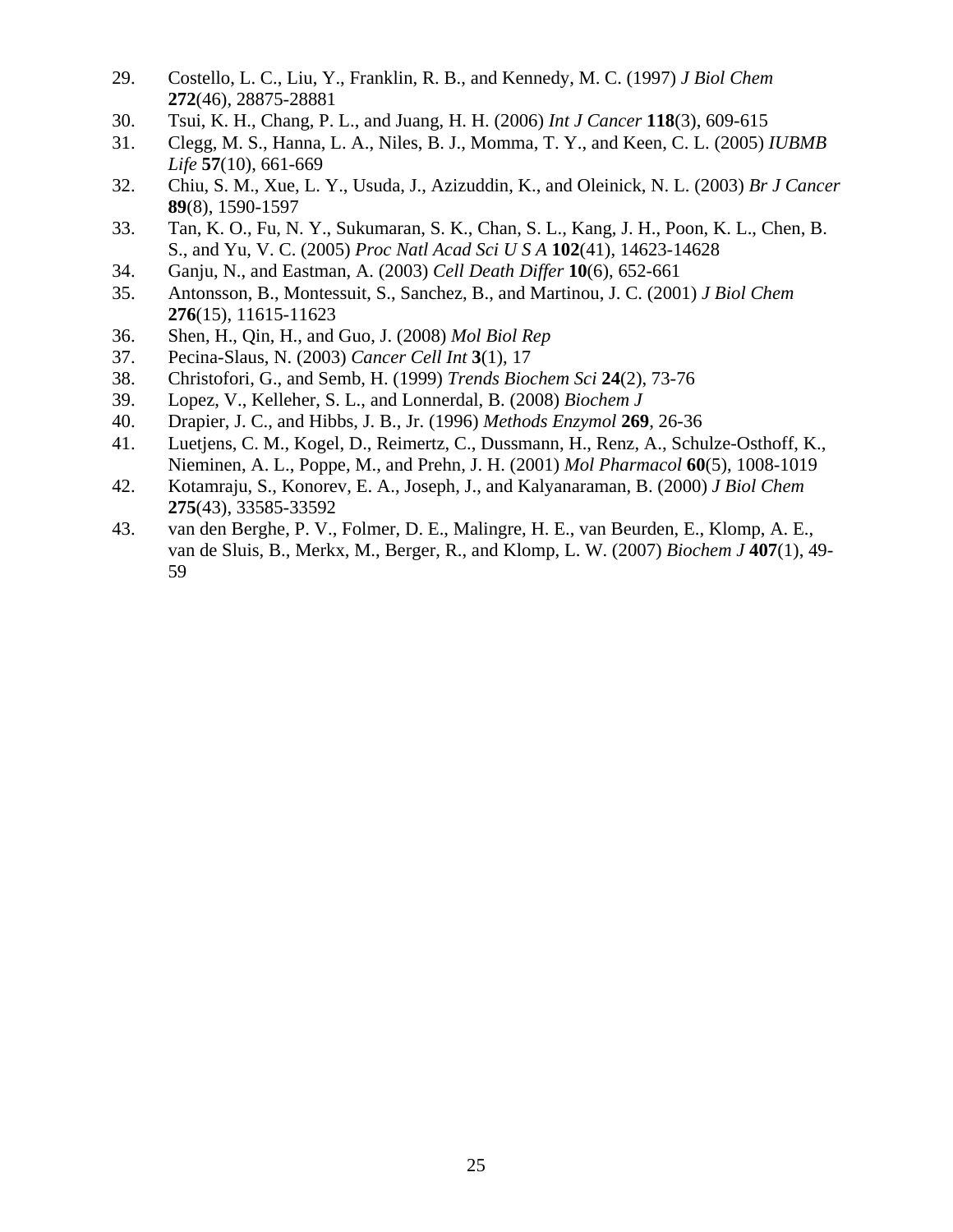29. Costello, L. C., Liu, Y., Franklin, R. B., and Kennedy, M. C. (1997) *J Biol Chem* **272**(46), 28875-28881
30. Tsui, K. H., Chang, P. L., and Juang, H. H. (2006) *Int J Cancer* **118**(3), 609-615
31. Clegg, M. S., Hanna, L. A., Niles, B. J., Momma, T. Y., and Keen, C. L. (2005) *IUBMB Life* **57**(10), 661-669
32. Chiu, S. M., Xue, L. Y., Usuda, J., Azizuddin, K., and Oleinick, N. L. (2003) *Br J Cancer* **89**(8), 1590-1597
33. Tan, K. O., Fu, N. Y., Sukumaran, S. K., Chan, S. L., Kang, J. H., Poon, K. L., Chen, B. S., and Yu, V. C. (2005) *Proc Natl Acad Sci U S A* **102**(41), 14623-14628
34. Ganju, N., and Eastman, A. (2003) *Cell Death Differ* **10**(6), 652-661
35. Antonsson, B., Montessuit, S., Sanchez, B., and Martinou, J. C. (2001) *J Biol Chem* **276**(15), 11615-11623
36. Shen, H., Qin, H., and Guo, J. (2008) *Mol Biol Rep*
37. Pecina-Slaus, N. (2003) *Cancer Cell Int* **3**(1), 17
38. Christofori, G., and Semb, H. (1999) *Trends Biochem Sci* **24**(2), 73-76
39. Lopez, V., Kelleher, S. L., and Lonnerdal, B. (2008) *Biochem J*
40. Drapier, J. C., and Hibbs, J. B., Jr. (1996) *Methods Enzymol* **269**, 26-36
41. Luetjens, C. M., Kogel, D., Reimertz, C., Dussmann, H., Renz, A., Schulze-Osthoff, K., Nieminen, A. L., Poppe, M., and Prehn, J. H. (2001) *Mol Pharmacol* **60**(5), 1008-1019
42. Kotamraju, S., Konorev, E. A., Joseph, J., and Kalyanaraman, B. (2000) *J Biol Chem* **275**(43), 33585-33592
43. van den Berghe, P. V., Folmer, D. E., Malingre, H. E., van Beurden, E., Klomp, A. E., van de Sluis, B., Merkx, M., Berger, R., and Klomp, L. W. (2007) *Biochem J* **407**(1), 49-59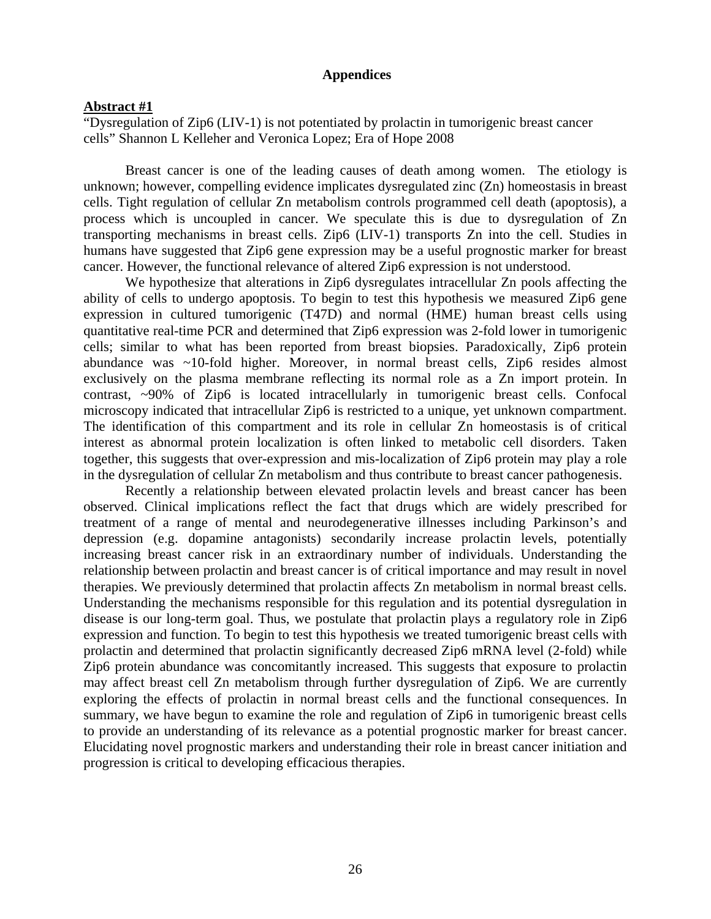# Appendices

## Abstract #1

"Dysregulation of Zip6 (LIV-1) is not potentiated by prolactin in tumorigenic breast cancer cells" Shannon L Kelleher and Veronica Lopez; Era of Hope 2008

Breast cancer is one of the leading causes of death among women. The etiology is unknown; however, compelling evidence implicates dysregulated zinc (Zn) homeostasis in breast cells. Tight regulation of cellular Zn metabolism controls programmed cell death (apoptosis), a process which is uncoupled in cancer. We speculate this is due to dysregulation of Zn transporting mechanisms in breast cells. Zip6 (LIV-1) transports Zn into the cell. Studies in humans have suggested that Zip6 gene expression may be a useful prognostic marker for breast cancer. However, the functional relevance of altered Zip6 expression is not understood.

We hypothesize that alterations in Zip6 dysregulates intracellular Zn pools affecting the ability of cells to undergo apoptosis. To begin to test this hypothesis we measured Zip6 gene expression in cultured tumorigenic (T47D) and normal (HME) human breast cells using quantitative real-time PCR and determined that Zip6 expression was 2-fold lower in tumorigenic cells; similar to what has been reported from breast biopsies. Paradoxically, Zip6 protein abundance was ~10-fold higher. Moreover, in normal breast cells, Zip6 resides almost exclusively on the plasma membrane reflecting its normal role as a Zn import protein. In contrast, ~90% of Zip6 is located intracellularly in tumorigenic breast cells. Confocal microscopy indicated that intracellular Zip6 is restricted to a unique, yet unknown compartment. The identification of this compartment and its role in cellular Zn homeostasis is of critical interest as abnormal protein localization is often linked to metabolic cell disorders. Taken together, this suggests that over-expression and mis-localization of Zip6 protein may play a role in the dysregulation of cellular Zn metabolism and thus contribute to breast cancer pathogenesis.

Recently a relationship between elevated prolactin levels and breast cancer has been observed. Clinical implications reflect the fact that drugs which are widely prescribed for treatment of a range of mental and neurodegenerative illnesses including Parkinson's and depression (e.g. dopamine antagonists) secondarily increase prolactin levels, potentially increasing breast cancer risk in an extraordinary number of individuals. Understanding the relationship between prolactin and breast cancer is of critical importance and may result in novel therapies. We previously determined that prolactin affects Zn metabolism in normal breast cells. Understanding the mechanisms responsible for this regulation and its potential dysregulation in disease is our long-term goal. Thus, we postulate that prolactin plays a regulatory role in Zip6 expression and function. To begin to test this hypothesis we treated tumorigenic breast cells with prolactin and determined that prolactin significantly decreased Zip6 mRNA level (2-fold) while Zip6 protein abundance was concomitantly increased. This suggests that exposure to prolactin may affect breast cell Zn metabolism through further dysregulation of Zip6. We are currently exploring the effects of prolactin in normal breast cells and the functional consequences. In summary, we have begun to examine the role and regulation of Zip6 in tumorigenic breast cells to provide an understanding of its relevance as a potential prognostic marker for breast cancer. Elucidating novel prognostic markers and understanding their role in breast cancer initiation and progression is critical to developing efficacious therapies.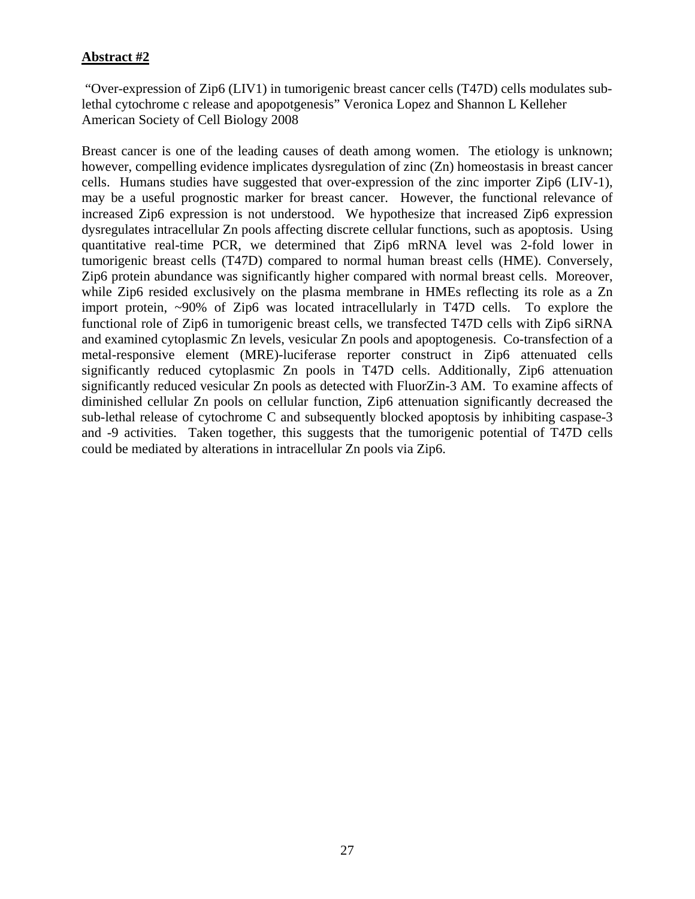**Abstract #2**

"Over-expression of Zip6 (LIV1) in tumorigenic breast cancer cells (T47D) cells modulates sub-lethal cytochrome c release and apopotgenesis" Veronica Lopez and Shannon L Kelleher
American Society of Cell Biology 2008

Breast cancer is one of the leading causes of death among women. The etiology is unknown; however, compelling evidence implicates dysregulation of zinc (Zn) homeostasis in breast cancer cells. Humans studies have suggested that over-expression of the zinc importer Zip6 (LIV-1), may be a useful prognostic marker for breast cancer. However, the functional relevance of increased Zip6 expression is not understood. We hypothesize that increased Zip6 expression dysregulates intracellular Zn pools affecting discrete cellular functions, such as apoptosis. Using quantitative real-time PCR, we determined that Zip6 mRNA level was 2-fold lower in tumorigenic breast cells (T47D) compared to normal human breast cells (HME). Conversely, Zip6 protein abundance was significantly higher compared with normal breast cells. Moreover, while Zip6 resided exclusively on the plasma membrane in HMEs reflecting its role as a Zn import protein, ~90% of Zip6 was located intracellularly in T47D cells. To explore the functional role of Zip6 in tumorigenic breast cells, we transfected T47D cells with Zip6 siRNA and examined cytoplasmic Zn levels, vesicular Zn pools and apoptogenesis. Co-transfection of a metal-responsive element (MRE)-luciferase reporter construct in Zip6 attenuated cells significantly reduced cytoplasmic Zn pools in T47D cells. Additionally, Zip6 attenuation significantly reduced vesicular Zn pools as detected with FluorZin-3 AM. To examine affects of diminished cellular Zn pools on cellular function, Zip6 attenuation significantly decreased the sub-lethal release of cytochrome C and subsequently blocked apoptosis by inhibiting caspase-3 and -9 activities. Taken together, this suggests that the tumorigenic potential of T47D cells could be mediated by alterations in intracellular Zn pools via Zip6.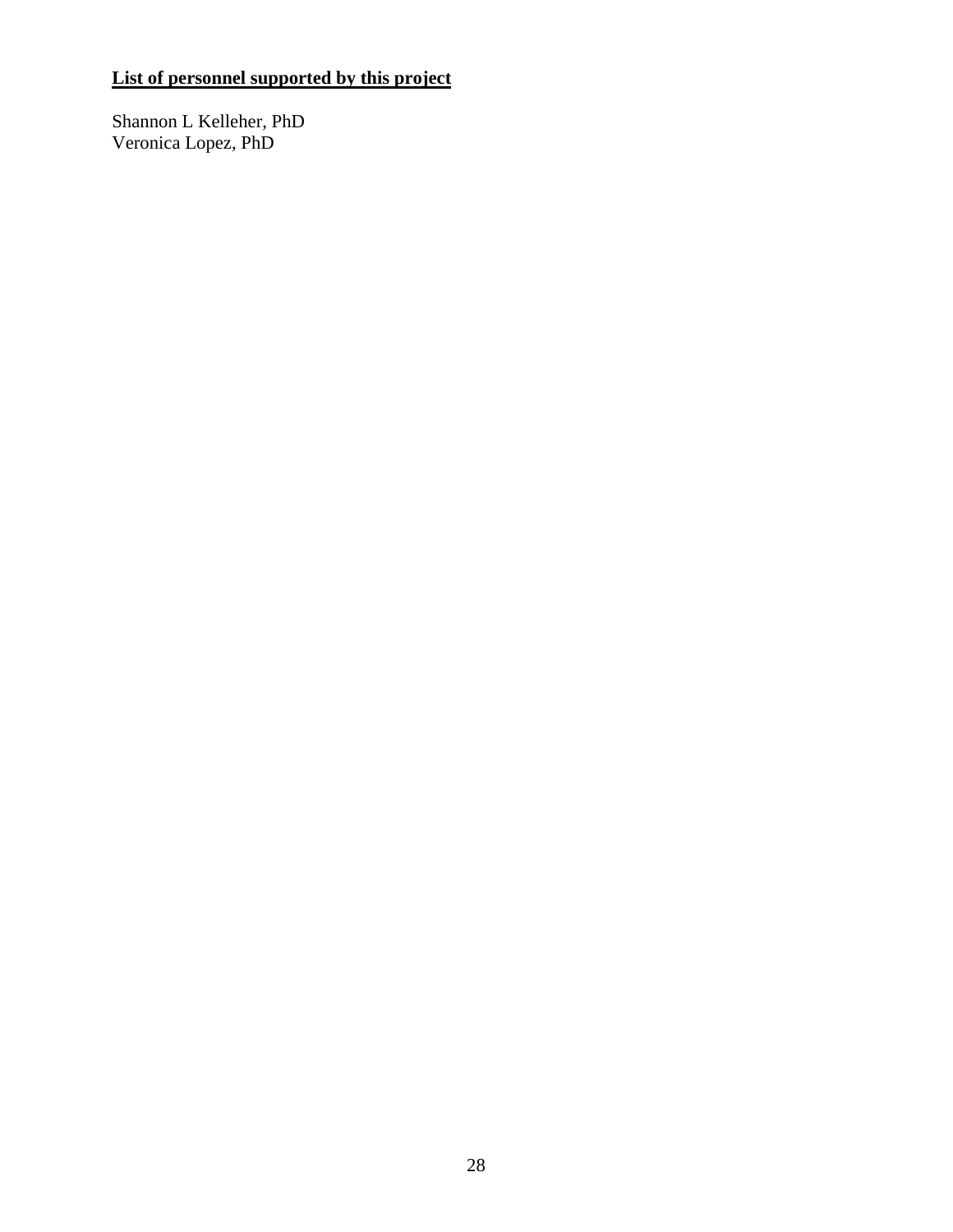**<u>List of personnel supported by this project</u>**

Shannon L Kelleher, PhD
Veronica Lopez, PhD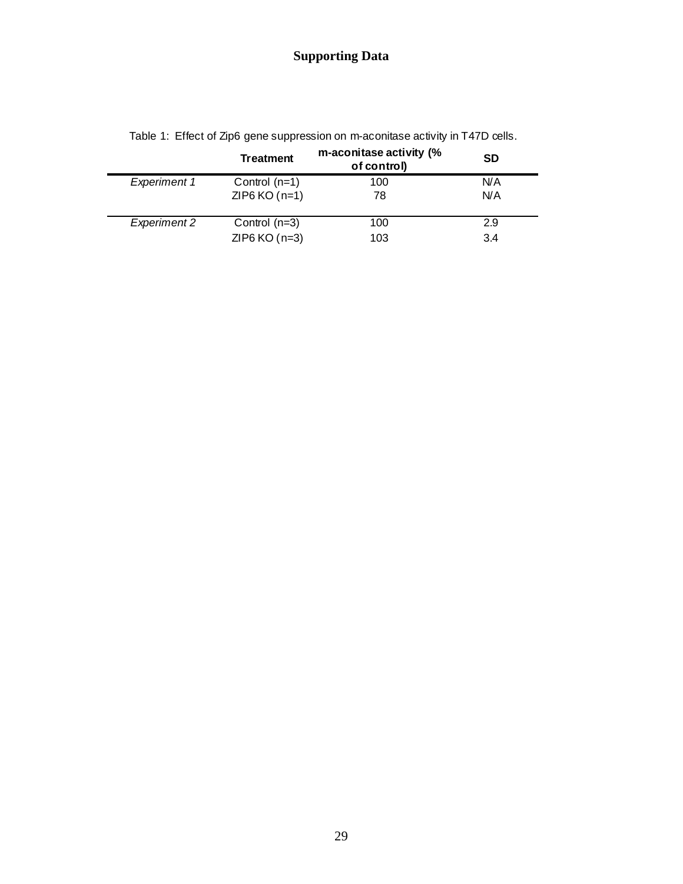## Supporting Data

Table 1: Effect of Zip6 gene suppression on m-aconitase activity in T47D cells.

| | Treatment | m-aconitase activity (% of control) | SD |
|---|---|---|---|
| *Experiment 1* | Control (n=1) | 100 | N/A |
| | ZIP6 KO (n=1) | 78 | N/A |
| *Experiment 2* | Control (n=3) | 100 | 2.9 |
| | ZIP6 KO (n=3) | 103 | 3.4 |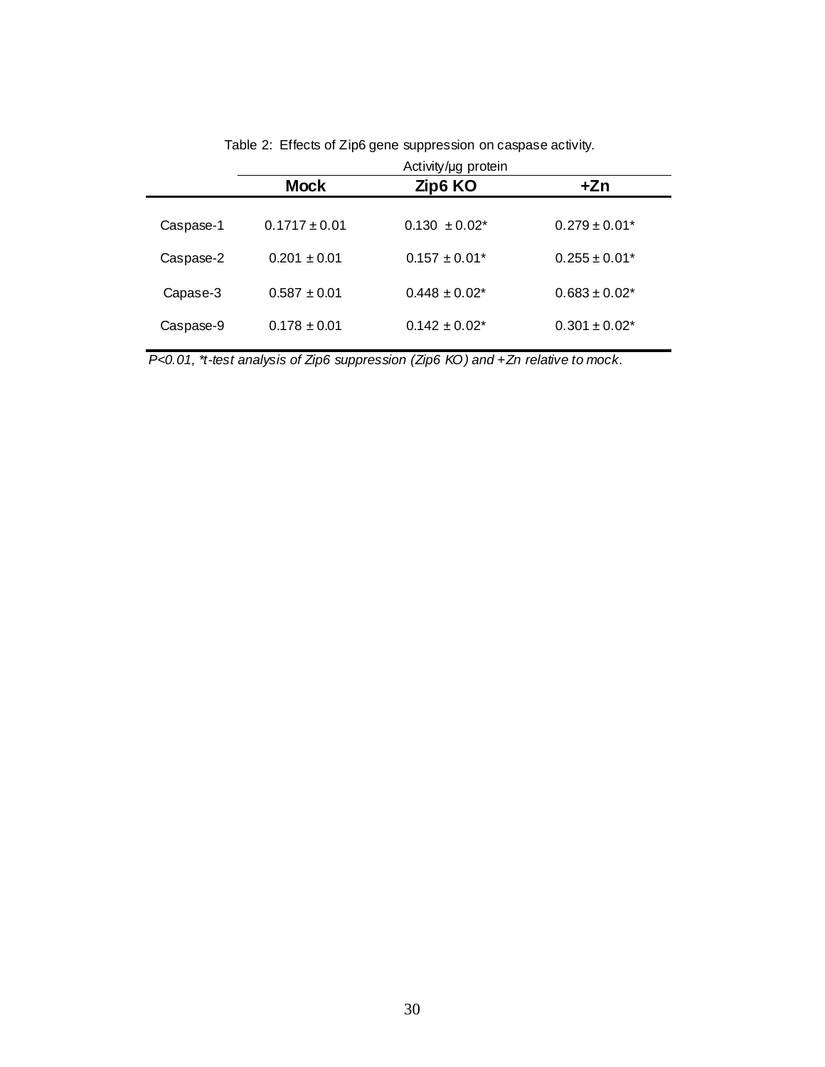Table 2: Effects of Zip6 gene suppression on caspase activity.

| | Activity/µg protein | | |
|---|---|---|---|
| | **Mock** | **Zip6 KO** | **+Zn** |
| Caspase-1 | 0.1717 ± 0.01 | 0.130 ± 0.02* | 0.279 ± 0.01* |
| Caspase-2 | 0.201 ± 0.01 | 0.157 ± 0.01* | 0.255 ± 0.01* |
| Capase-3 | 0.587 ± 0.01 | 0.448 ± 0.02* | 0.683 ± 0.02* |
| Caspase-9 | 0.178 ± 0.01 | 0.142 ± 0.02* | 0.301 ± 0.02* |

*P<0.01, *t-test analysis of Zip6 suppression (Zip6 KO) and +Zn relative to mock.*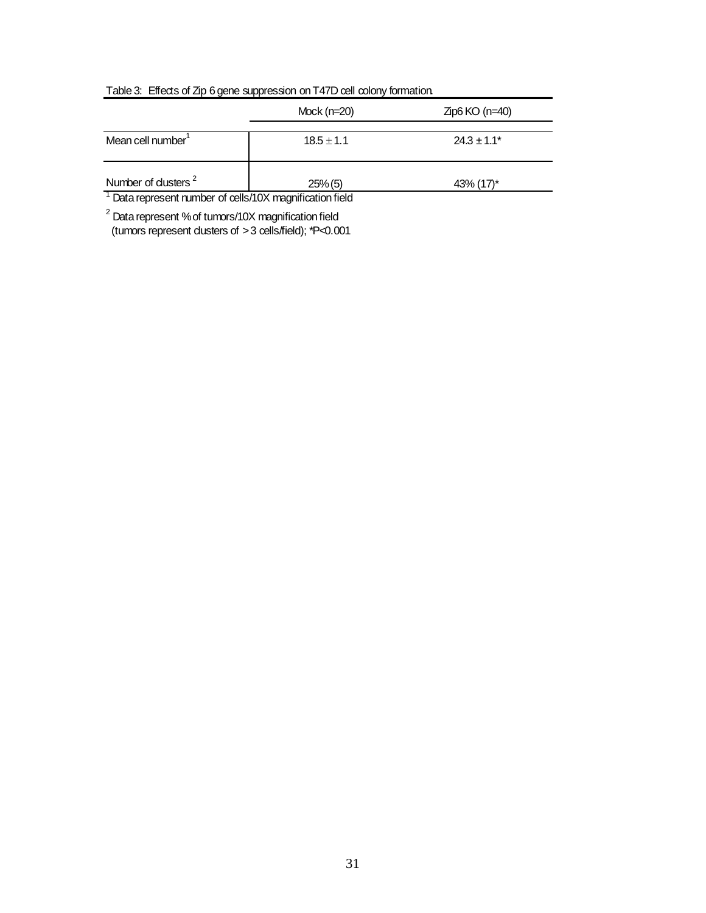Table 3: Effects of Zip 6 gene suppression on T47D cell colony formation.

| | Mock (n=20) | Zip6 KO (n=40) |
|---|---|---|
| Mean cell number[1] | $18.5 \pm 1.1$ | $24.3 \pm 1.1$* |
| Number of clusters [2] | 25% (5) | 43% (17)* |

[1] Data represent number of cells/10X magnification field

[2] Data represent % of tumors/10X magnification field
(tumors represent clusters of > 3 cells/field); *P<0.001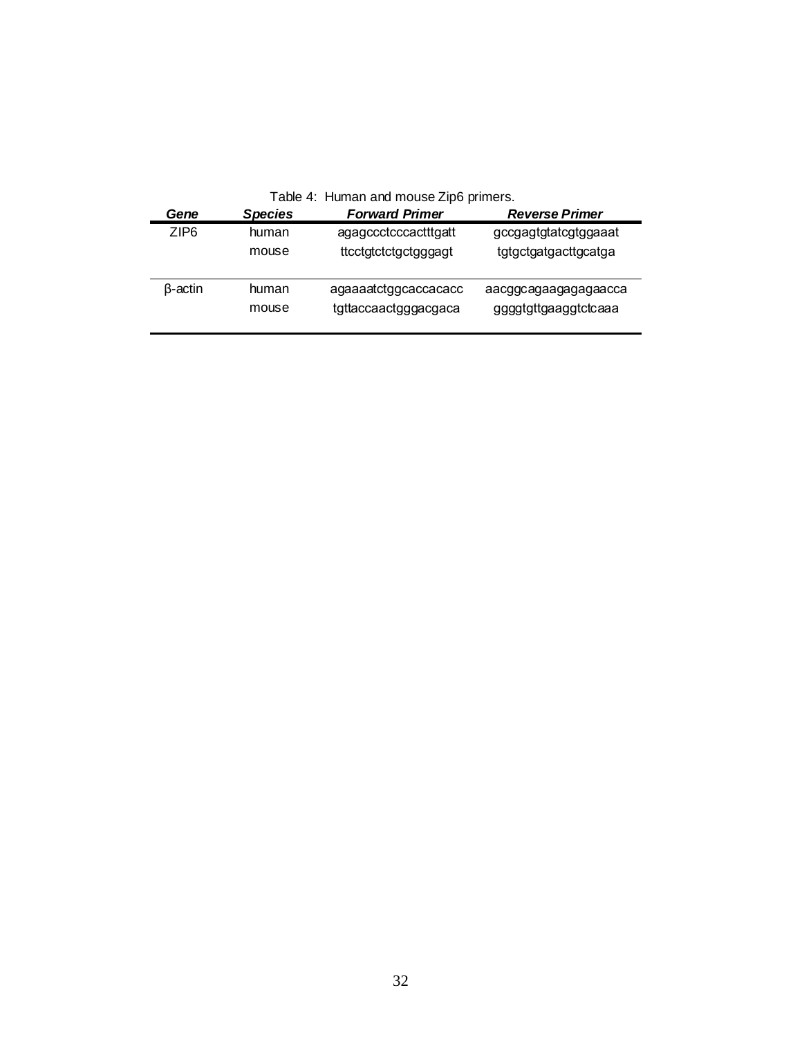Table 4: Human and mouse Zip6 primers.

| ***Gene*** | ***Species*** | ***Forward Primer*** | ***Reverse Primer*** |
|---|---|---|---|
| ZIP6 | human | agagccctcccactttgatt | gccgagtgtatcgtggaaat |
| | mouse | ttcctgtctctgctgggagt | tgtgctgatgacttgcatga |
| β-actin | human | agaaaatctggcaccacacc | aacggcagaagagagaacca |
| | mouse | tgttaccaactgggacgaca | ggggtgttgaaggtctcaaa |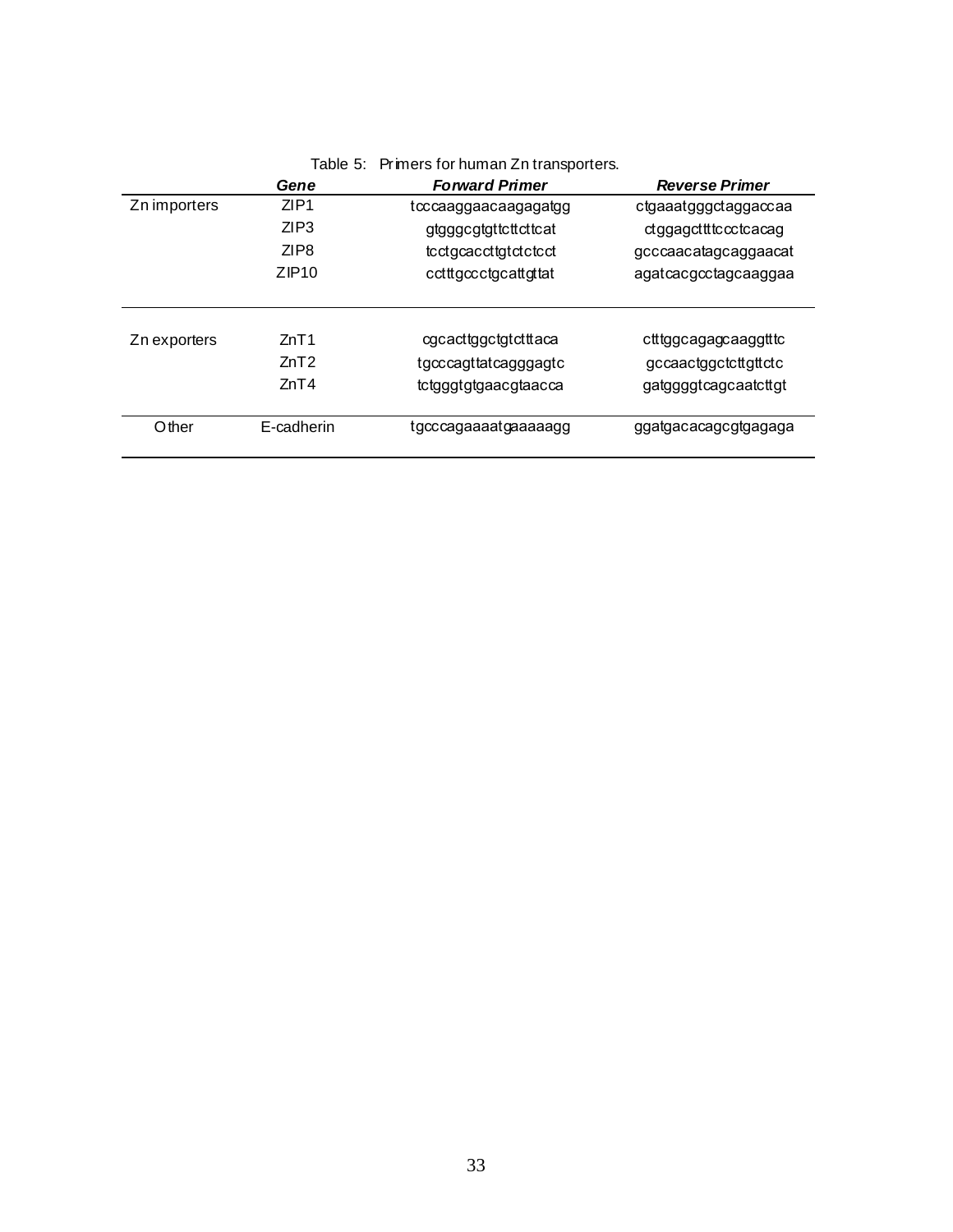Table 5: Primers for human Zn transporters.

| | *Gene* | *Forward Primer* | *Reverse Primer* |
|---|---|---|---|
| Zn importers | ZIP1 | tcccaaggaacaagagatgg | ctgaaatgggctaggaccaa |
| | ZIP3 | gtgggcgtgttcttcttcat | ctggagcttttccctcacag |
| | ZIP8 | tcctgcaccttgtctctcct | gcccaacatagcaggaacat |
| | ZIP10 | cctttgccctgcattgttat | agatcacgcctagcaaggaa |
| Zn exporters | ZnT1 | cgcacttggctgtctttaca | ctttggcagagcaaggtttc |
| | ZnT2 | tgcccagttatcagggagtc | gccaactggctcttgttctc |
| | ZnT4 | tctgggtgtgaacgtaacca | gatggggtcagcaatcttgt |
| Other | E-cadherin | tgcccagaaaatgaaaaagg | ggatgacacagcgtgagaga |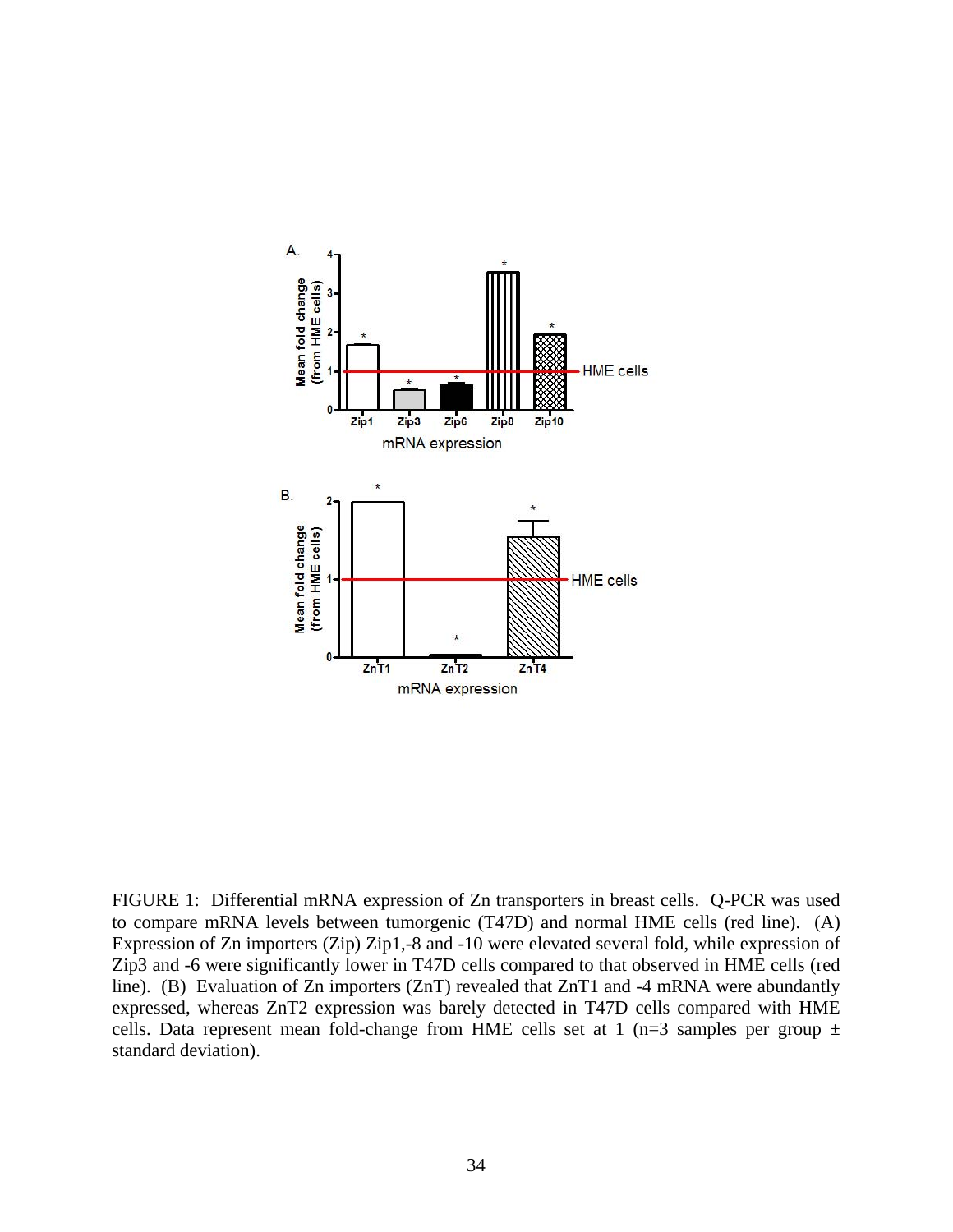FIGURE 1: Differential mRNA expression of Zn transporters in breast cells. Q-PCR was used to compare mRNA levels between tumorgenic (T47D) and normal HME cells (red line). (A) Expression of Zn importers (Zip) Zip1,-8 and -10 were elevated several fold, while expression of Zip3 and -6 were significantly lower in T47D cells compared to that observed in HME cells (red line). (B) Evaluation of Zn importers (ZnT) revealed that ZnT1 and -4 mRNA were abundantly expressed, whereas ZnT2 expression was barely detected in T47D cells compared with HME cells. Data represent mean fold-change from HME cells set at 1 (n=3 samples per group ± standard deviation).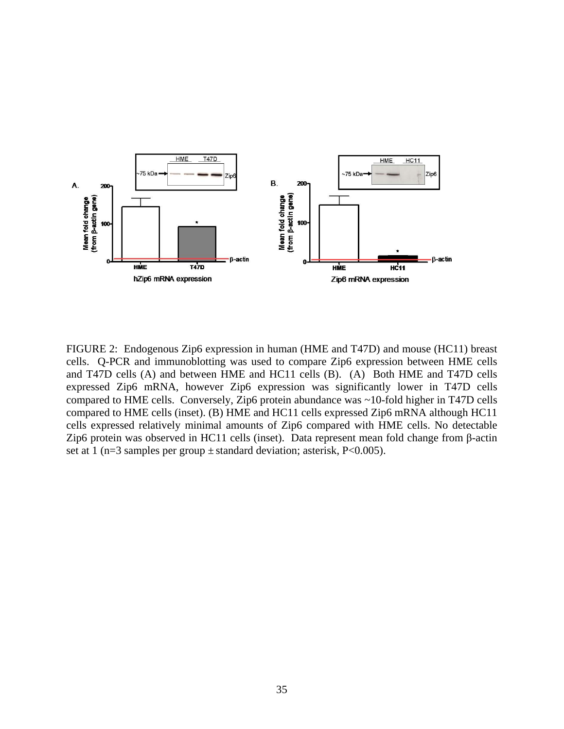FIGURE 2: Endogenous Zip6 expression in human (HME and T47D) and mouse (HC11) breast cells. Q-PCR and immunoblotting was used to compare Zip6 expression between HME cells and T47D cells (A) and between HME and HC11 cells (B). (A) Both HME and T47D cells expressed Zip6 mRNA, however Zip6 expression was significantly lower in T47D cells compared to HME cells. Conversely, Zip6 protein abundance was ~10-fold higher in T47D cells compared to HME cells (inset). (B) HME and HC11 cells expressed Zip6 mRNA although HC11 cells expressed relatively minimal amounts of Zip6 compared with HME cells. No detectable Zip6 protein was observed in HC11 cells (inset). Data represent mean fold change from β-actin set at 1 (n=3 samples per group ± standard deviation; asterisk, $P<0.005$).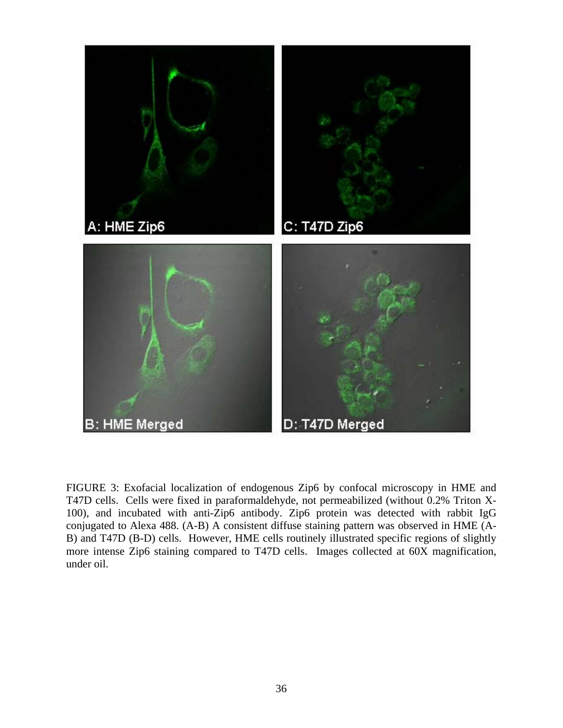FIGURE 3: Exofacial localization of endogenous Zip6 by confocal microscopy in HME and T47D cells. Cells were fixed in paraformaldehyde, not permeabilized (without 0.2% Triton X-100), and incubated with anti-Zip6 antibody. Zip6 protein was detected with rabbit IgG conjugated to Alexa 488. (A-B) A consistent diffuse staining pattern was observed in HME (A-B) and T47D (B-D) cells. However, HME cells routinely illustrated specific regions of slightly more intense Zip6 staining compared to T47D cells. Images collected at 60X magnification, under oil.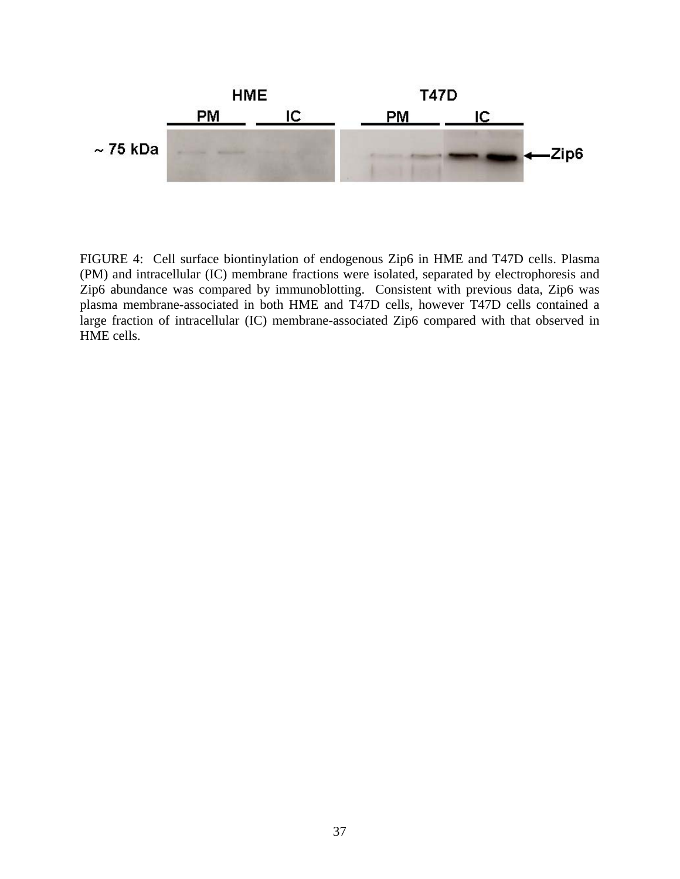FIGURE 4: Cell surface biontinylation of endogenous Zip6 in HME and T47D cells. Plasma (PM) and intracellular (IC) membrane fractions were isolated, separated by electrophoresis and Zip6 abundance was compared by immunoblotting. Consistent with previous data, Zip6 was plasma membrane-associated in both HME and T47D cells, however T47D cells contained a large fraction of intracellular (IC) membrane-associated Zip6 compared with that observed in HME cells.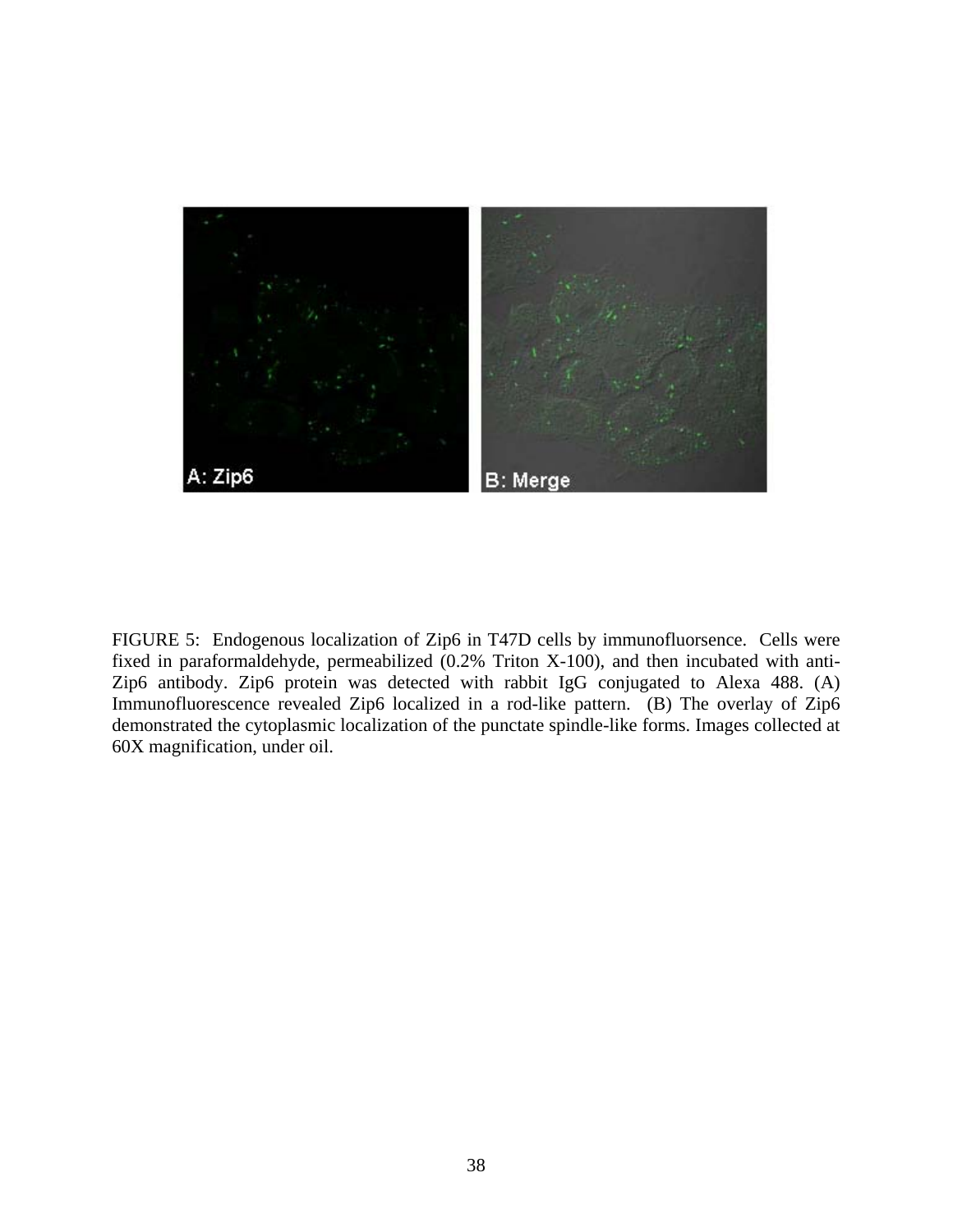FIGURE 5: Endogenous localization of Zip6 in T47D cells by immunofluorsence. Cells were fixed in paraformaldehyde, permeabilized (0.2% Triton X-100), and then incubated with anti-Zip6 antibody. Zip6 protein was detected with rabbit IgG conjugated to Alexa 488. (A) Immunofluorescence revealed Zip6 localized in a rod-like pattern. (B) The overlay of Zip6 demonstrated the cytoplasmic localization of the punctate spindle-like forms. Images collected at 60X magnification, under oil.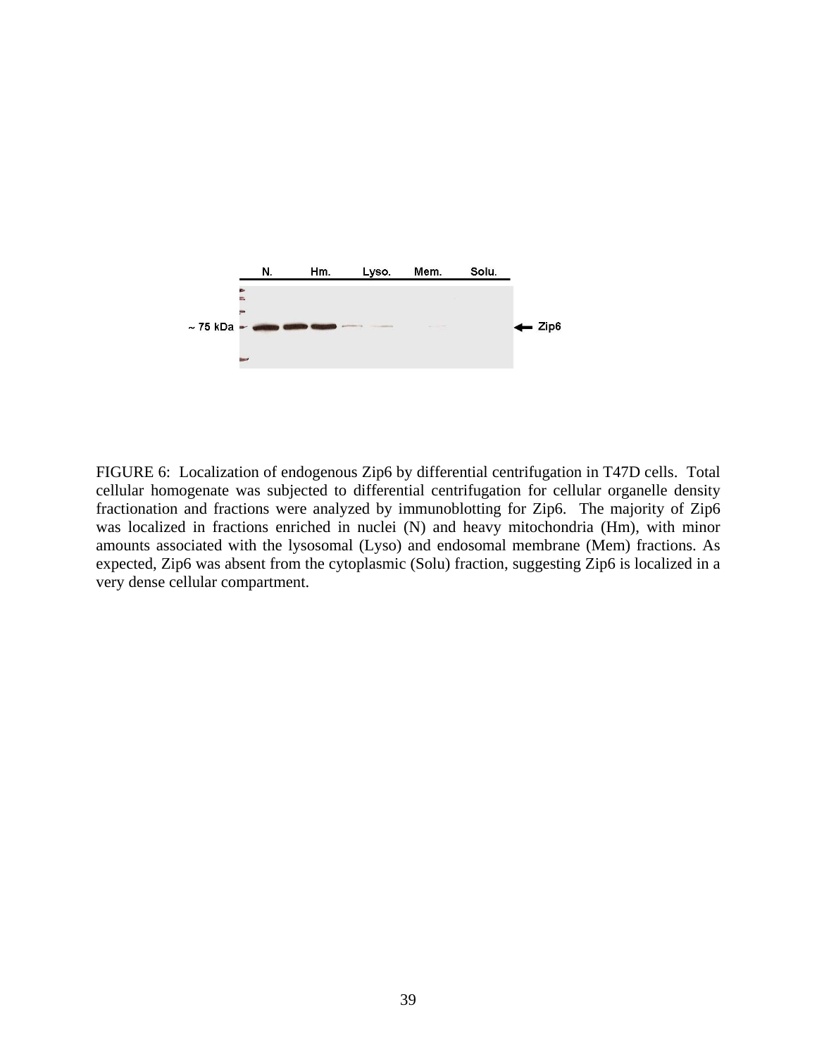FIGURE 6: Localization of endogenous Zip6 by differential centrifugation in T47D cells. Total cellular homogenate was subjected to differential centrifugation for cellular organelle density fractionation and fractions were analyzed by immunoblotting for Zip6. The majority of Zip6 was localized in fractions enriched in nuclei (N) and heavy mitochondria (Hm), with minor amounts associated with the lysosomal (Lyso) and endosomal membrane (Mem) fractions. As expected, Zip6 was absent from the cytoplasmic (Solu) fraction, suggesting Zip6 is localized in a very dense cellular compartment.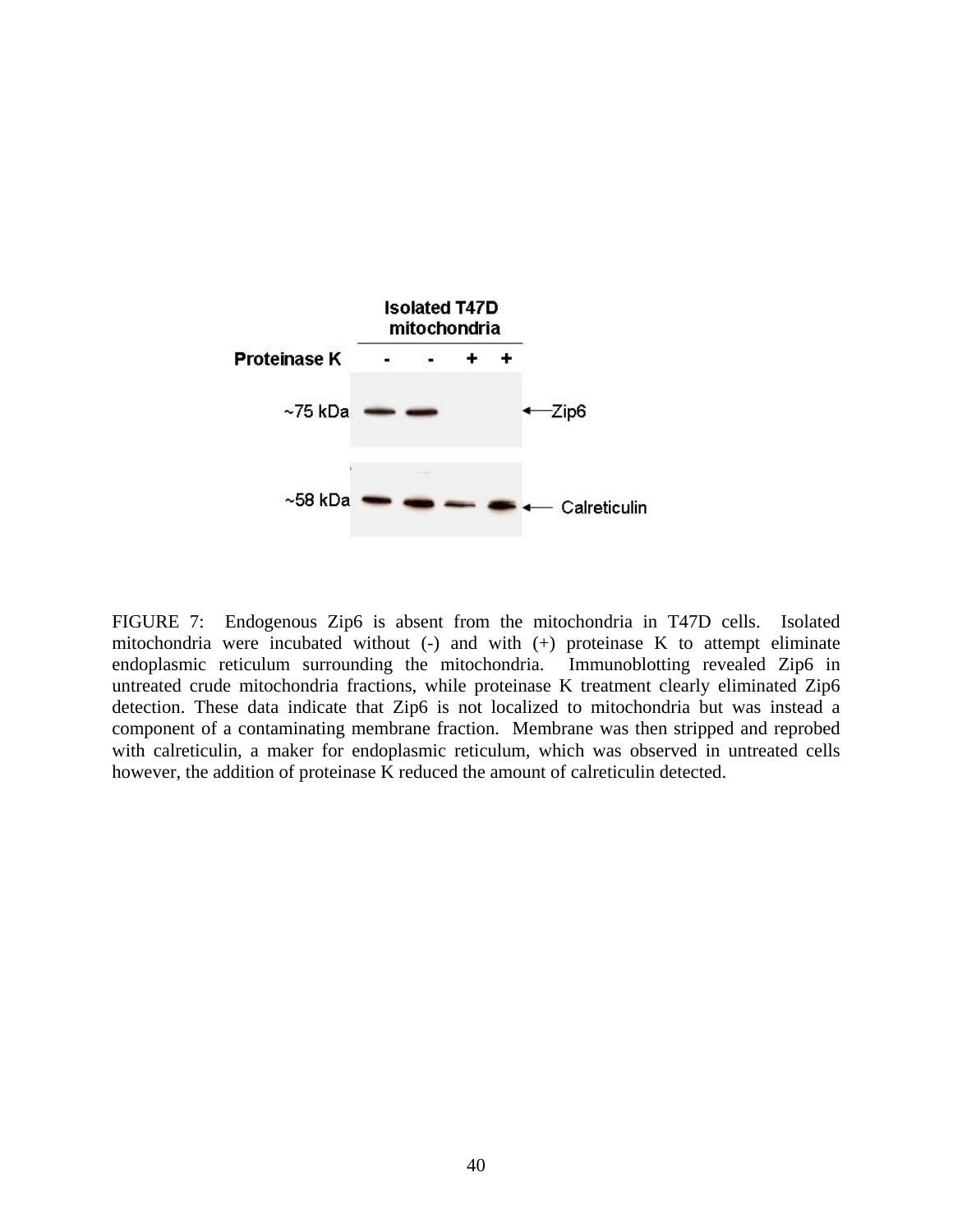FIGURE 7: Endogenous Zip6 is absent from the mitochondria in T47D cells. Isolated mitochondria were incubated without (-) and with (+) proteinase K to attempt eliminate endoplasmic reticulum surrounding the mitochondria. Immunoblotting revealed Zip6 in untreated crude mitochondria fractions, while proteinase K treatment clearly eliminated Zip6 detection. These data indicate that Zip6 is not localized to mitochondria but was instead a component of a contaminating membrane fraction. Membrane was then stripped and reprobed with calreticulin, a maker for endoplasmic reticulum, which was observed in untreated cells however, the addition of proteinase K reduced the amount of calreticulin detected.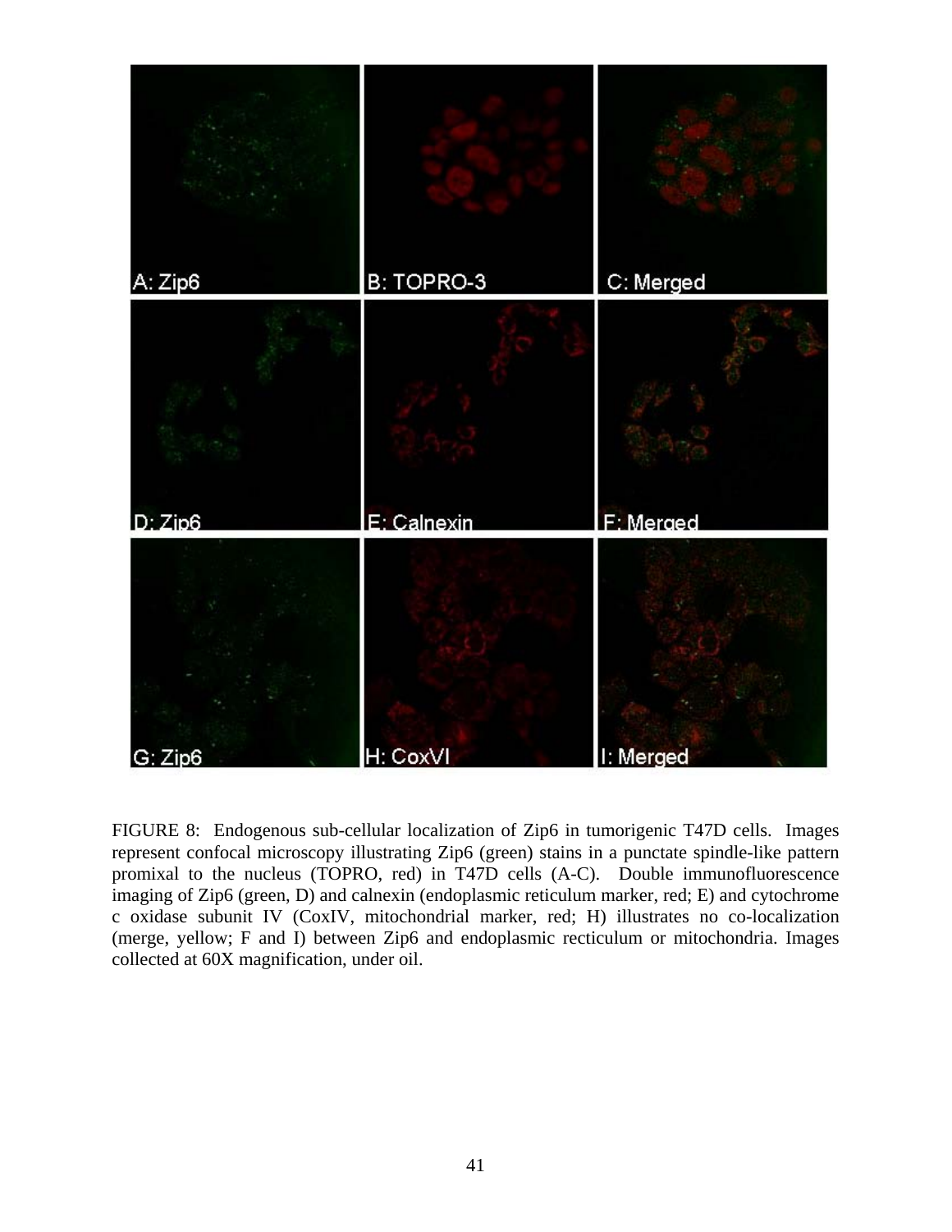FIGURE 8: Endogenous sub-cellular localization of Zip6 in tumorigenic T47D cells. Images represent confocal microscopy illustrating Zip6 (green) stains in a punctate spindle-like pattern promixal to the nucleus (TOPRO, red) in T47D cells (A-C). Double immunofluorescence imaging of Zip6 (green, D) and calnexin (endoplasmic reticulum marker, red; E) and cytochrome c oxidase subunit IV (CoxIV, mitochondrial marker, red; H) illustrates no co-localization (merge, yellow; F and I) between Zip6 and endoplasmic recticulum or mitochondria. Images collected at 60X magnification, under oil.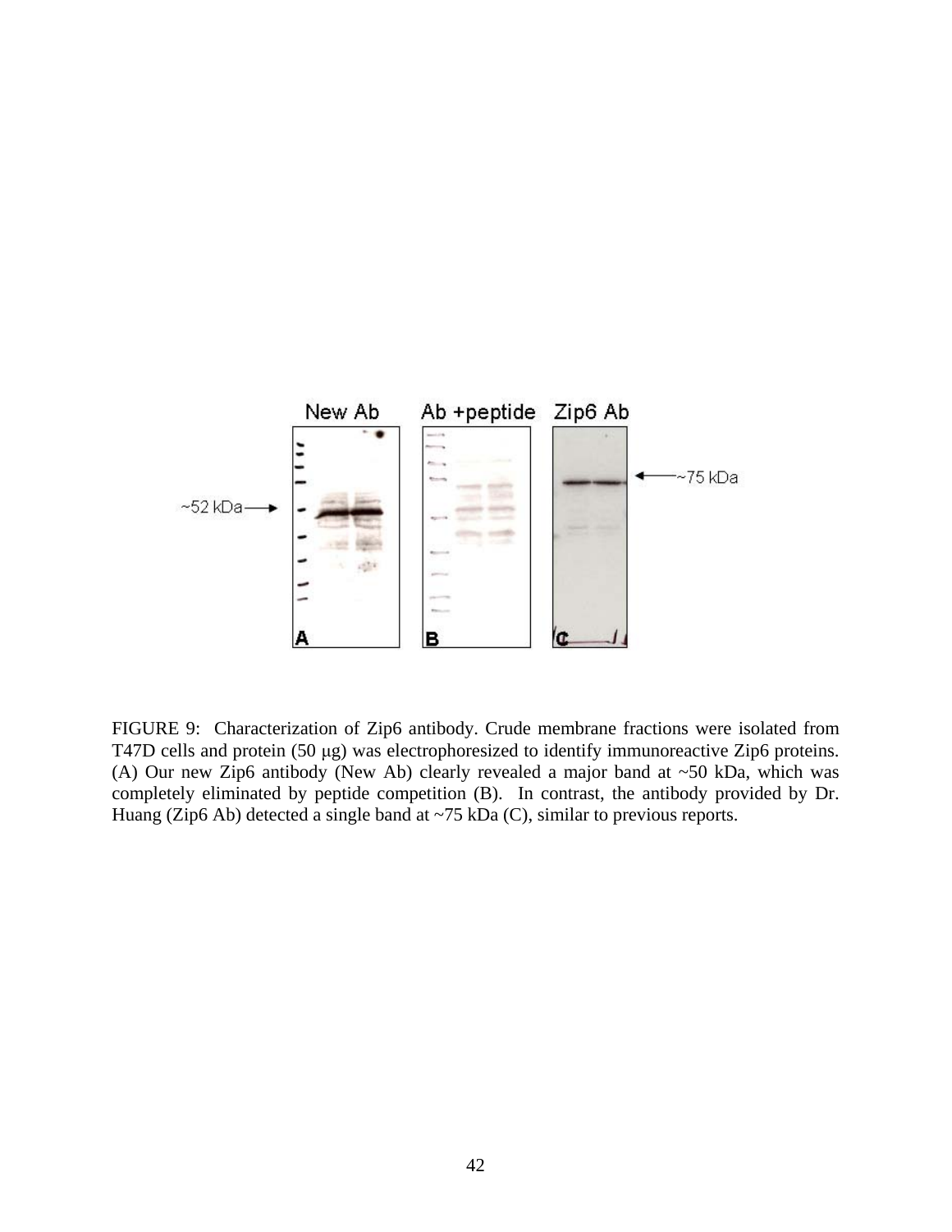FIGURE 9: Characterization of Zip6 antibody. Crude membrane fractions were isolated from T47D cells and protein (50 μg) was electrophoresized to identify immunoreactive Zip6 proteins. (A) Our new Zip6 antibody (New Ab) clearly revealed a major band at ~50 kDa, which was completely eliminated by peptide competition (B). In contrast, the antibody provided by Dr. Huang (Zip6 Ab) detected a single band at ~75 kDa (C), similar to previous reports.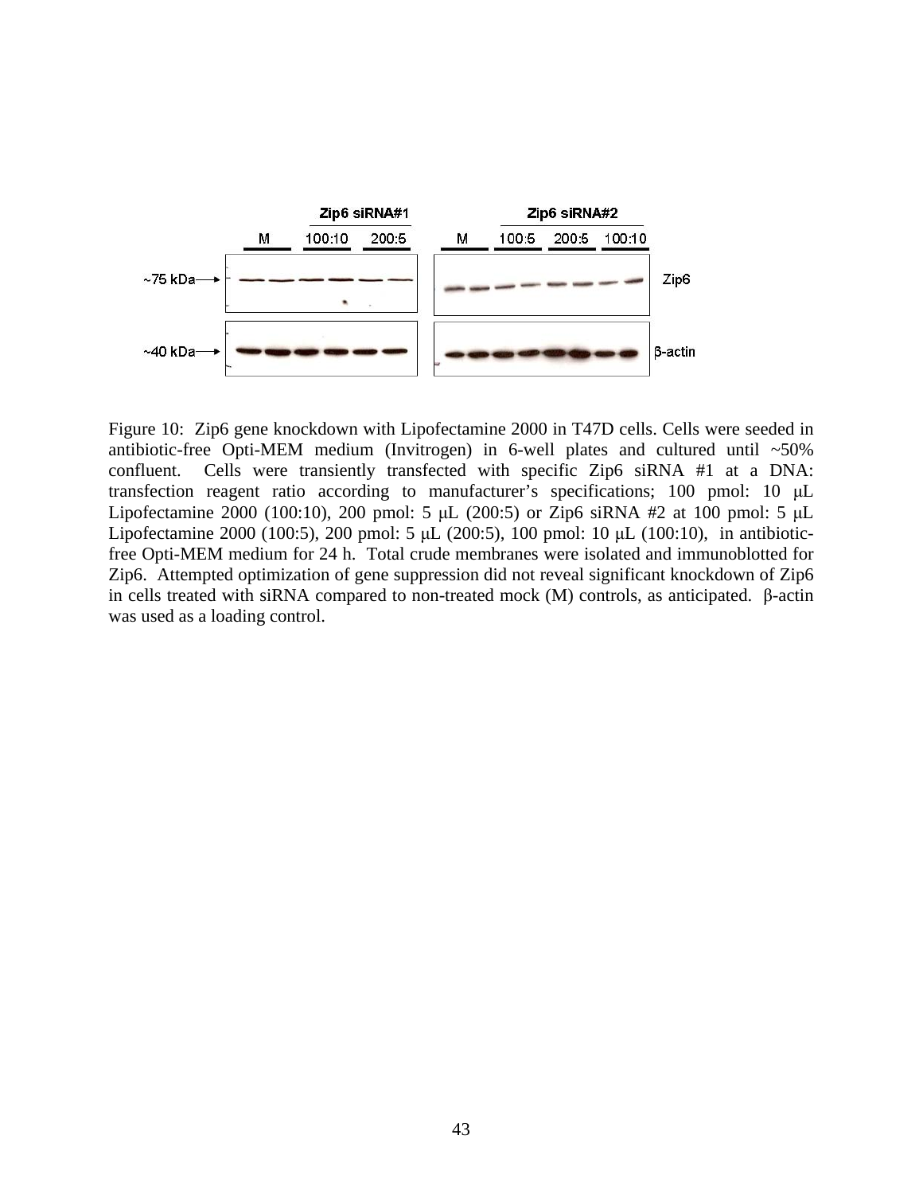Figure 10: Zip6 gene knockdown with Lipofectamine 2000 in T47D cells. Cells were seeded in antibiotic-free Opti-MEM medium (Invitrogen) in 6-well plates and cultured until ~50% confluent. Cells were transiently transfected with specific Zip6 siRNA #1 at a DNA: transfection reagent ratio according to manufacturer's specifications; 100 pmol: 10 μL Lipofectamine 2000 (100:10), 200 pmol: 5 μL (200:5) or Zip6 siRNA #2 at 100 pmol: 5 μL Lipofectamine 2000 (100:5), 200 pmol: 5 μL (200:5), 100 pmol: 10 μL (100:10), in antibiotic-free Opti-MEM medium for 24 h. Total crude membranes were isolated and immunoblotted for Zip6. Attempted optimization of gene suppression did not reveal significant knockdown of Zip6 in cells treated with siRNA compared to non-treated mock (M) controls, as anticipated. β-actin was used as a loading control.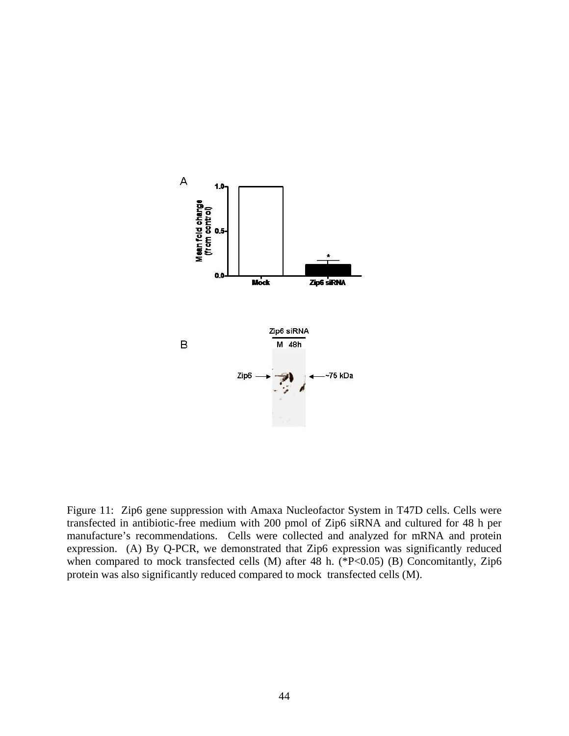Figure 11: Zip6 gene suppression with Amaxa Nucleofactor System in T47D cells. Cells were transfected in antibiotic-free medium with 200 pmol of Zip6 siRNA and cultured for 48 h per manufacture's recommendations. Cells were collected and analyzed for mRNA and protein expression. (A) By Q-PCR, we demonstrated that Zip6 expression was significantly reduced when compared to mock transfected cells (M) after 48 h. (\*P<0.05) (B) Concomitantly, Zip6 protein was also significantly reduced compared to mock transfected cells (M).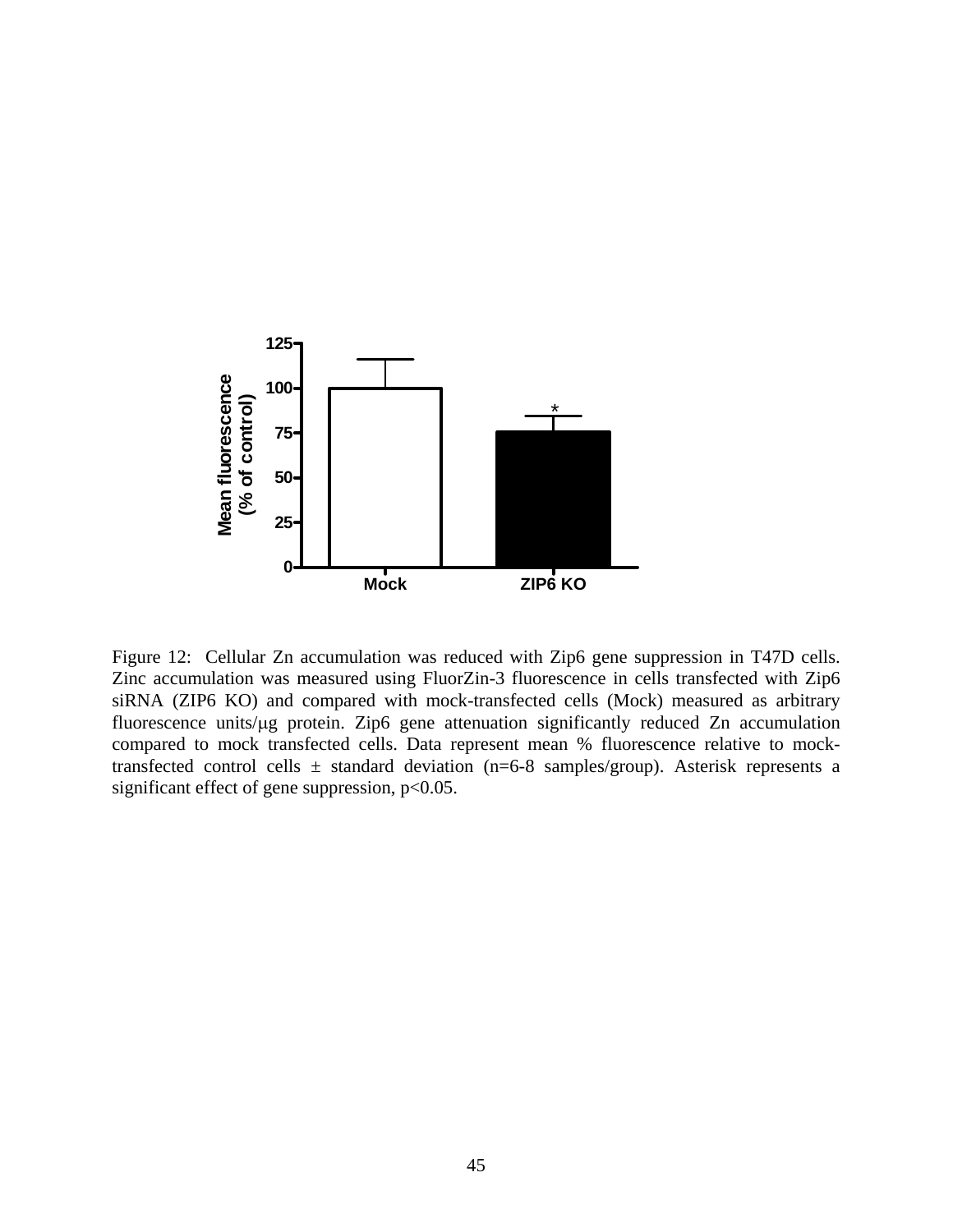Figure 12: Cellular Zn accumulation was reduced with Zip6 gene suppression in T47D cells. Zinc accumulation was measured using FluorZin-3 fluorescence in cells transfected with Zip6 siRNA (ZIP6 KO) and compared with mock-transfected cells (Mock) measured as arbitrary fluorescence units/μg protein. Zip6 gene attenuation significantly reduced Zn accumulation compared to mock transfected cells. Data represent mean % fluorescence relative to mock-transfected control cells ± standard deviation (n=6-8 samples/group). Asterisk represents a significant effect of gene suppression, $p<0.05$.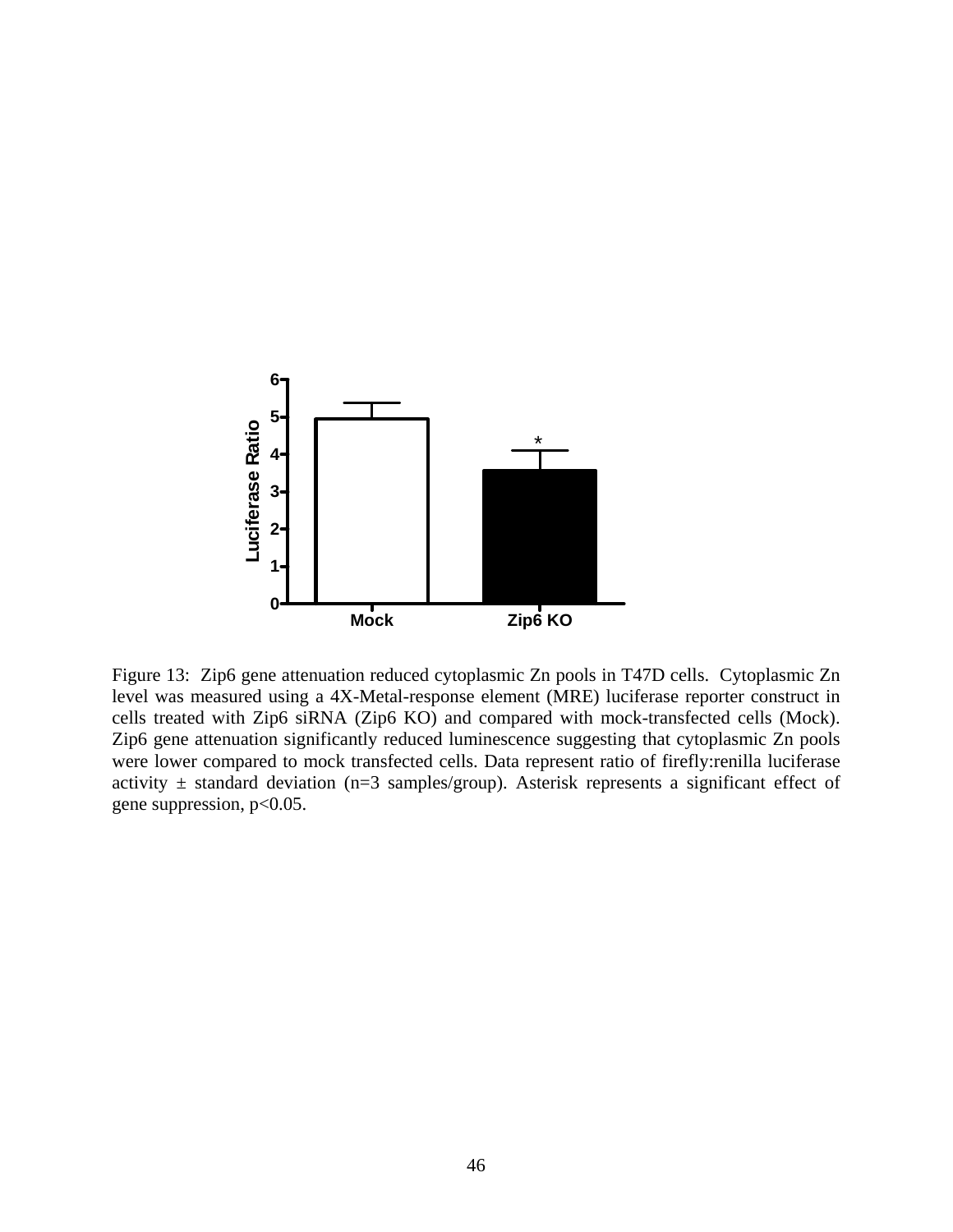Figure 13: Zip6 gene attenuation reduced cytoplasmic Zn pools in T47D cells. Cytoplasmic Zn level was measured using a 4X-Metal-response element (MRE) luciferase reporter construct in cells treated with Zip6 siRNA (Zip6 KO) and compared with mock-transfected cells (Mock). Zip6 gene attenuation significantly reduced luminescence suggesting that cytoplasmic Zn pools were lower compared to mock transfected cells. Data represent ratio of firefly:renilla luciferase activity ± standard deviation (n=3 samples/group). Asterisk represents a significant effect of gene suppression, $p<0.05$.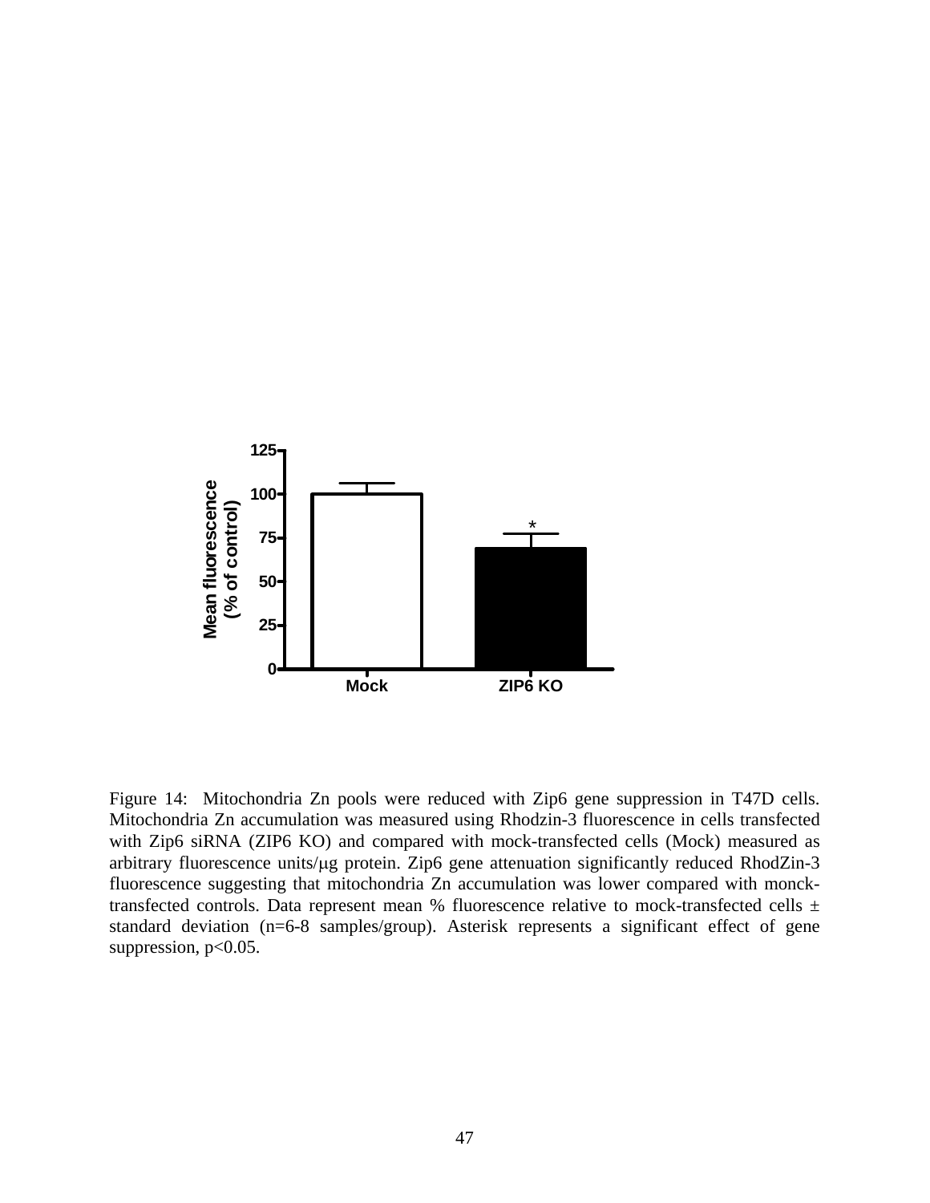Figure 14: Mitochondria Zn pools were reduced with Zip6 gene suppression in T47D cells. Mitochondria Zn accumulation was measured using Rhodzin-3 fluorescence in cells transfected with Zip6 siRNA (ZIP6 KO) and compared with mock-transfected cells (Mock) measured as arbitrary fluorescence units/μg protein. Zip6 gene attenuation significantly reduced RhodZin-3 fluorescence suggesting that mitochondria Zn accumulation was lower compared with monck-transfected controls. Data represent mean % fluorescence relative to mock-transfected cells ± standard deviation (n=6-8 samples/group). Asterisk represents a significant effect of gene suppression, $p<0.05$.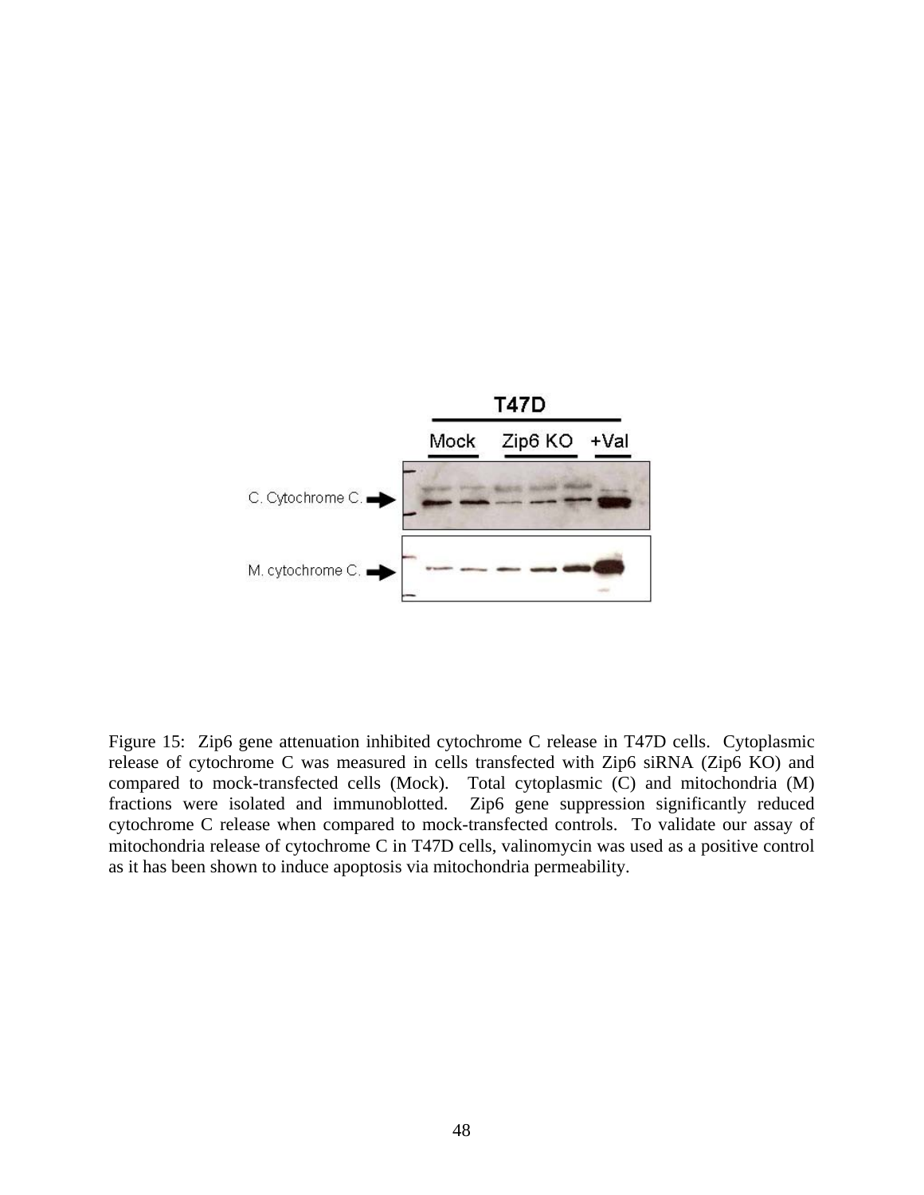Figure 15: Zip6 gene attenuation inhibited cytochrome C release in T47D cells. Cytoplasmic release of cytochrome C was measured in cells transfected with Zip6 siRNA (Zip6 KO) and compared to mock-transfected cells (Mock). Total cytoplasmic (C) and mitochondria (M) fractions were isolated and immunoblotted. Zip6 gene suppression significantly reduced cytochrome C release when compared to mock-transfected controls. To validate our assay of mitochondria release of cytochrome C in T47D cells, valinomycin was used as a positive control as it has been shown to induce apoptosis via mitochondria permeability.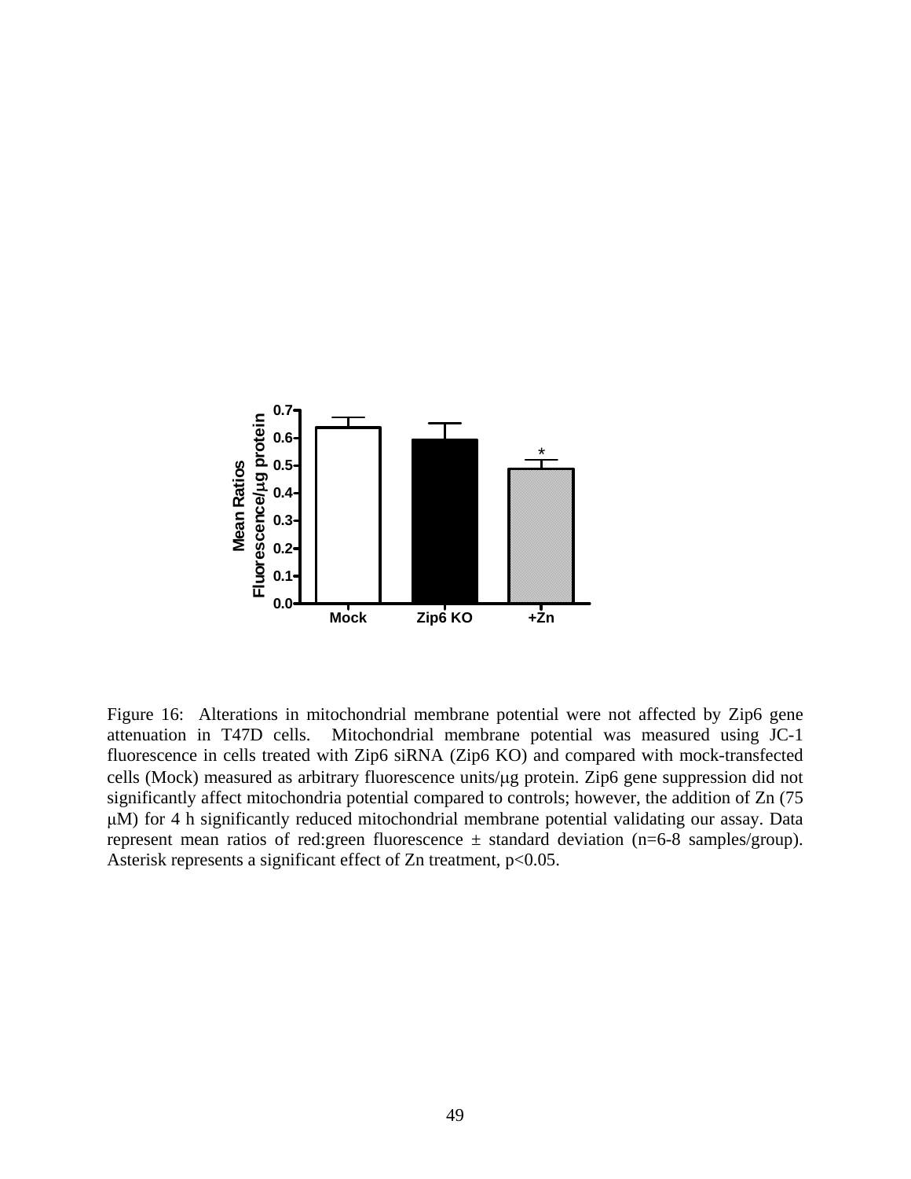Figure 16: Alterations in mitochondrial membrane potential were not affected by Zip6 gene attenuation in T47D cells. Mitochondrial membrane potential was measured using JC-1 fluorescence in cells treated with Zip6 siRNA (Zip6 KO) and compared with mock-transfected cells (Mock) measured as arbitrary fluorescence units/μg protein. Zip6 gene suppression did not significantly affect mitochondria potential compared to controls; however, the addition of Zn (75 μM) for 4 h significantly reduced mitochondrial membrane potential validating our assay. Data represent mean ratios of red:green fluorescence ± standard deviation (n=6-8 samples/group). Asterisk represents a significant effect of Zn treatment, $p<0.05$.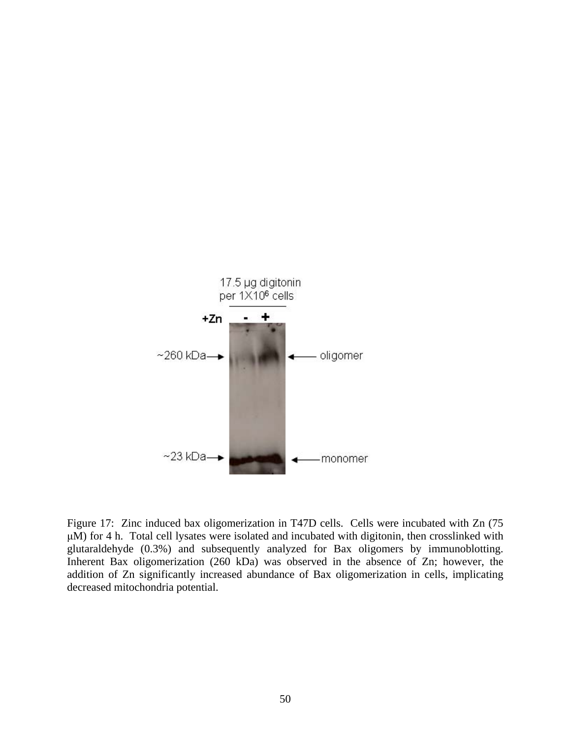Figure 17: Zinc induced bax oligomerization in T47D cells. Cells were incubated with Zn (75 μM) for 4 h. Total cell lysates were isolated and incubated with digitonin, then crosslinked with glutaraldehyde (0.3%) and subsequently analyzed for Bax oligomers by immunoblotting. Inherent Bax oligomerization (260 kDa) was observed in the absence of Zn; however, the addition of Zn significantly increased abundance of Bax oligomerization in cells, implicating decreased mitochondria potential.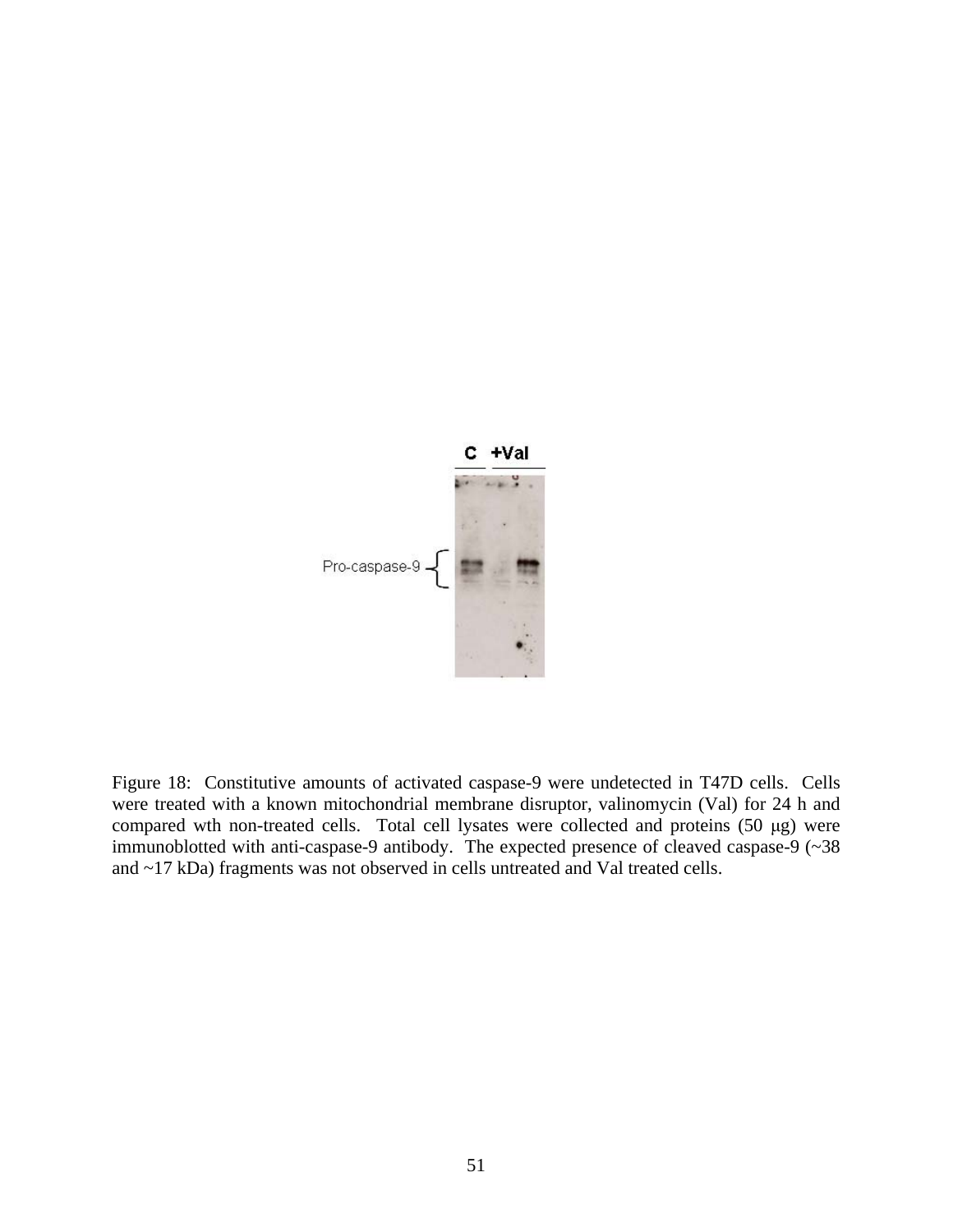Figure 18: Constitutive amounts of activated caspase-9 were undetected in T47D cells. Cells were treated with a known mitochondrial membrane disruptor, valinomycin (Val) for 24 h and compared wth non-treated cells. Total cell lysates were collected and proteins (50 μg) were immunoblotted with anti-caspase-9 antibody. The expected presence of cleaved caspase-9 (~38 and ~17 kDa) fragments was not observed in cells untreated and Val treated cells.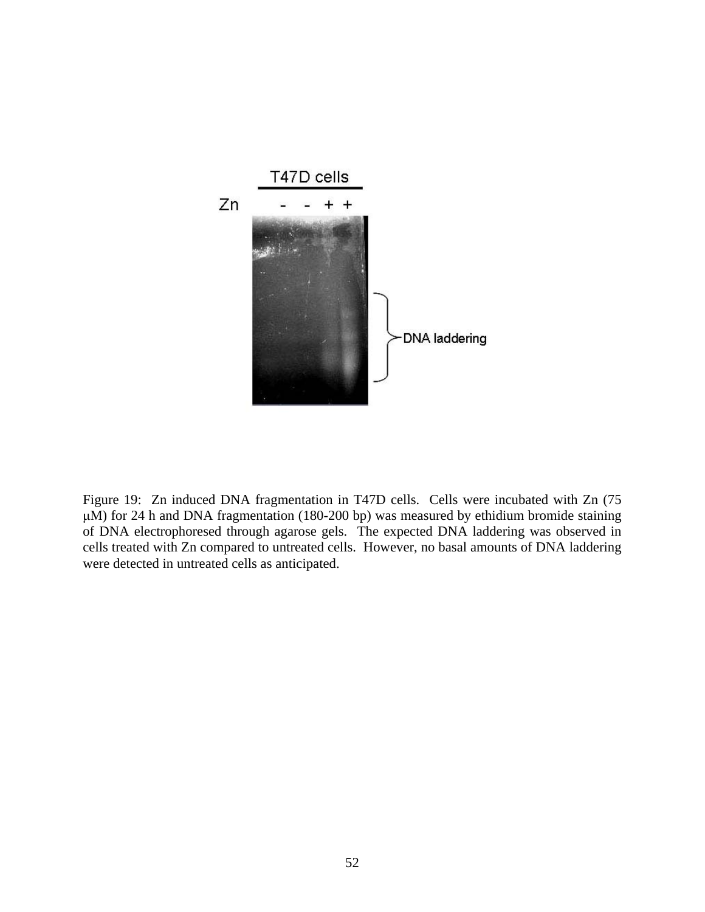T47D cells

Zn - - + +

DNA laddering

Figure 19: Zn induced DNA fragmentation in T47D cells. Cells were incubated with Zn (75 μM) for 24 h and DNA fragmentation (180-200 bp) was measured by ethidium bromide staining of DNA electrophoresed through agarose gels. The expected DNA laddering was observed in cells treated with Zn compared to untreated cells. However, no basal amounts of DNA laddering were detected in untreated cells as anticipated.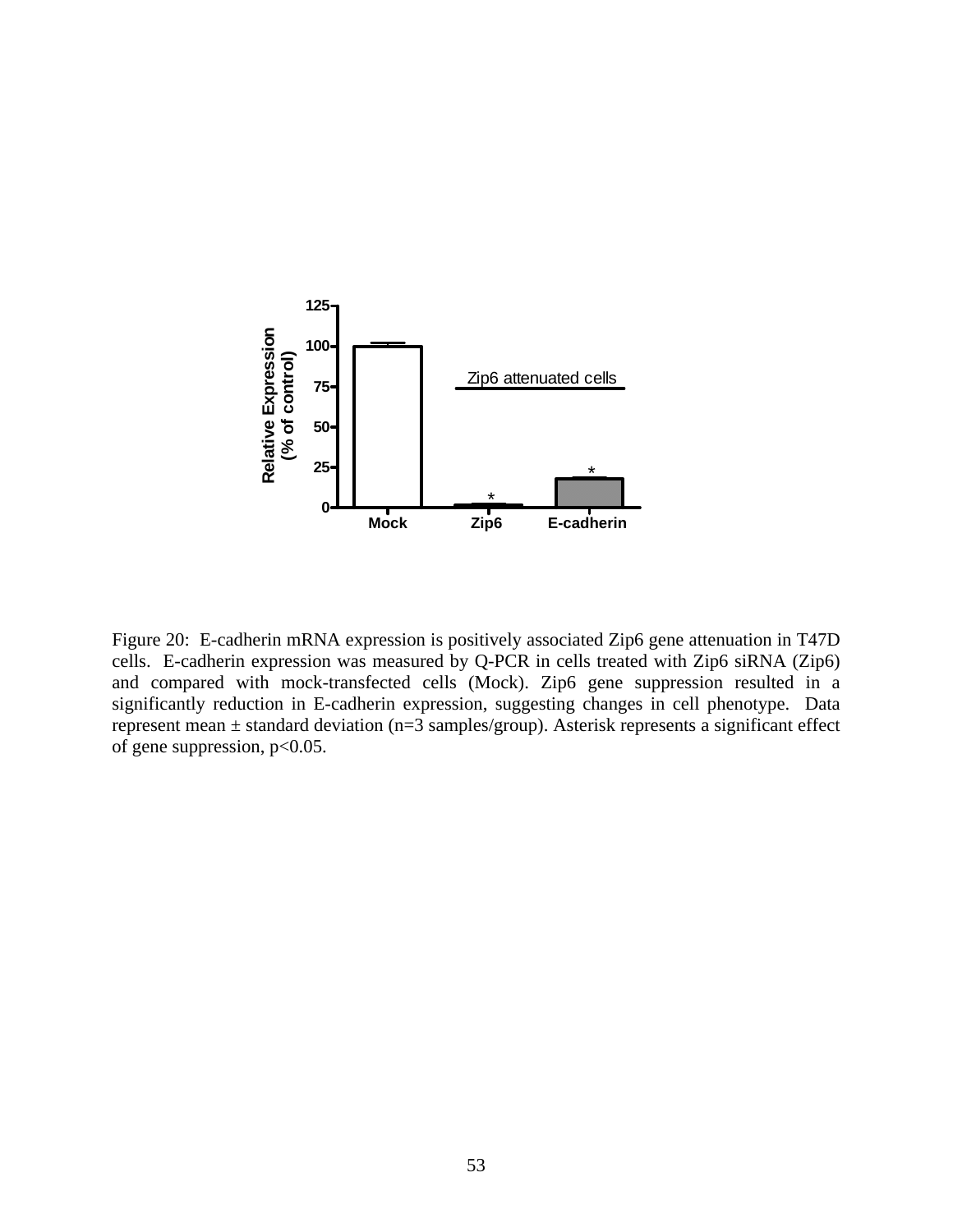Figure 20: E-cadherin mRNA expression is positively associated Zip6 gene attenuation in T47D cells. E-cadherin expression was measured by Q-PCR in cells treated with Zip6 siRNA (Zip6) and compared with mock-transfected cells (Mock). Zip6 gene suppression resulted in a significantly reduction in E-cadherin expression, suggesting changes in cell phenotype. Data represent mean ± standard deviation (n=3 samples/group). Asterisk represents a significant effect of gene suppression, $p<0.05$.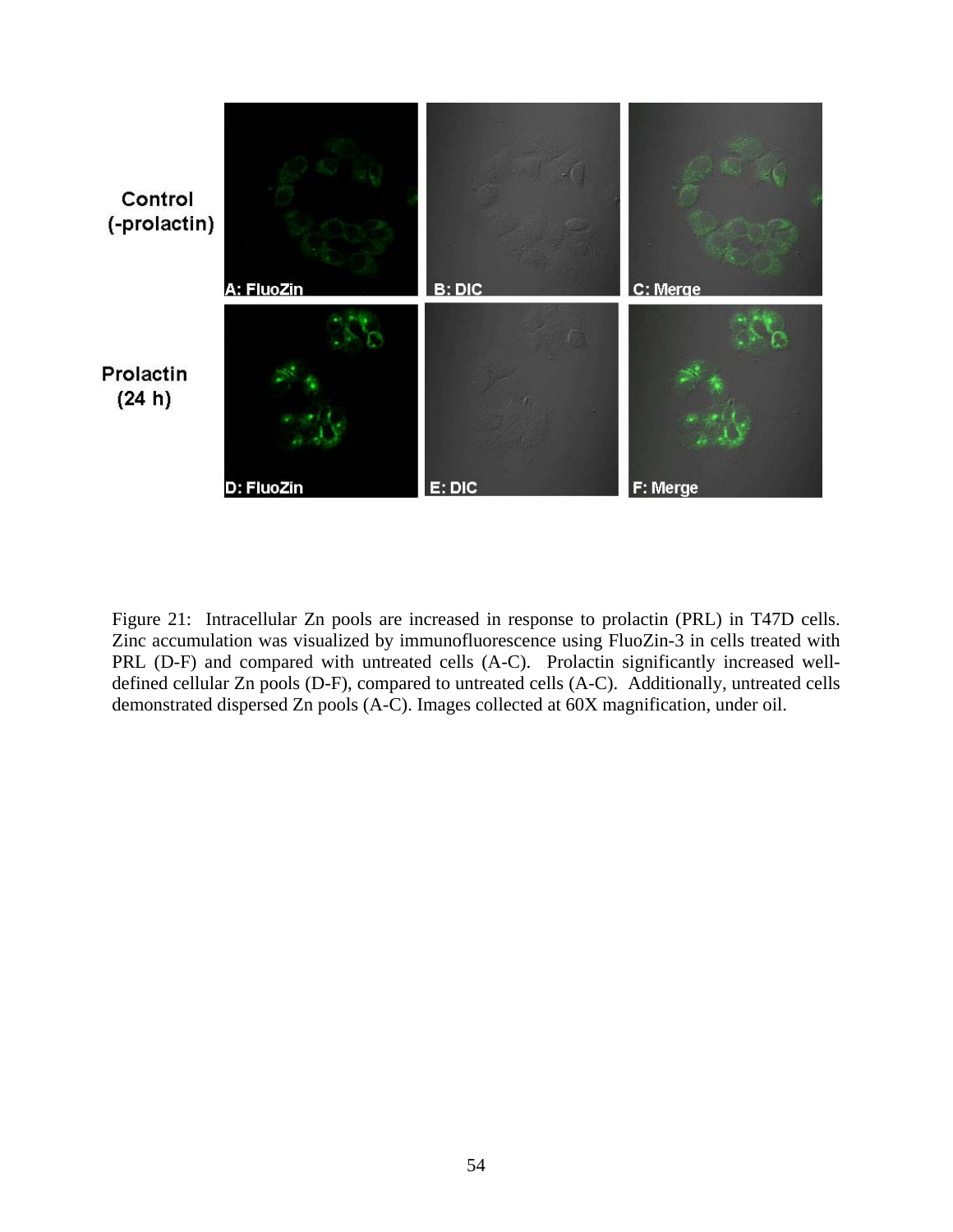Figure 21: Intracellular Zn pools are increased in response to prolactin (PRL) in T47D cells. Zinc accumulation was visualized by immunofluorescence using FluoZin-3 in cells treated with PRL (D-F) and compared with untreated cells (A-C). Prolactin significantly increased well-defined cellular Zn pools (D-F), compared to untreated cells (A-C). Additionally, untreated cells demonstrated dispersed Zn pools (A-C). Images collected at 60X magnification, under oil.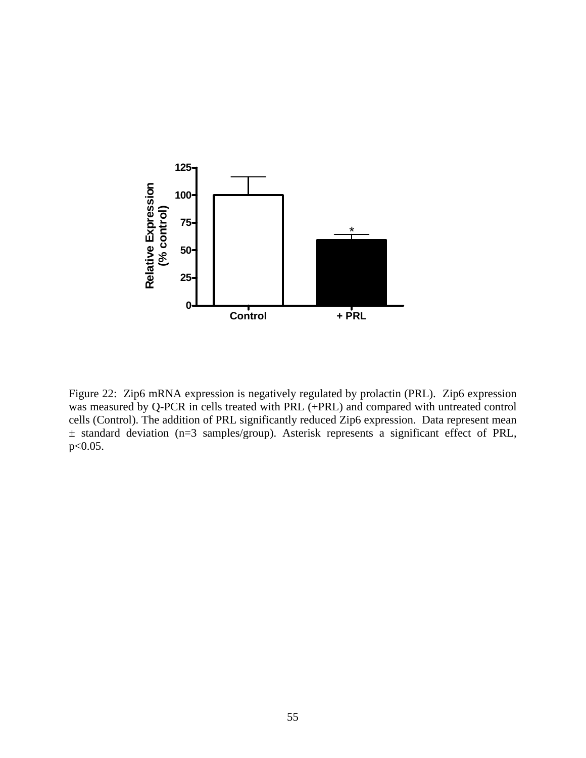Figure 22: Zip6 mRNA expression is negatively regulated by prolactin (PRL). Zip6 expression was measured by Q-PCR in cells treated with PRL (+PRL) and compared with untreated control cells (Control). The addition of PRL significantly reduced Zip6 expression. Data represent mean ± standard deviation (n=3 samples/group). Asterisk represents a significant effect of PRL, $p<0.05$.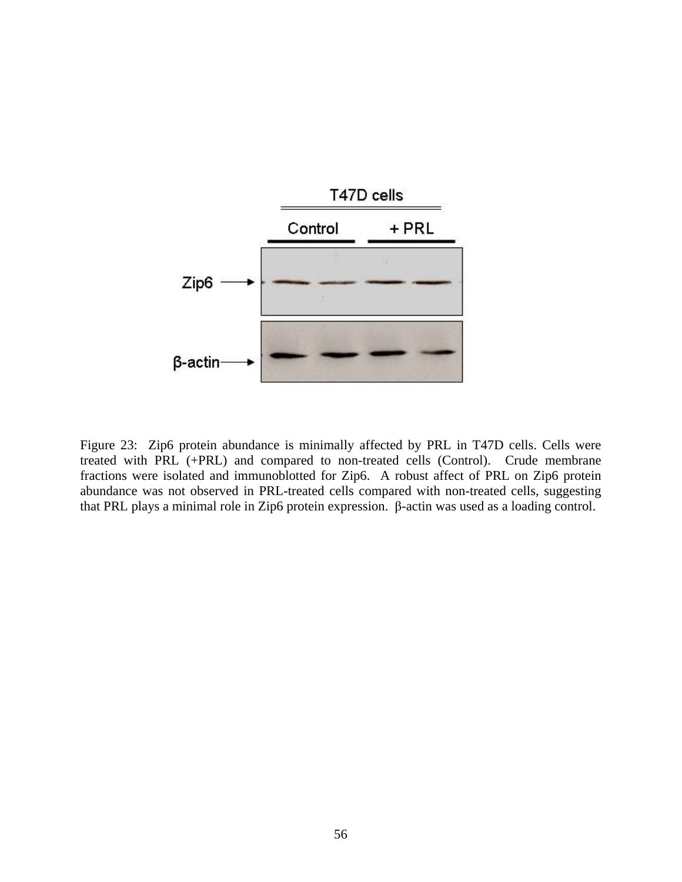Figure 23: Zip6 protein abundance is minimally affected by PRL in T47D cells. Cells were treated with PRL (+PRL) and compared to non-treated cells (Control). Crude membrane fractions were isolated and immunoblotted for Zip6. A robust affect of PRL on Zip6 protein abundance was not observed in PRL-treated cells compared with non-treated cells, suggesting that PRL plays a minimal role in Zip6 protein expression. β-actin was used as a loading control.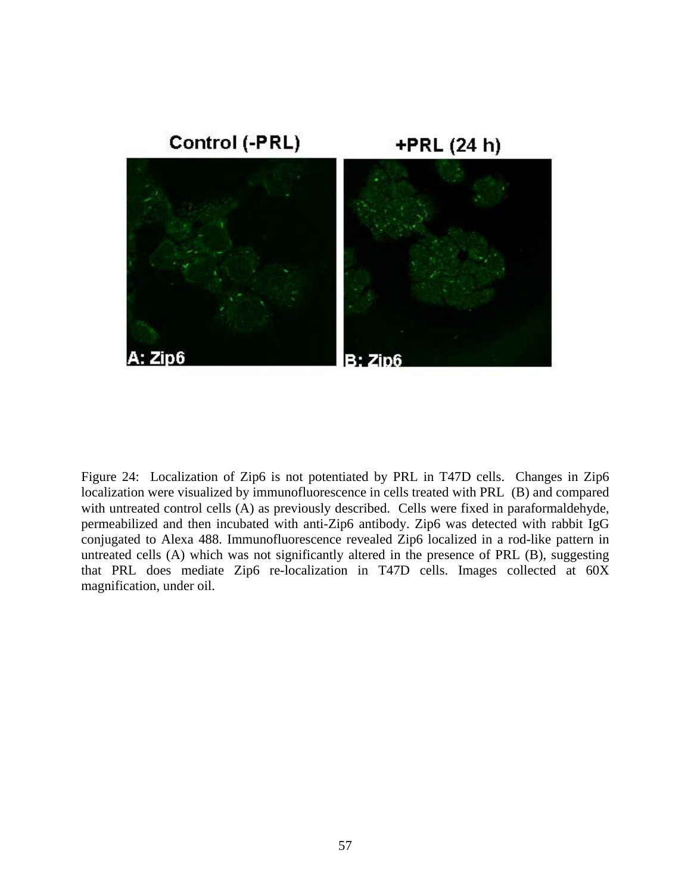Control (-PRL)

+PRL (24 h)

A: Zip6

B: Zip6

Figure 24: Localization of Zip6 is not potentiated by PRL in T47D cells. Changes in Zip6 localization were visualized by immunofluorescence in cells treated with PRL (B) and compared with untreated control cells (A) as previously described. Cells were fixed in paraformaldehyde, permeabilized and then incubated with anti-Zip6 antibody. Zip6 was detected with rabbit IgG conjugated to Alexa 488. Immunofluorescence revealed Zip6 localized in a rod-like pattern in untreated cells (A) which was not significantly altered in the presence of PRL (B), suggesting that PRL does mediate Zip6 re-localization in T47D cells. Images collected at 60X magnification, under oil.